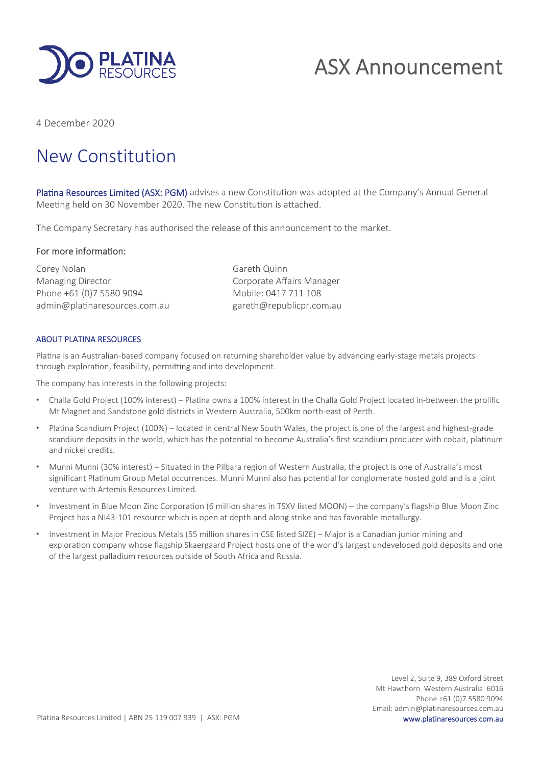# ASX Announcement

4 December 2020

# New Constitution

**Platina Resources Limited (ASX: PGM)** advises a new Constitution was adopted at the Company's Annual General Meeting held on 30 November 2020. The new Constitution is attached.

The Company Secretary has authorised the release of this announcement to the market.

### For more information:

Corey Nolan
Managing Director
Phone +61 (0)7 5580 9094
admin@platinaresources.com.au

Gareth Quinn
Corporate Affairs Manager
Mobile: 0417 711 108
gareth@republicpr.com.au

#### ABOUT PLATINA RESOURCES

Platina is an Australian-based company focused on returning shareholder value by advancing early-stage metals projects through exploration, feasibility, permitting and into development.

The company has interests in the following projects:

- Challa Gold Project (100% interest) – Platina owns a 100% interest in the Challa Gold Project located in-between the prolific Mt Magnet and Sandstone gold districts in Western Australia, 500km north-east of Perth.
- Platina Scandium Project (100%) – located in central New South Wales, the project is one of the largest and highest-grade scandium deposits in the world, which has the potential to become Australia's first scandium producer with cobalt, platinum and nickel credits.
- Munni Munni (30% interest) – Situated in the Pilbara region of Western Australia, the project is one of Australia's most significant Platinum Group Metal occurrences. Munni Munni also has potential for conglomerate hosted gold and is a joint venture with Artemis Resources Limited.
- Investment in Blue Moon Zinc Corporation (6 million shares in TSXV listed MOON) – the company's flagship Blue Moon Zinc Project has a NI43-101 resource which is open at depth and along strike and has favorable metallurgy.
- Investment in Major Precious Metals (55 million shares in CSE listed SIZE) – Major is a Canadian junior mining and exploration company whose flagship Skaergaard Project hosts one of the world's largest undeveloped gold deposits and one of the largest palladium resources outside of South Africa and Russia.

Level 2, Suite 9, 389 Oxford Street
Mt Hawthorn Western Australia 6016
Phone +61 (0)7 5580 9094
Email: admin@platinaresources.com.au
www.platinaresources.com.au

Platina Resources Limited | ABN 25 119 007 939 | ASX: PGM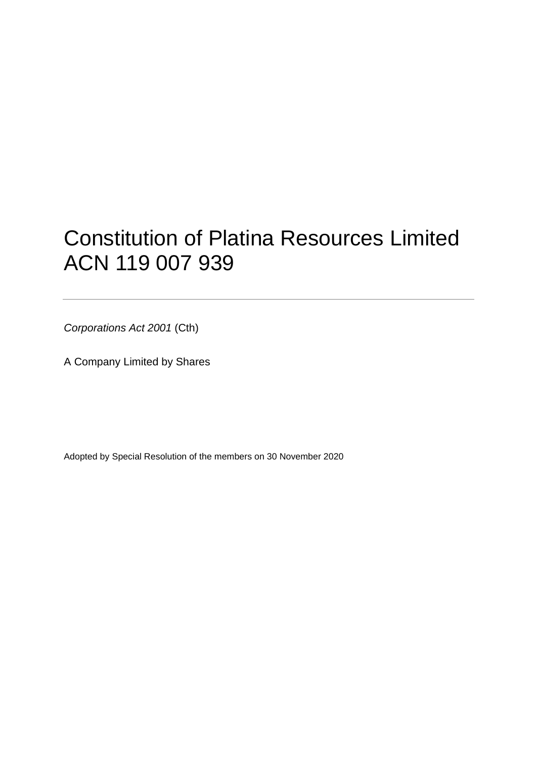# Constitution of Platina Resources Limited ACN 119 007 939

---

*Corporations Act 2001* (Cth)

A Company Limited by Shares

Adopted by Special Resolution of the members on 30 November 2020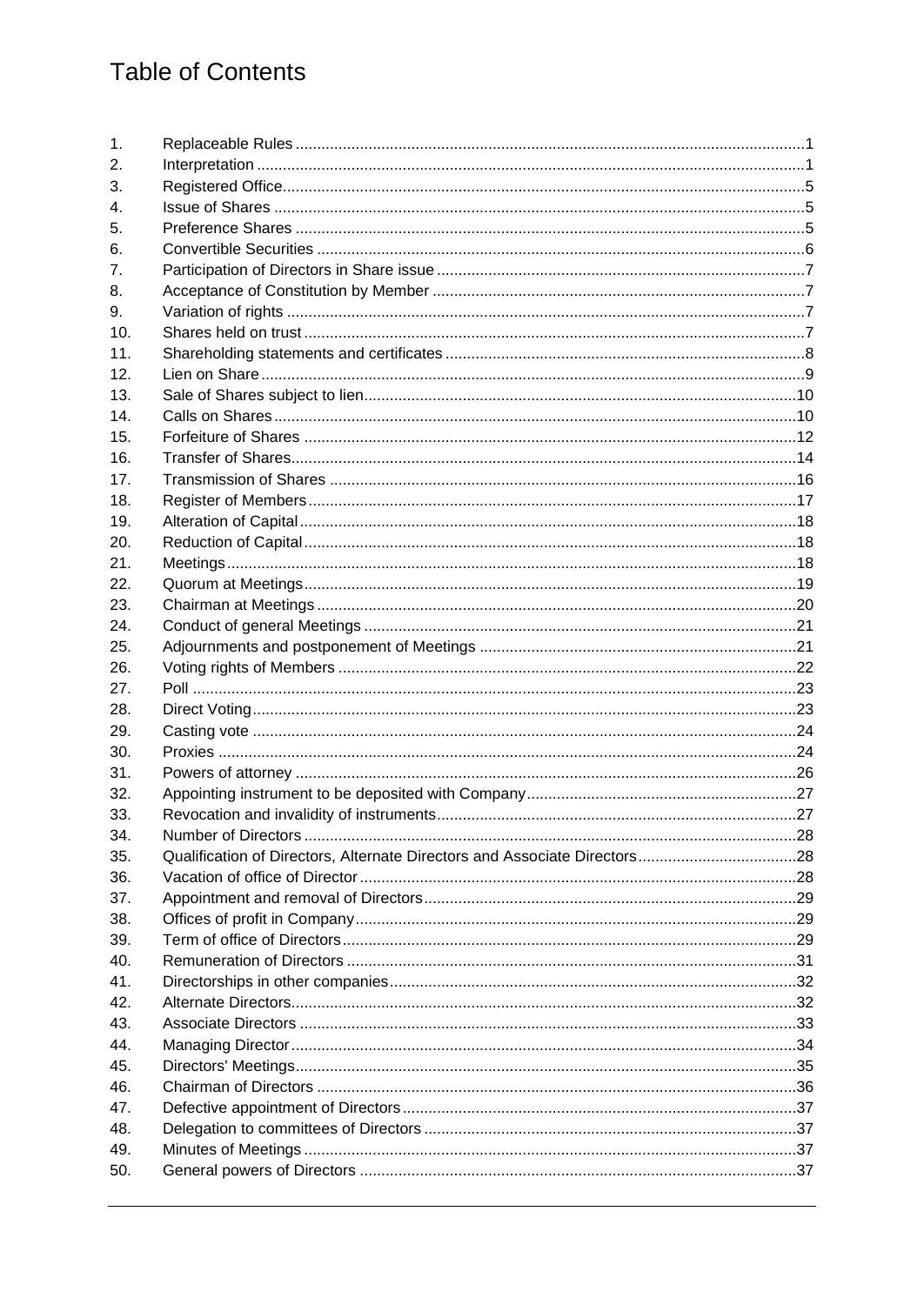# Table of Contents

| | | |
|---|---|---|
| 1. | Replaceable Rules | 1 |
| 2. | Interpretation | 1 |
| 3. | Registered Office | 5 |
| 4. | Issue of Shares | 5 |
| 5. | Preference Shares | 5 |
| 6. | Convertible Securities | 6 |
| 7. | Participation of Directors in Share issue | 7 |
| 8. | Acceptance of Constitution by Member | 7 |
| 9. | Variation of rights | 7 |
| 10. | Shares held on trust | 7 |
| 11. | Shareholding statements and certificates | 8 |
| 12. | Lien on Share | 9 |
| 13. | Sale of Shares subject to lien | 10 |
| 14. | Calls on Shares | 10 |
| 15. | Forfeiture of Shares | 12 |
| 16. | Transfer of Shares | 14 |
| 17. | Transmission of Shares | 16 |
| 18. | Register of Members | 17 |
| 19. | Alteration of Capital | 18 |
| 20. | Reduction of Capital | 18 |
| 21. | Meetings | 18 |
| 22. | Quorum at Meetings | 19 |
| 23. | Chairman at Meetings | 20 |
| 24. | Conduct of general Meetings | 21 |
| 25. | Adjournments and postponement of Meetings | 21 |
| 26. | Voting rights of Members | 22 |
| 27. | Poll | 23 |
| 28. | Direct Voting | 23 |
| 29. | Casting vote | 24 |
| 30. | Proxies | 24 |
| 31. | Powers of attorney | 26 |
| 32. | Appointing instrument to be deposited with Company | 27 |
| 33. | Revocation and invalidity of instruments | 27 |
| 34. | Number of Directors | 28 |
| 35. | Qualification of Directors, Alternate Directors and Associate Directors | 28 |
| 36. | Vacation of office of Director | 28 |
| 37. | Appointment and removal of Directors | 29 |
| 38. | Offices of profit in Company | 29 |
| 39. | Term of office of Directors | 29 |
| 40. | Remuneration of Directors | 31 |
| 41. | Directorships in other companies | 32 |
| 42. | Alternate Directors | 32 |
| 43. | Associate Directors | 33 |
| 44. | Managing Director | 34 |
| 45. | Directors' Meetings | 35 |
| 46. | Chairman of Directors | 36 |
| 47. | Defective appointment of Directors | 37 |
| 48. | Delegation to committees of Directors | 37 |
| 49. | Minutes of Meetings | 37 |
| 50. | General powers of Directors | 37 |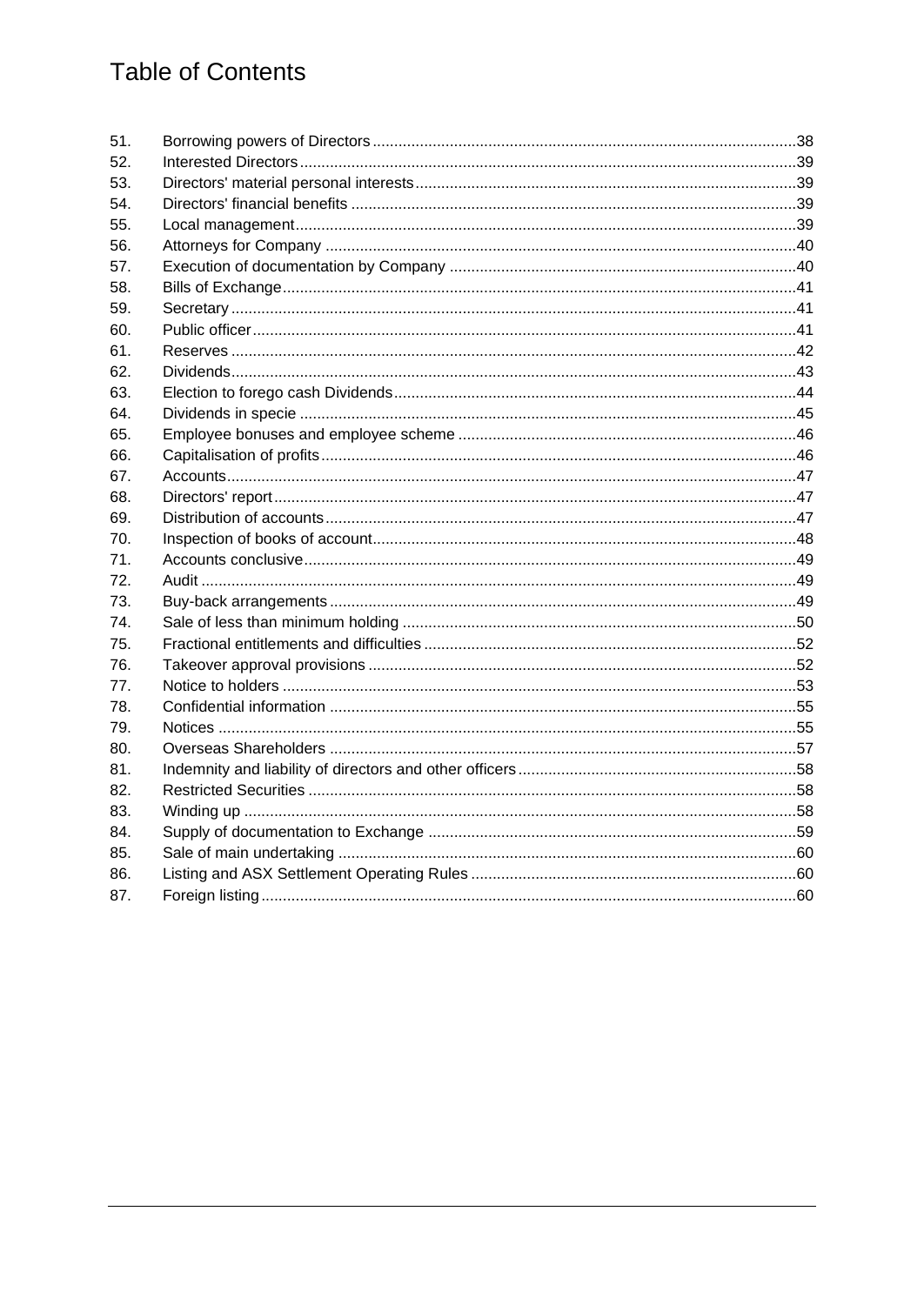# Table of Contents

| | | |
|---|---|---|
| 51. | Borrowing powers of Directors | 38 |
| 52. | Interested Directors | 39 |
| 53. | Directors' material personal interests | 39 |
| 54. | Directors' financial benefits | 39 |
| 55. | Local management | 39 |
| 56. | Attorneys for Company | 40 |
| 57. | Execution of documentation by Company | 40 |
| 58. | Bills of Exchange | 41 |
| 59. | Secretary | 41 |
| 60. | Public officer | 41 |
| 61. | Reserves | 42 |
| 62. | Dividends | 43 |
| 63. | Election to forego cash Dividends | 44 |
| 64. | Dividends in specie | 45 |
| 65. | Employee bonuses and employee scheme | 46 |
| 66. | Capitalisation of profits | 46 |
| 67. | Accounts | 47 |
| 68. | Directors' report | 47 |
| 69. | Distribution of accounts | 47 |
| 70. | Inspection of books of account | 48 |
| 71. | Accounts conclusive | 49 |
| 72. | Audit | 49 |
| 73. | Buy-back arrangements | 49 |
| 74. | Sale of less than minimum holding | 50 |
| 75. | Fractional entitlements and difficulties | 52 |
| 76. | Takeover approval provisions | 52 |
| 77. | Notice to holders | 53 |
| 78. | Confidential information | 55 |
| 79. | Notices | 55 |
| 80. | Overseas Shareholders | 57 |
| 81. | Indemnity and liability of directors and other officers | 58 |
| 82. | Restricted Securities | 58 |
| 83. | Winding up | 58 |
| 84. | Supply of documentation to Exchange | 59 |
| 85. | Sale of main undertaking | 60 |
| 86. | Listing and ASX Settlement Operating Rules | 60 |
| 87. | Foreign listing | 60 |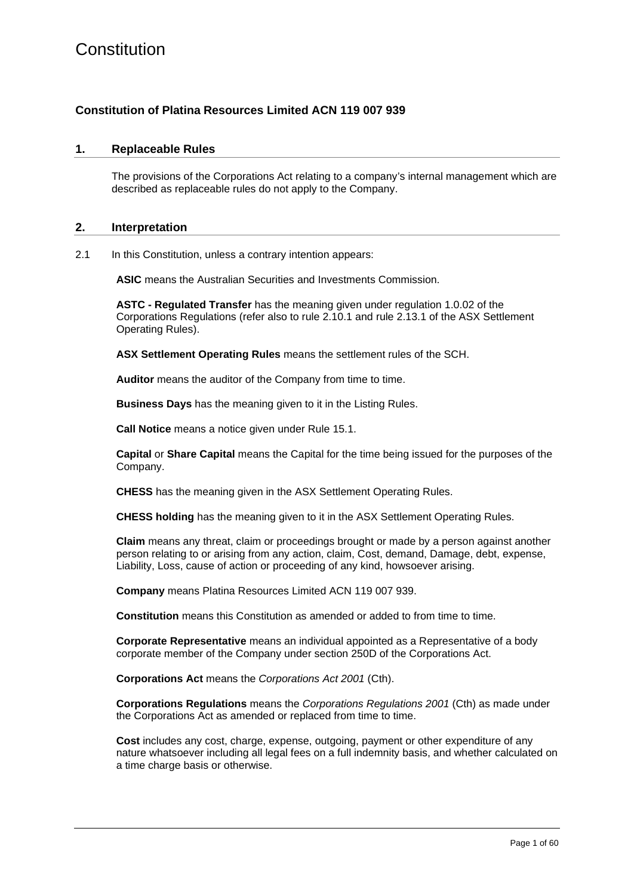# Constitution

## Constitution of Platina Resources Limited ACN 119 007 939

## 1. Replaceable Rules

The provisions of the Corporations Act relating to a company's internal management which are described as replaceable rules do not apply to the Company.

## 2. Interpretation

2.1 In this Constitution, unless a contrary intention appears:

**ASIC** means the Australian Securities and Investments Commission.

**ASTC - Regulated Transfer** has the meaning given under regulation 1.0.02 of the Corporations Regulations (refer also to rule 2.10.1 and rule 2.13.1 of the ASX Settlement Operating Rules).

**ASX Settlement Operating Rules** means the settlement rules of the SCH.

**Auditor** means the auditor of the Company from time to time.

**Business Days** has the meaning given to it in the Listing Rules.

**Call Notice** means a notice given under Rule 15.1.

**Capital** or **Share Capital** means the Capital for the time being issued for the purposes of the Company.

**CHESS** has the meaning given in the ASX Settlement Operating Rules.

**CHESS holding** has the meaning given to it in the ASX Settlement Operating Rules.

**Claim** means any threat, claim or proceedings brought or made by a person against another person relating to or arising from any action, claim, Cost, demand, Damage, debt, expense, Liability, Loss, cause of action or proceeding of any kind, howsoever arising.

**Company** means Platina Resources Limited ACN 119 007 939.

**Constitution** means this Constitution as amended or added to from time to time.

**Corporate Representative** means an individual appointed as a Representative of a body corporate member of the Company under section 250D of the Corporations Act.

**Corporations Act** means the *Corporations Act 2001* (Cth).

**Corporations Regulations** means the *Corporations Regulations 2001* (Cth) as made under the Corporations Act as amended or replaced from time to time.

**Cost** includes any cost, charge, expense, outgoing, payment or other expenditure of any nature whatsoever including all legal fees on a full indemnity basis, and whether calculated on a time charge basis or otherwise.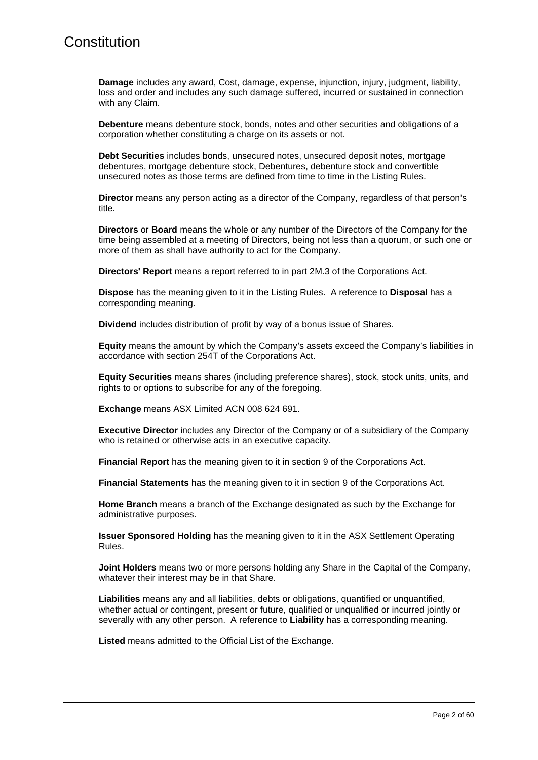**Damage** includes any award, Cost, damage, expense, injunction, injury, judgment, liability, loss and order and includes any such damage suffered, incurred or sustained in connection with any Claim.

**Debenture** means debenture stock, bonds, notes and other securities and obligations of a corporation whether constituting a charge on its assets or not.

**Debt Securities** includes bonds, unsecured notes, unsecured deposit notes, mortgage debentures, mortgage debenture stock, Debentures, debenture stock and convertible unsecured notes as those terms are defined from time to time in the Listing Rules.

**Director** means any person acting as a director of the Company, regardless of that person's title.

**Directors** or **Board** means the whole or any number of the Directors of the Company for the time being assembled at a meeting of Directors, being not less than a quorum, or such one or more of them as shall have authority to act for the Company.

**Directors' Report** means a report referred to in part 2M.3 of the Corporations Act.

**Dispose** has the meaning given to it in the Listing Rules. A reference to **Disposal** has a corresponding meaning.

**Dividend** includes distribution of profit by way of a bonus issue of Shares.

**Equity** means the amount by which the Company's assets exceed the Company's liabilities in accordance with section 254T of the Corporations Act.

**Equity Securities** means shares (including preference shares), stock, stock units, units, and rights to or options to subscribe for any of the foregoing.

**Exchange** means ASX Limited ACN 008 624 691.

**Executive Director** includes any Director of the Company or of a subsidiary of the Company who is retained or otherwise acts in an executive capacity.

**Financial Report** has the meaning given to it in section 9 of the Corporations Act.

**Financial Statements** has the meaning given to it in section 9 of the Corporations Act.

**Home Branch** means a branch of the Exchange designated as such by the Exchange for administrative purposes.

**Issuer Sponsored Holding** has the meaning given to it in the ASX Settlement Operating Rules.

**Joint Holders** means two or more persons holding any Share in the Capital of the Company, whatever their interest may be in that Share.

**Liabilities** means any and all liabilities, debts or obligations, quantified or unquantified, whether actual or contingent, present or future, qualified or unqualified or incurred jointly or severally with any other person. A reference to **Liability** has a corresponding meaning.

**Listed** means admitted to the Official List of the Exchange.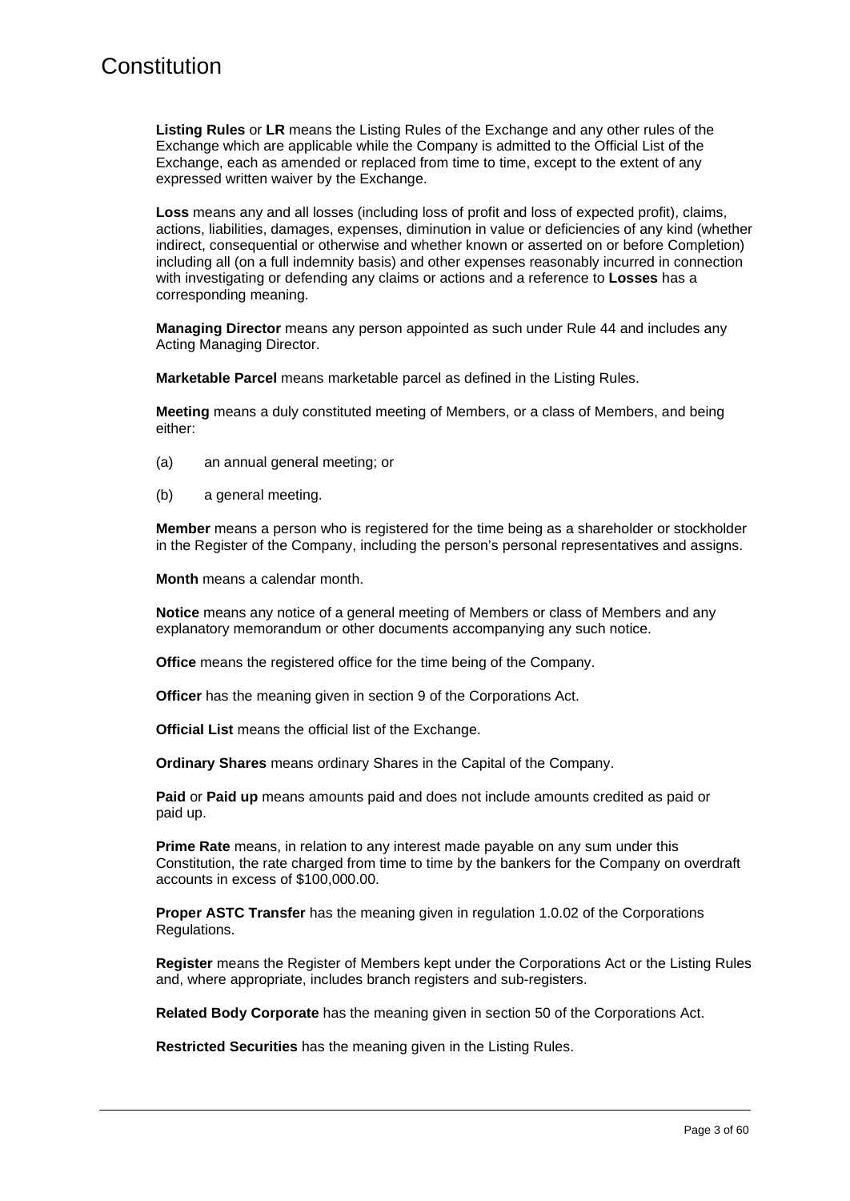**Listing Rules** or **LR** means the Listing Rules of the Exchange and any other rules of the Exchange which are applicable while the Company is admitted to the Official List of the Exchange, each as amended or replaced from time to time, except to the extent of any expressed written waiver by the Exchange.

**Loss** means any and all losses (including loss of profit and loss of expected profit), claims, actions, liabilities, damages, expenses, diminution in value or deficiencies of any kind (whether indirect, consequential or otherwise and whether known or asserted on or before Completion) including all (on a full indemnity basis) and other expenses reasonably incurred in connection with investigating or defending any claims or actions and a reference to **Losses** has a corresponding meaning.

**Managing Director** means any person appointed as such under Rule 44 and includes any Acting Managing Director.

**Marketable Parcel** means marketable parcel as defined in the Listing Rules.

**Meeting** means a duly constituted meeting of Members, or a class of Members, and being either:

(a) an annual general meeting; or

(b) a general meeting.

**Member** means a person who is registered for the time being as a shareholder or stockholder in the Register of the Company, including the person's personal representatives and assigns.

**Month** means a calendar month.

**Notice** means any notice of a general meeting of Members or class of Members and any explanatory memorandum or other documents accompanying any such notice.

**Office** means the registered office for the time being of the Company.

**Officer** has the meaning given in section 9 of the Corporations Act.

**Official List** means the official list of the Exchange.

**Ordinary Shares** means ordinary Shares in the Capital of the Company.

**Paid** or **Paid up** means amounts paid and does not include amounts credited as paid or paid up.

**Prime Rate** means, in relation to any interest made payable on any sum under this Constitution, the rate charged from time to time by the bankers for the Company on overdraft accounts in excess of $100,000.00.

**Proper ASTC Transfer** has the meaning given in regulation 1.0.02 of the Corporations Regulations.

**Register** means the Register of Members kept under the Corporations Act or the Listing Rules and, where appropriate, includes branch registers and sub-registers.

**Related Body Corporate** has the meaning given in section 50 of the Corporations Act.

**Restricted Securities** has the meaning given in the Listing Rules.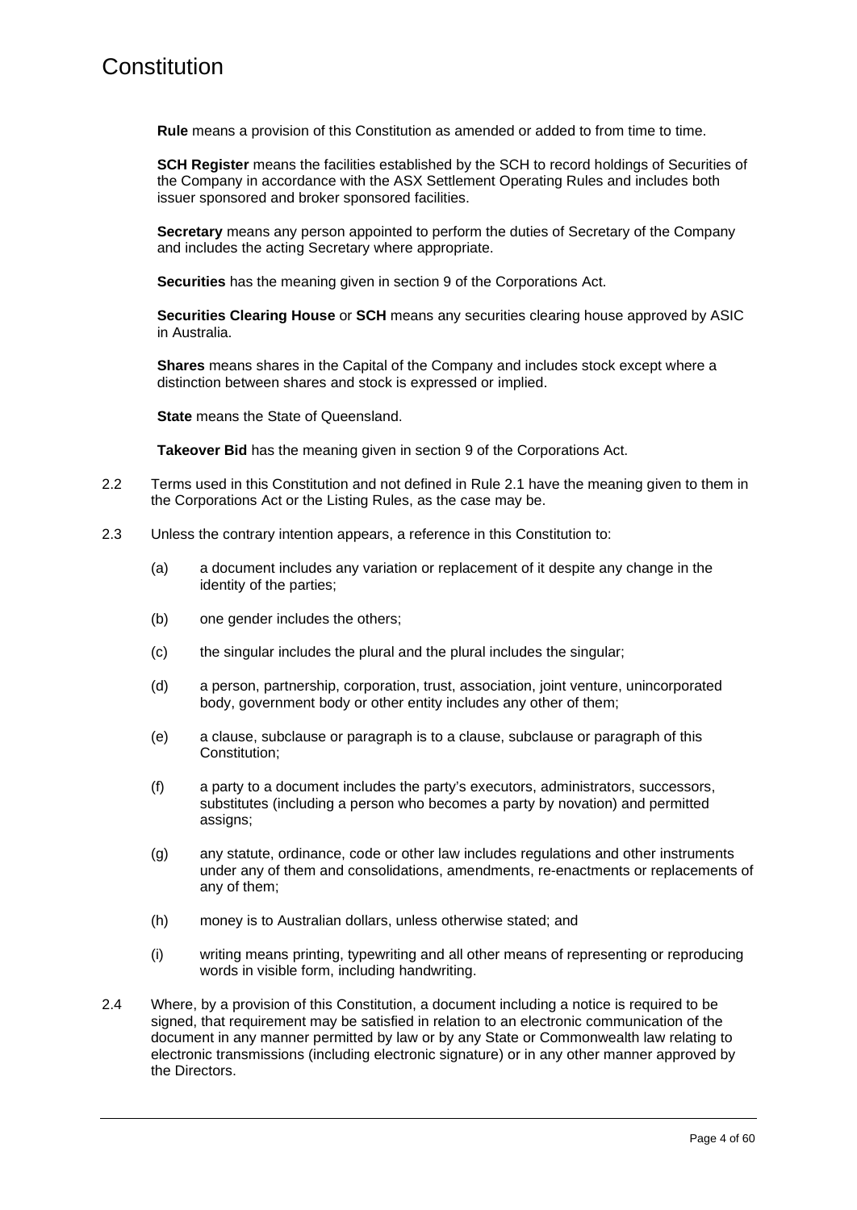**Rule** means a provision of this Constitution as amended or added to from time to time.

**SCH Register** means the facilities established by the SCH to record holdings of Securities of the Company in accordance with the ASX Settlement Operating Rules and includes both issuer sponsored and broker sponsored facilities.

**Secretary** means any person appointed to perform the duties of Secretary of the Company and includes the acting Secretary where appropriate.

**Securities** has the meaning given in section 9 of the Corporations Act.

**Securities Clearing House** or **SCH** means any securities clearing house approved by ASIC in Australia.

**Shares** means shares in the Capital of the Company and includes stock except where a distinction between shares and stock is expressed or implied.

**State** means the State of Queensland.

**Takeover Bid** has the meaning given in section 9 of the Corporations Act.

2.2 Terms used in this Constitution and not defined in Rule 2.1 have the meaning given to them in the Corporations Act or the Listing Rules, as the case may be.

2.3 Unless the contrary intention appears, a reference in this Constitution to:

(a) a document includes any variation or replacement of it despite any change in the identity of the parties;

(b) one gender includes the others;

(c) the singular includes the plural and the plural includes the singular;

(d) a person, partnership, corporation, trust, association, joint venture, unincorporated body, government body or other entity includes any other of them;

(e) a clause, subclause or paragraph is to a clause, subclause or paragraph of this Constitution;

(f) a party to a document includes the party's executors, administrators, successors, substitutes (including a person who becomes a party by novation) and permitted assigns;

(g) any statute, ordinance, code or other law includes regulations and other instruments under any of them and consolidations, amendments, re-enactments or replacements of any of them;

(h) money is to Australian dollars, unless otherwise stated; and

(i) writing means printing, typewriting and all other means of representing or reproducing words in visible form, including handwriting.

2.4 Where, by a provision of this Constitution, a document including a notice is required to be signed, that requirement may be satisfied in relation to an electronic communication of the document in any manner permitted by law or by any State or Commonwealth law relating to electronic transmissions (including electronic signature) or in any other manner approved by the Directors.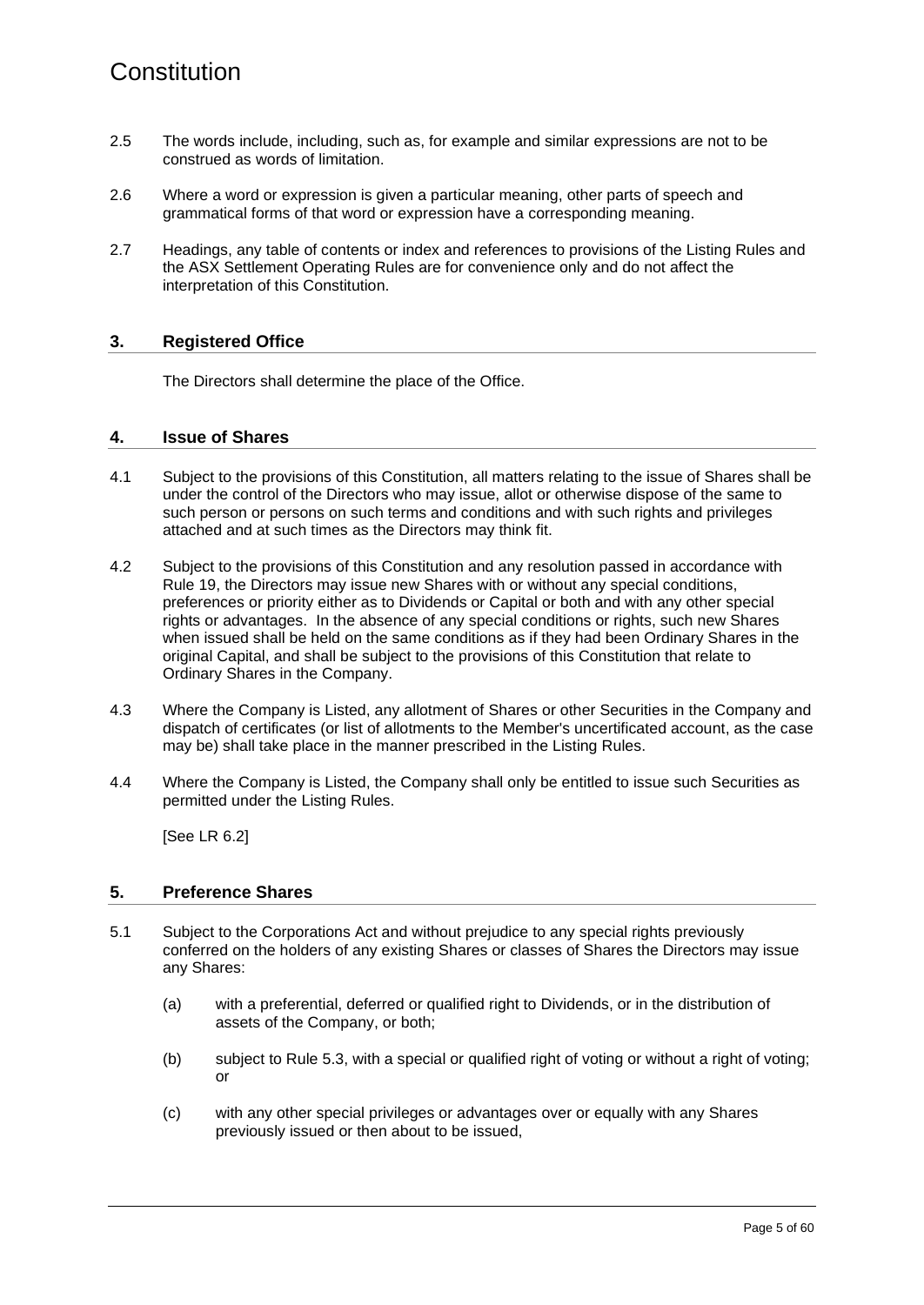2.5 The words include, including, such as, for example and similar expressions are not to be construed as words of limitation.

2.6 Where a word or expression is given a particular meaning, other parts of speech and grammatical forms of that word or expression have a corresponding meaning.

2.7 Headings, any table of contents or index and references to provisions of the Listing Rules and the ASX Settlement Operating Rules are for convenience only and do not affect the interpretation of this Constitution.

## 3. Registered Office

The Directors shall determine the place of the Office.

## 4. Issue of Shares

4.1 Subject to the provisions of this Constitution, all matters relating to the issue of Shares shall be under the control of the Directors who may issue, allot or otherwise dispose of the same to such person or persons on such terms and conditions and with such rights and privileges attached and at such times as the Directors may think fit.

4.2 Subject to the provisions of this Constitution and any resolution passed in accordance with Rule 19, the Directors may issue new Shares with or without any special conditions, preferences or priority either as to Dividends or Capital or both and with any other special rights or advantages. In the absence of any special conditions or rights, such new Shares when issued shall be held on the same conditions as if they had been Ordinary Shares in the original Capital, and shall be subject to the provisions of this Constitution that relate to Ordinary Shares in the Company.

4.3 Where the Company is Listed, any allotment of Shares or other Securities in the Company and dispatch of certificates (or list of allotments to the Member's uncertificated account, as the case may be) shall take place in the manner prescribed in the Listing Rules.

4.4 Where the Company is Listed, the Company shall only be entitled to issue such Securities as permitted under the Listing Rules.

[See LR 6.2]

## 5. Preference Shares

5.1 Subject to the Corporations Act and without prejudice to any special rights previously conferred on the holders of any existing Shares or classes of Shares the Directors may issue any Shares:

(a) with a preferential, deferred or qualified right to Dividends, or in the distribution of assets of the Company, or both;

(b) subject to Rule 5.3, with a special or qualified right of voting or without a right of voting; or

(c) with any other special privileges or advantages over or equally with any Shares previously issued or then about to be issued,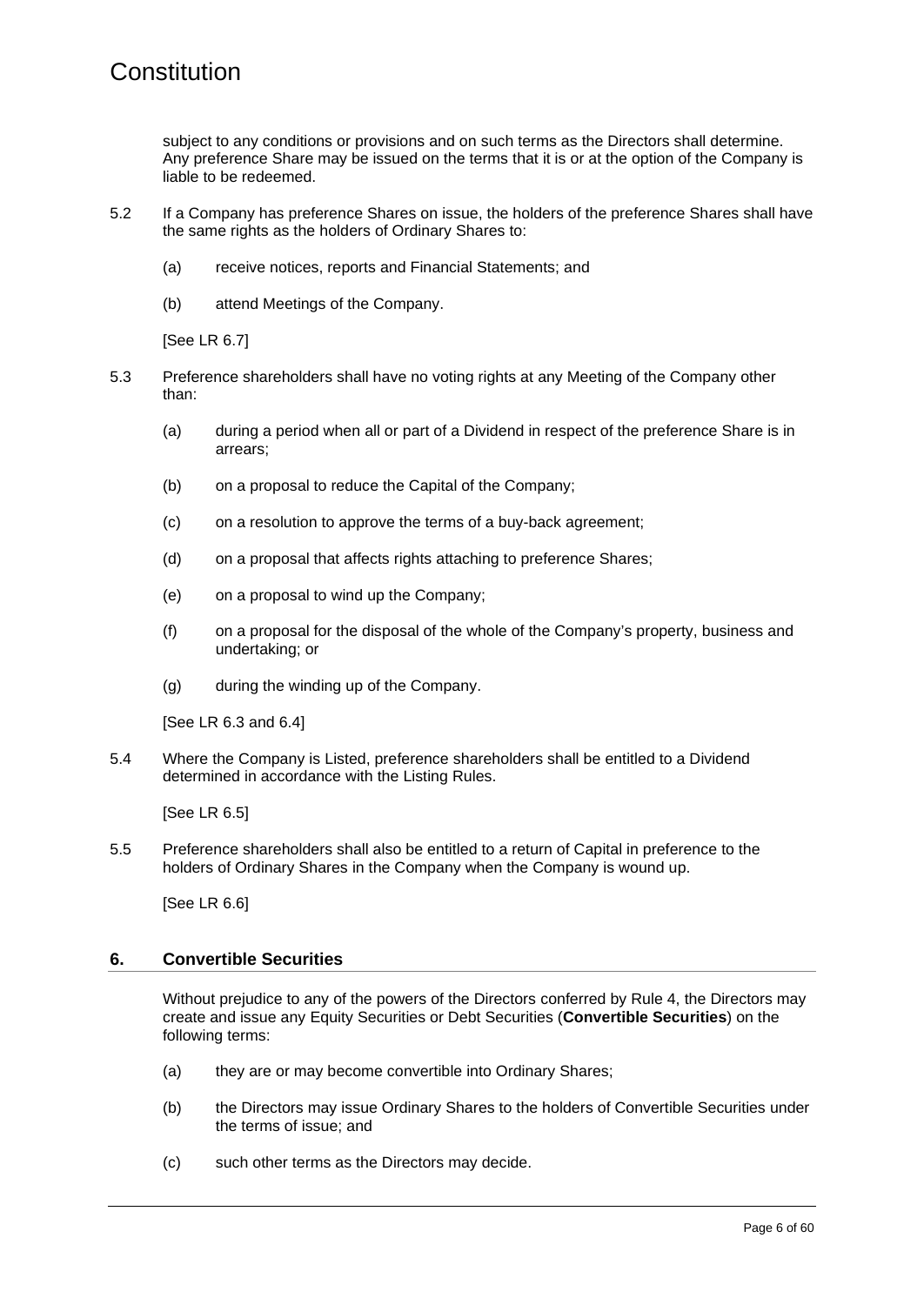subject to any conditions or provisions and on such terms as the Directors shall determine. Any preference Share may be issued on the terms that it is or at the option of the Company is liable to be redeemed.

5.2 If a Company has preference Shares on issue, the holders of the preference Shares shall have the same rights as the holders of Ordinary Shares to:

(a) receive notices, reports and Financial Statements; and

(b) attend Meetings of the Company.

[See LR 6.7]

5.3 Preference shareholders shall have no voting rights at any Meeting of the Company other than:

(a) during a period when all or part of a Dividend in respect of the preference Share is in arrears;

(b) on a proposal to reduce the Capital of the Company;

(c) on a resolution to approve the terms of a buy-back agreement;

(d) on a proposal that affects rights attaching to preference Shares;

(e) on a proposal to wind up the Company;

(f) on a proposal for the disposal of the whole of the Company's property, business and undertaking; or

(g) during the winding up of the Company.

[See LR 6.3 and 6.4]

5.4 Where the Company is Listed, preference shareholders shall be entitled to a Dividend determined in accordance with the Listing Rules.

[See LR 6.5]

5.5 Preference shareholders shall also be entitled to a return of Capital in preference to the holders of Ordinary Shares in the Company when the Company is wound up.

[See LR 6.6]

## 6. Convertible Securities

Without prejudice to any of the powers of the Directors conferred by Rule 4, the Directors may create and issue any Equity Securities or Debt Securities (**Convertible Securities**) on the following terms:

(a) they are or may become convertible into Ordinary Shares;

(b) the Directors may issue Ordinary Shares to the holders of Convertible Securities under the terms of issue; and

(c) such other terms as the Directors may decide.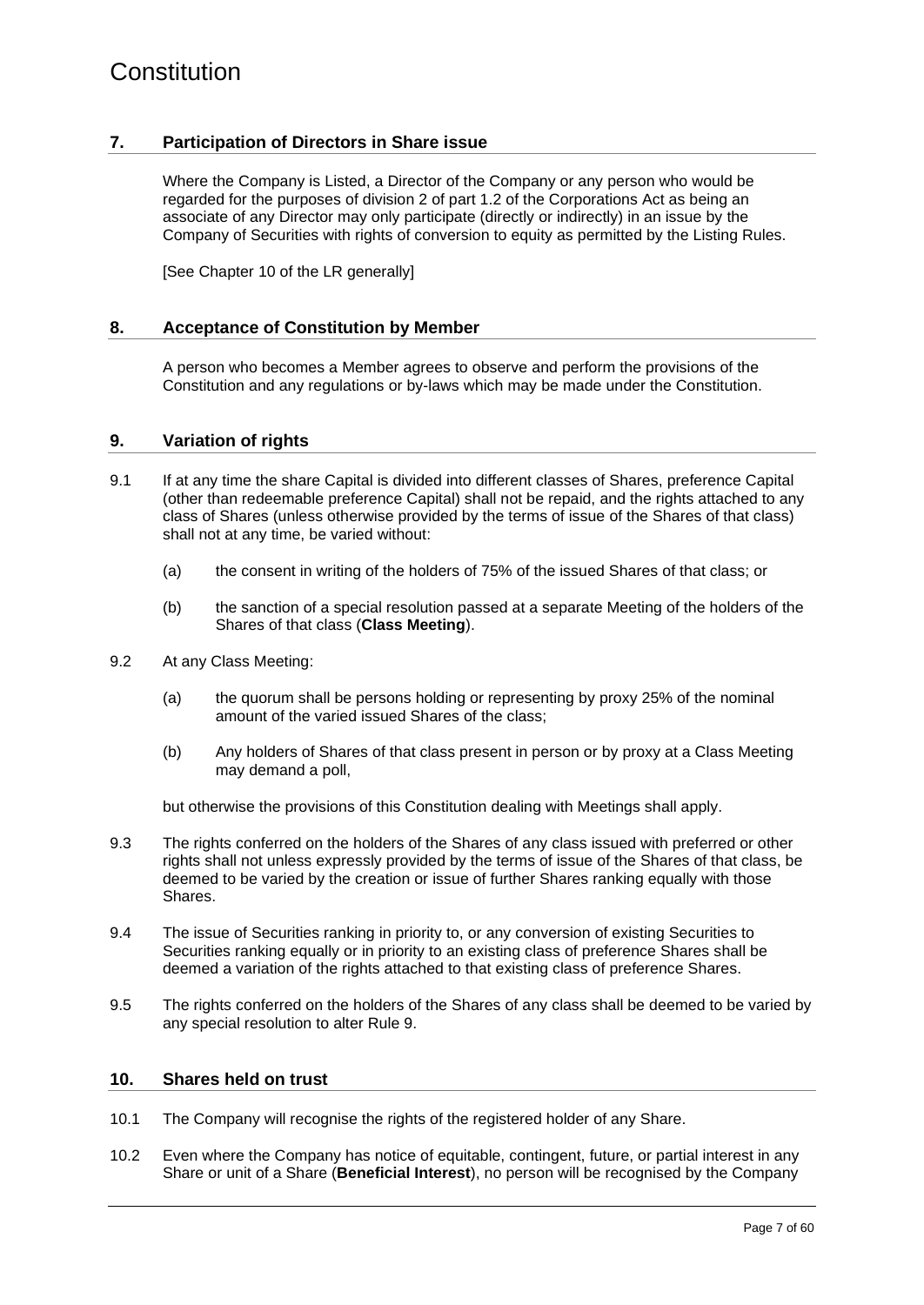## 7. Participation of Directors in Share issue

Where the Company is Listed, a Director of the Company or any person who would be regarded for the purposes of division 2 of part 1.2 of the Corporations Act as being an associate of any Director may only participate (directly or indirectly) in an issue by the Company of Securities with rights of conversion to equity as permitted by the Listing Rules.

[See Chapter 10 of the LR generally]

## 8. Acceptance of Constitution by Member

A person who becomes a Member agrees to observe and perform the provisions of the Constitution and any regulations or by-laws which may be made under the Constitution.

## 9. Variation of rights

9.1 If at any time the share Capital is divided into different classes of Shares, preference Capital (other than redeemable preference Capital) shall not be repaid, and the rights attached to any class of Shares (unless otherwise provided by the terms of issue of the Shares of that class) shall not at any time, be varied without:

(a) the consent in writing of the holders of 75% of the issued Shares of that class; or

(b) the sanction of a special resolution passed at a separate Meeting of the holders of the Shares of that class (**Class Meeting**).

9.2 At any Class Meeting:

(a) the quorum shall be persons holding or representing by proxy 25% of the nominal amount of the varied issued Shares of the class;

(b) Any holders of Shares of that class present in person or by proxy at a Class Meeting may demand a poll,

but otherwise the provisions of this Constitution dealing with Meetings shall apply.

9.3 The rights conferred on the holders of the Shares of any class issued with preferred or other rights shall not unless expressly provided by the terms of issue of the Shares of that class, be deemed to be varied by the creation or issue of further Shares ranking equally with those Shares.

9.4 The issue of Securities ranking in priority to, or any conversion of existing Securities to Securities ranking equally or in priority to an existing class of preference Shares shall be deemed a variation of the rights attached to that existing class of preference Shares.

9.5 The rights conferred on the holders of the Shares of any class shall be deemed to be varied by any special resolution to alter Rule 9.

## 10. Shares held on trust

10.1 The Company will recognise the rights of the registered holder of any Share.

10.2 Even where the Company has notice of equitable, contingent, future, or partial interest in any Share or unit of a Share (**Beneficial Interest**), no person will be recognised by the Company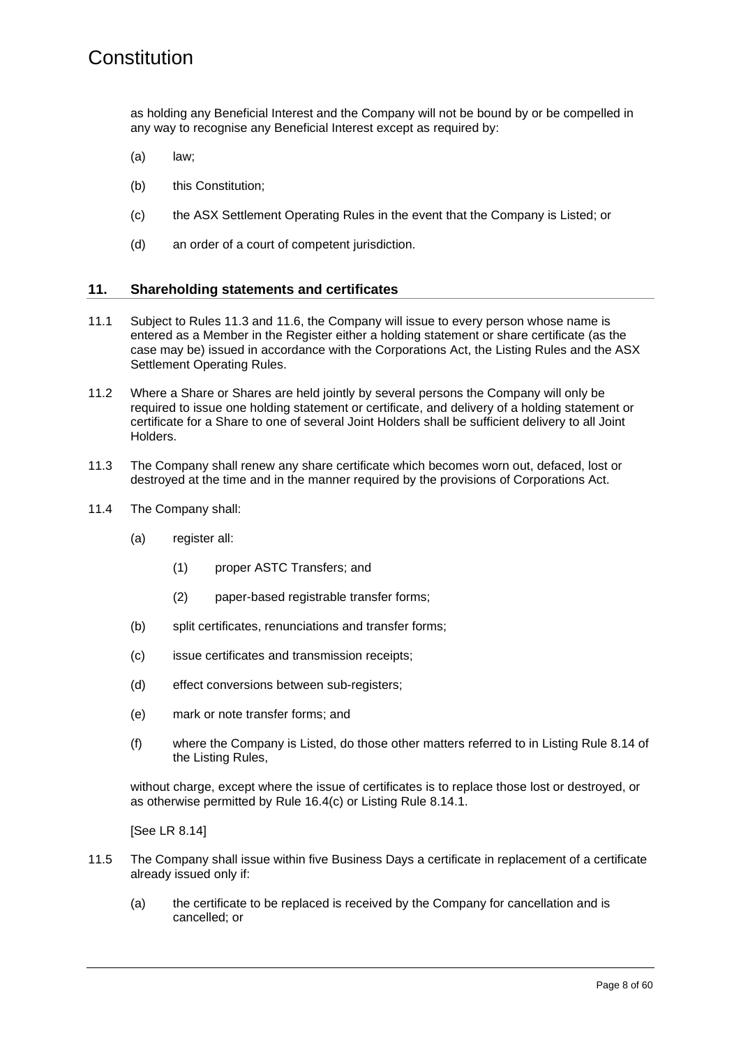as holding any Beneficial Interest and the Company will not be bound by or be compelled in any way to recognise any Beneficial Interest except as required by:

(a) law;

(b) this Constitution;

(c) the ASX Settlement Operating Rules in the event that the Company is Listed; or

(d) an order of a court of competent jurisdiction.

## 11. Shareholding statements and certificates

11.1 Subject to Rules 11.3 and 11.6, the Company will issue to every person whose name is entered as a Member in the Register either a holding statement or share certificate (as the case may be) issued in accordance with the Corporations Act, the Listing Rules and the ASX Settlement Operating Rules.

11.2 Where a Share or Shares are held jointly by several persons the Company will only be required to issue one holding statement or certificate, and delivery of a holding statement or certificate for a Share to one of several Joint Holders shall be sufficient delivery to all Joint Holders.

11.3 The Company shall renew any share certificate which becomes worn out, defaced, lost or destroyed at the time and in the manner required by the provisions of Corporations Act.

11.4 The Company shall:

(a) register all:

(1) proper ASTC Transfers; and

(2) paper-based registrable transfer forms;

(b) split certificates, renunciations and transfer forms;

(c) issue certificates and transmission receipts;

(d) effect conversions between sub-registers;

(e) mark or note transfer forms; and

(f) where the Company is Listed, do those other matters referred to in Listing Rule 8.14 of the Listing Rules,

without charge, except where the issue of certificates is to replace those lost or destroyed, or as otherwise permitted by Rule 16.4(c) or Listing Rule 8.14.1.

[See LR 8.14]

11.5 The Company shall issue within five Business Days a certificate in replacement of a certificate already issued only if:

(a) the certificate to be replaced is received by the Company for cancellation and is cancelled; or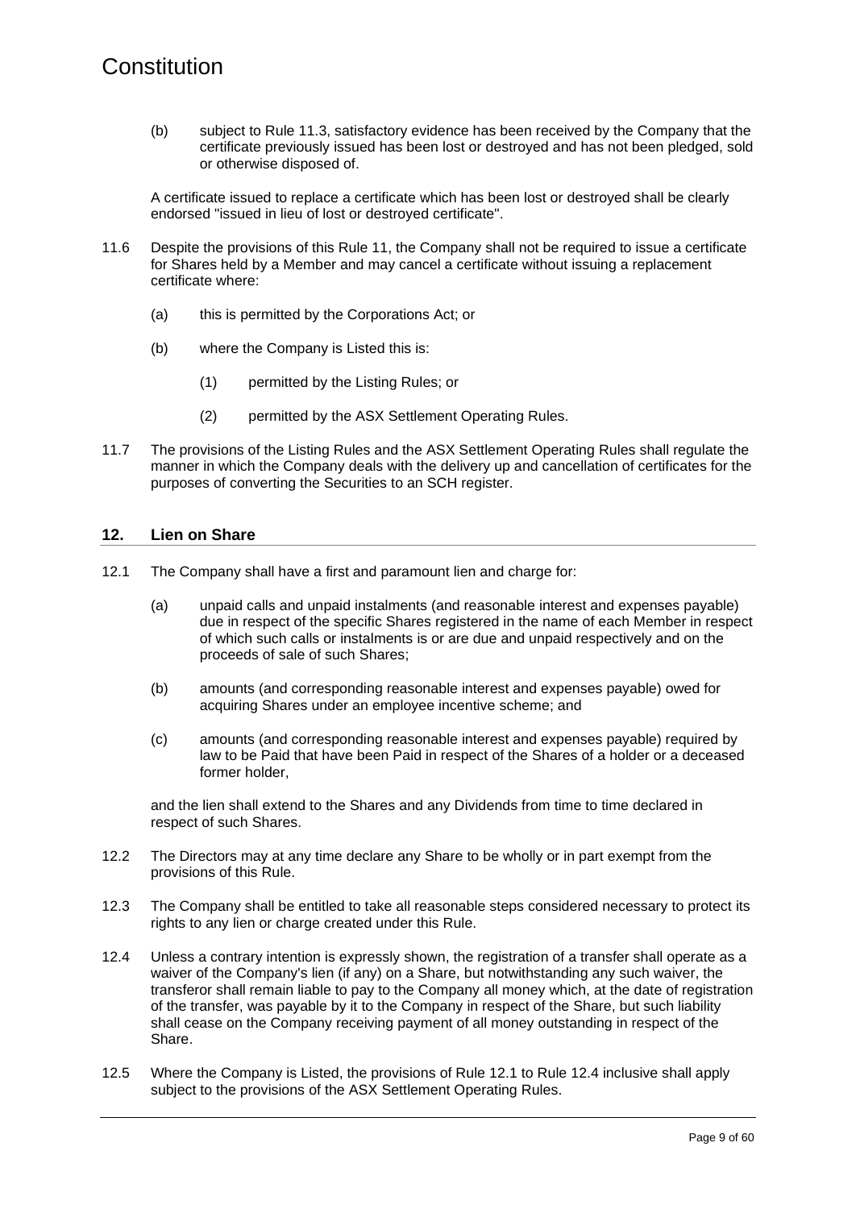(b) subject to Rule 11.3, satisfactory evidence has been received by the Company that the certificate previously issued has been lost or destroyed and has not been pledged, sold or otherwise disposed of.

A certificate issued to replace a certificate which has been lost or destroyed shall be clearly endorsed "issued in lieu of lost or destroyed certificate".

11.6 Despite the provisions of this Rule 11, the Company shall not be required to issue a certificate for Shares held by a Member and may cancel a certificate without issuing a replacement certificate where:

(a) this is permitted by the Corporations Act; or

(b) where the Company is Listed this is:

(1) permitted by the Listing Rules; or

(2) permitted by the ASX Settlement Operating Rules.

11.7 The provisions of the Listing Rules and the ASX Settlement Operating Rules shall regulate the manner in which the Company deals with the delivery up and cancellation of certificates for the purposes of converting the Securities to an SCH register.

## 12. Lien on Share

12.1 The Company shall have a first and paramount lien and charge for:

(a) unpaid calls and unpaid instalments (and reasonable interest and expenses payable) due in respect of the specific Shares registered in the name of each Member in respect of which such calls or instalments is or are due and unpaid respectively and on the proceeds of sale of such Shares;

(b) amounts (and corresponding reasonable interest and expenses payable) owed for acquiring Shares under an employee incentive scheme; and

(c) amounts (and corresponding reasonable interest and expenses payable) required by law to be Paid that have been Paid in respect of the Shares of a holder or a deceased former holder,

and the lien shall extend to the Shares and any Dividends from time to time declared in respect of such Shares.

12.2 The Directors may at any time declare any Share to be wholly or in part exempt from the provisions of this Rule.

12.3 The Company shall be entitled to take all reasonable steps considered necessary to protect its rights to any lien or charge created under this Rule.

12.4 Unless a contrary intention is expressly shown, the registration of a transfer shall operate as a waiver of the Company's lien (if any) on a Share, but notwithstanding any such waiver, the transferor shall remain liable to pay to the Company all money which, at the date of registration of the transfer, was payable by it to the Company in respect of the Share, but such liability shall cease on the Company receiving payment of all money outstanding in respect of the Share.

12.5 Where the Company is Listed, the provisions of Rule 12.1 to Rule 12.4 inclusive shall apply subject to the provisions of the ASX Settlement Operating Rules.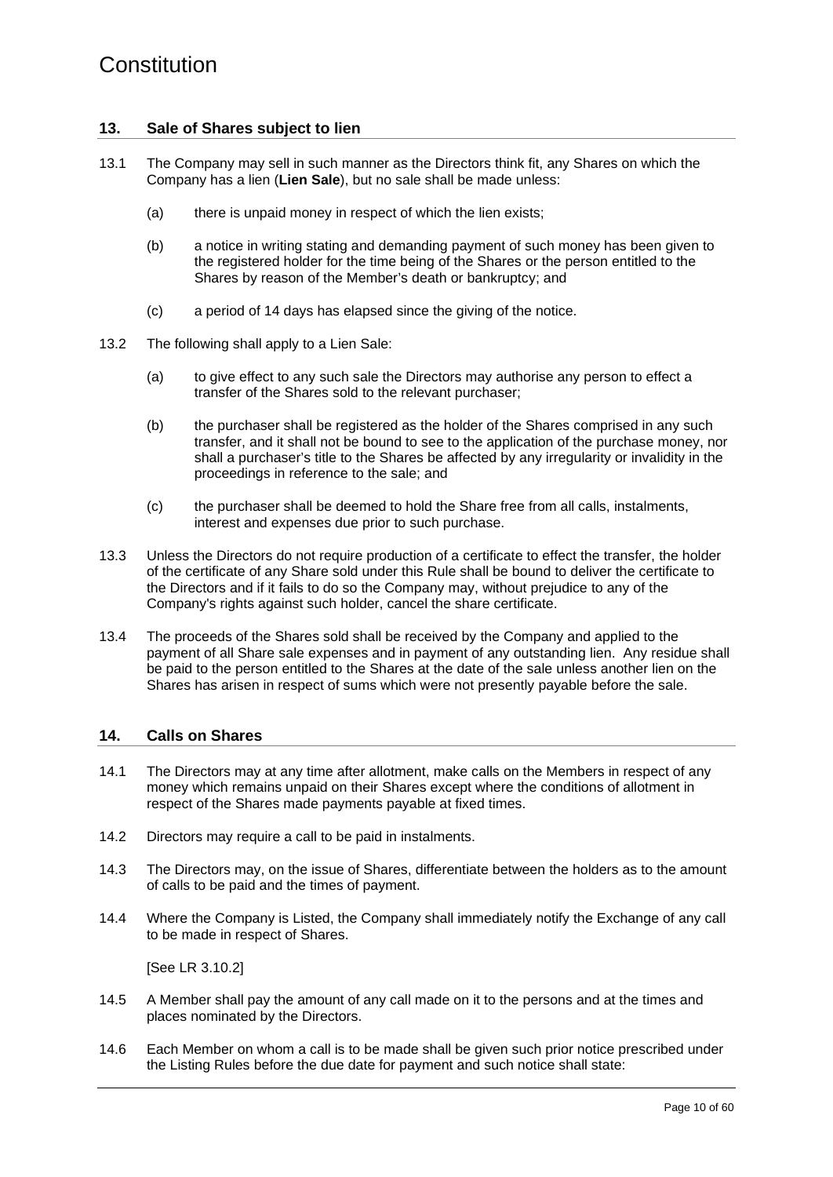## 13. Sale of Shares subject to lien

13.1 The Company may sell in such manner as the Directors think fit, any Shares on which the Company has a lien (**Lien Sale**), but no sale shall be made unless:

(a) there is unpaid money in respect of which the lien exists;

(b) a notice in writing stating and demanding payment of such money has been given to the registered holder for the time being of the Shares or the person entitled to the Shares by reason of the Member's death or bankruptcy; and

(c) a period of 14 days has elapsed since the giving of the notice.

13.2 The following shall apply to a Lien Sale:

(a) to give effect to any such sale the Directors may authorise any person to effect a transfer of the Shares sold to the relevant purchaser;

(b) the purchaser shall be registered as the holder of the Shares comprised in any such transfer, and it shall not be bound to see to the application of the purchase money, nor shall a purchaser's title to the Shares be affected by any irregularity or invalidity in the proceedings in reference to the sale; and

(c) the purchaser shall be deemed to hold the Share free from all calls, instalments, interest and expenses due prior to such purchase.

13.3 Unless the Directors do not require production of a certificate to effect the transfer, the holder of the certificate of any Share sold under this Rule shall be bound to deliver the certificate to the Directors and if it fails to do so the Company may, without prejudice to any of the Company's rights against such holder, cancel the share certificate.

13.4 The proceeds of the Shares sold shall be received by the Company and applied to the payment of all Share sale expenses and in payment of any outstanding lien. Any residue shall be paid to the person entitled to the Shares at the date of the sale unless another lien on the Shares has arisen in respect of sums which were not presently payable before the sale.

## 14. Calls on Shares

14.1 The Directors may at any time after allotment, make calls on the Members in respect of any money which remains unpaid on their Shares except where the conditions of allotment in respect of the Shares made payments payable at fixed times.

14.2 Directors may require a call to be paid in instalments.

14.3 The Directors may, on the issue of Shares, differentiate between the holders as to the amount of calls to be paid and the times of payment.

14.4 Where the Company is Listed, the Company shall immediately notify the Exchange of any call to be made in respect of Shares.

[See LR 3.10.2]

14.5 A Member shall pay the amount of any call made on it to the persons and at the times and places nominated by the Directors.

14.6 Each Member on whom a call is to be made shall be given such prior notice prescribed under the Listing Rules before the due date for payment and such notice shall state: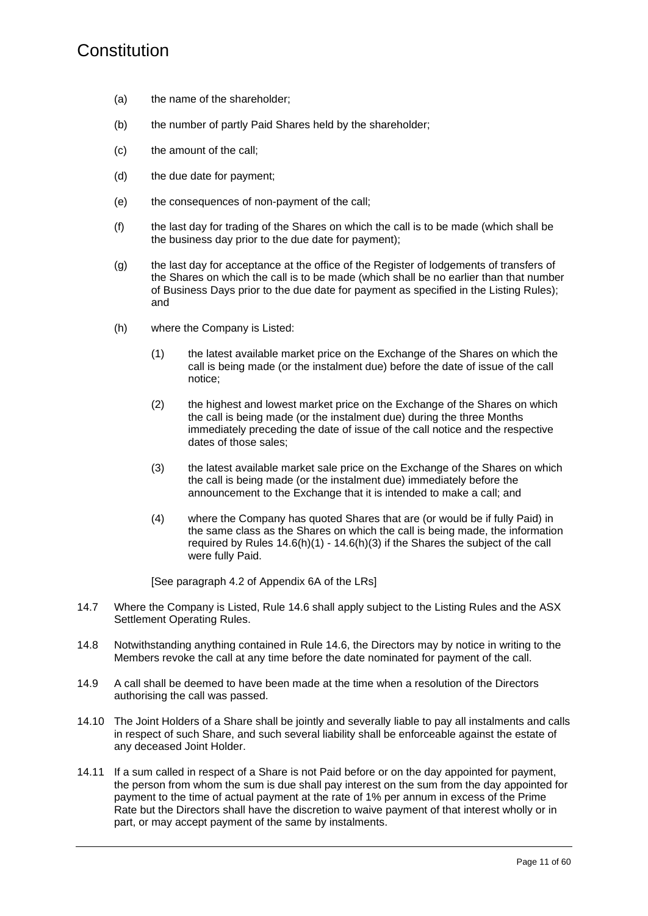(a) the name of the shareholder;

(b) the number of partly Paid Shares held by the shareholder;

(c) the amount of the call;

(d) the due date for payment;

(e) the consequences of non-payment of the call;

(f) the last day for trading of the Shares on which the call is to be made (which shall be the business day prior to the due date for payment);

(g) the last day for acceptance at the office of the Register of lodgements of transfers of the Shares on which the call is to be made (which shall be no earlier than that number of Business Days prior to the due date for payment as specified in the Listing Rules); and

(h) where the Company is Listed:

(1) the latest available market price on the Exchange of the Shares on which the call is being made (or the instalment due) before the date of issue of the call notice;

(2) the highest and lowest market price on the Exchange of the Shares on which the call is being made (or the instalment due) during the three Months immediately preceding the date of issue of the call notice and the respective dates of those sales;

(3) the latest available market sale price on the Exchange of the Shares on which the call is being made (or the instalment due) immediately before the announcement to the Exchange that it is intended to make a call; and

(4) where the Company has quoted Shares that are (or would be if fully Paid) in the same class as the Shares on which the call is being made, the information required by Rules 14.6(h)(1) - 14.6(h)(3) if the Shares the subject of the call were fully Paid.

[See paragraph 4.2 of Appendix 6A of the LRs]

14.7 Where the Company is Listed, Rule 14.6 shall apply subject to the Listing Rules and the ASX Settlement Operating Rules.

14.8 Notwithstanding anything contained in Rule 14.6, the Directors may by notice in writing to the Members revoke the call at any time before the date nominated for payment of the call.

14.9 A call shall be deemed to have been made at the time when a resolution of the Directors authorising the call was passed.

14.10 The Joint Holders of a Share shall be jointly and severally liable to pay all instalments and calls in respect of such Share, and such several liability shall be enforceable against the estate of any deceased Joint Holder.

14.11 If a sum called in respect of a Share is not Paid before or on the day appointed for payment, the person from whom the sum is due shall pay interest on the sum from the day appointed for payment to the time of actual payment at the rate of 1% per annum in excess of the Prime Rate but the Directors shall have the discretion to waive payment of that interest wholly or in part, or may accept payment of the same by instalments.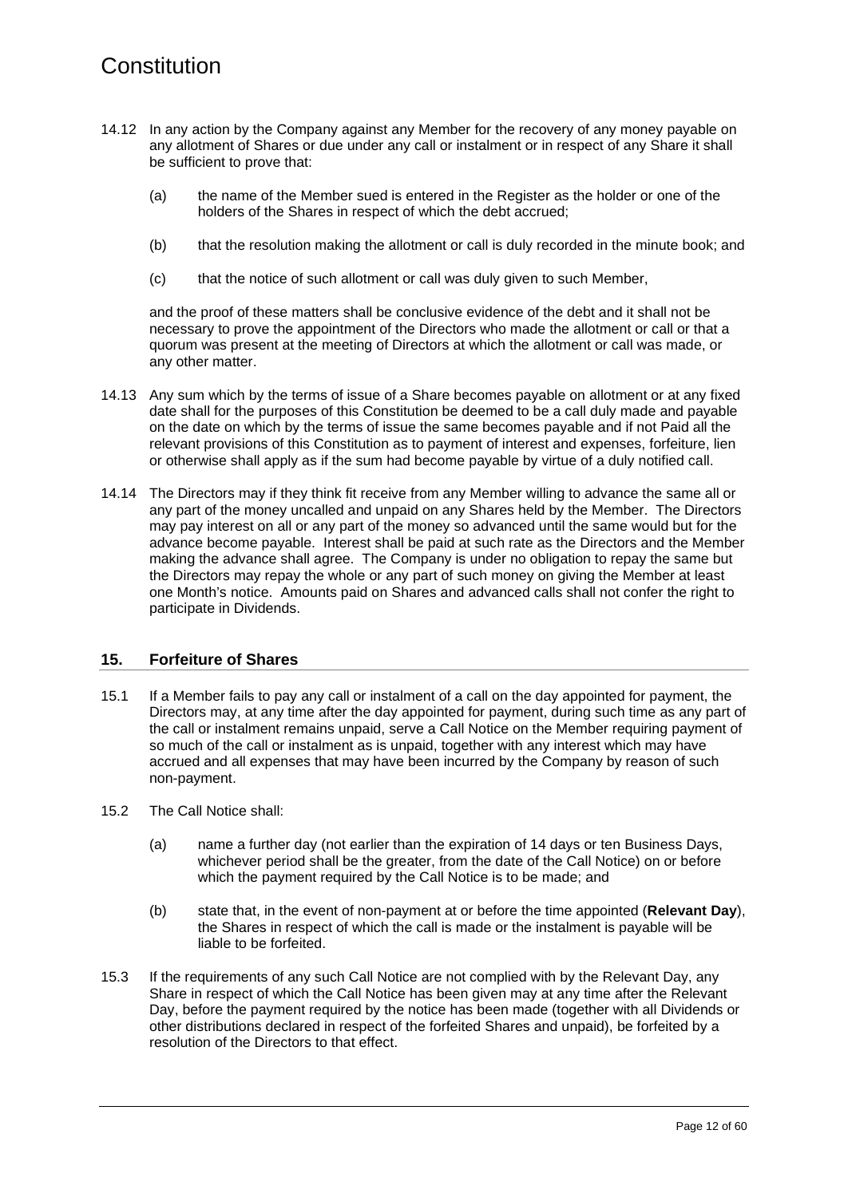14.12 In any action by the Company against any Member for the recovery of any money payable on any allotment of Shares or due under any call or instalment or in respect of any Share it shall be sufficient to prove that:

(a) the name of the Member sued is entered in the Register as the holder or one of the holders of the Shares in respect of which the debt accrued;

(b) that the resolution making the allotment or call is duly recorded in the minute book; and

(c) that the notice of such allotment or call was duly given to such Member,

and the proof of these matters shall be conclusive evidence of the debt and it shall not be necessary to prove the appointment of the Directors who made the allotment or call or that a quorum was present at the meeting of Directors at which the allotment or call was made, or any other matter.

14.13 Any sum which by the terms of issue of a Share becomes payable on allotment or at any fixed date shall for the purposes of this Constitution be deemed to be a call duly made and payable on the date on which by the terms of issue the same becomes payable and if not Paid all the relevant provisions of this Constitution as to payment of interest and expenses, forfeiture, lien or otherwise shall apply as if the sum had become payable by virtue of a duly notified call.

14.14 The Directors may if they think fit receive from any Member willing to advance the same all or any part of the money uncalled and unpaid on any Shares held by the Member. The Directors may pay interest on all or any part of the money so advanced until the same would but for the advance become payable. Interest shall be paid at such rate as the Directors and the Member making the advance shall agree. The Company is under no obligation to repay the same but the Directors may repay the whole or any part of such money on giving the Member at least one Month's notice. Amounts paid on Shares and advanced calls shall not confer the right to participate in Dividends.

## 15. Forfeiture of Shares

15.1 If a Member fails to pay any call or instalment of a call on the day appointed for payment, the Directors may, at any time after the day appointed for payment, during such time as any part of the call or instalment remains unpaid, serve a Call Notice on the Member requiring payment of so much of the call or instalment as is unpaid, together with any interest which may have accrued and all expenses that may have been incurred by the Company by reason of such non-payment.

15.2 The Call Notice shall:

(a) name a further day (not earlier than the expiration of 14 days or ten Business Days, whichever period shall be the greater, from the date of the Call Notice) on or before which the payment required by the Call Notice is to be made; and

(b) state that, in the event of non-payment at or before the time appointed (**Relevant Day**), the Shares in respect of which the call is made or the instalment is payable will be liable to be forfeited.

15.3 If the requirements of any such Call Notice are not complied with by the Relevant Day, any Share in respect of which the Call Notice has been given may at any time after the Relevant Day, before the payment required by the notice has been made (together with all Dividends or other distributions declared in respect of the forfeited Shares and unpaid), be forfeited by a resolution of the Directors to that effect.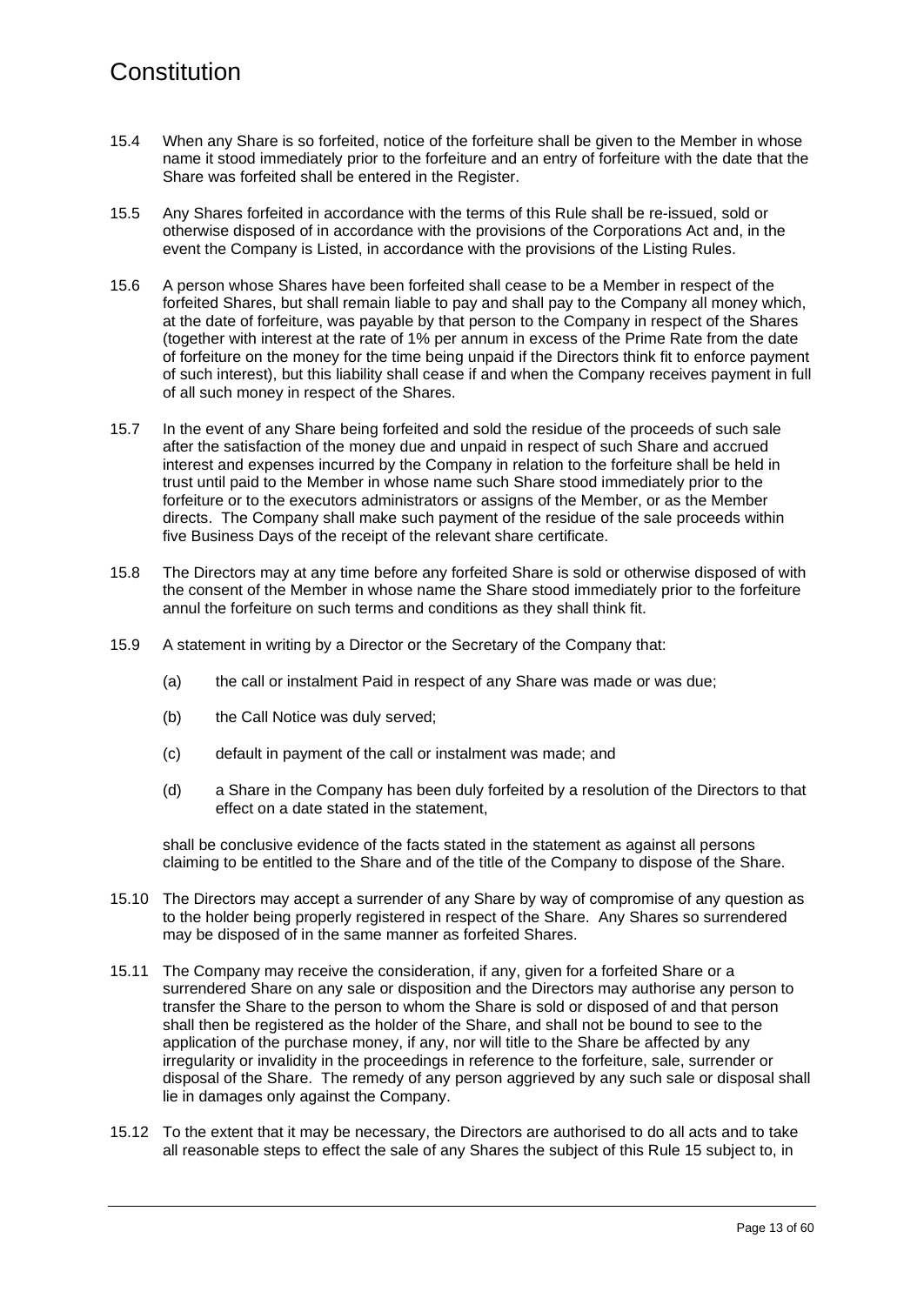15.4 When any Share is so forfeited, notice of the forfeiture shall be given to the Member in whose name it stood immediately prior to the forfeiture and an entry of forfeiture with the date that the Share was forfeited shall be entered in the Register.

15.5 Any Shares forfeited in accordance with the terms of this Rule shall be re-issued, sold or otherwise disposed of in accordance with the provisions of the Corporations Act and, in the event the Company is Listed, in accordance with the provisions of the Listing Rules.

15.6 A person whose Shares have been forfeited shall cease to be a Member in respect of the forfeited Shares, but shall remain liable to pay and shall pay to the Company all money which, at the date of forfeiture, was payable by that person to the Company in respect of the Shares (together with interest at the rate of 1% per annum in excess of the Prime Rate from the date of forfeiture on the money for the time being unpaid if the Directors think fit to enforce payment of such interest), but this liability shall cease if and when the Company receives payment in full of all such money in respect of the Shares.

15.7 In the event of any Share being forfeited and sold the residue of the proceeds of such sale after the satisfaction of the money due and unpaid in respect of such Share and accrued interest and expenses incurred by the Company in relation to the forfeiture shall be held in trust until paid to the Member in whose name such Share stood immediately prior to the forfeiture or to the executors administrators or assigns of the Member, or as the Member directs. The Company shall make such payment of the residue of the sale proceeds within five Business Days of the receipt of the relevant share certificate.

15.8 The Directors may at any time before any forfeited Share is sold or otherwise disposed of with the consent of the Member in whose name the Share stood immediately prior to the forfeiture annul the forfeiture on such terms and conditions as they shall think fit.

15.9 A statement in writing by a Director or the Secretary of the Company that:

(a) the call or instalment Paid in respect of any Share was made or was due;

(b) the Call Notice was duly served;

(c) default in payment of the call or instalment was made; and

(d) a Share in the Company has been duly forfeited by a resolution of the Directors to that effect on a date stated in the statement,

shall be conclusive evidence of the facts stated in the statement as against all persons claiming to be entitled to the Share and of the title of the Company to dispose of the Share.

15.10 The Directors may accept a surrender of any Share by way of compromise of any question as to the holder being properly registered in respect of the Share. Any Shares so surrendered may be disposed of in the same manner as forfeited Shares.

15.11 The Company may receive the consideration, if any, given for a forfeited Share or a surrendered Share on any sale or disposition and the Directors may authorise any person to transfer the Share to the person to whom the Share is sold or disposed of and that person shall then be registered as the holder of the Share, and shall not be bound to see to the application of the purchase money, if any, nor will title to the Share be affected by any irregularity or invalidity in the proceedings in reference to the forfeiture, sale, surrender or disposal of the Share. The remedy of any person aggrieved by any such sale or disposal shall lie in damages only against the Company.

15.12 To the extent that it may be necessary, the Directors are authorised to do all acts and to take all reasonable steps to effect the sale of any Shares the subject of this Rule 15 subject to, in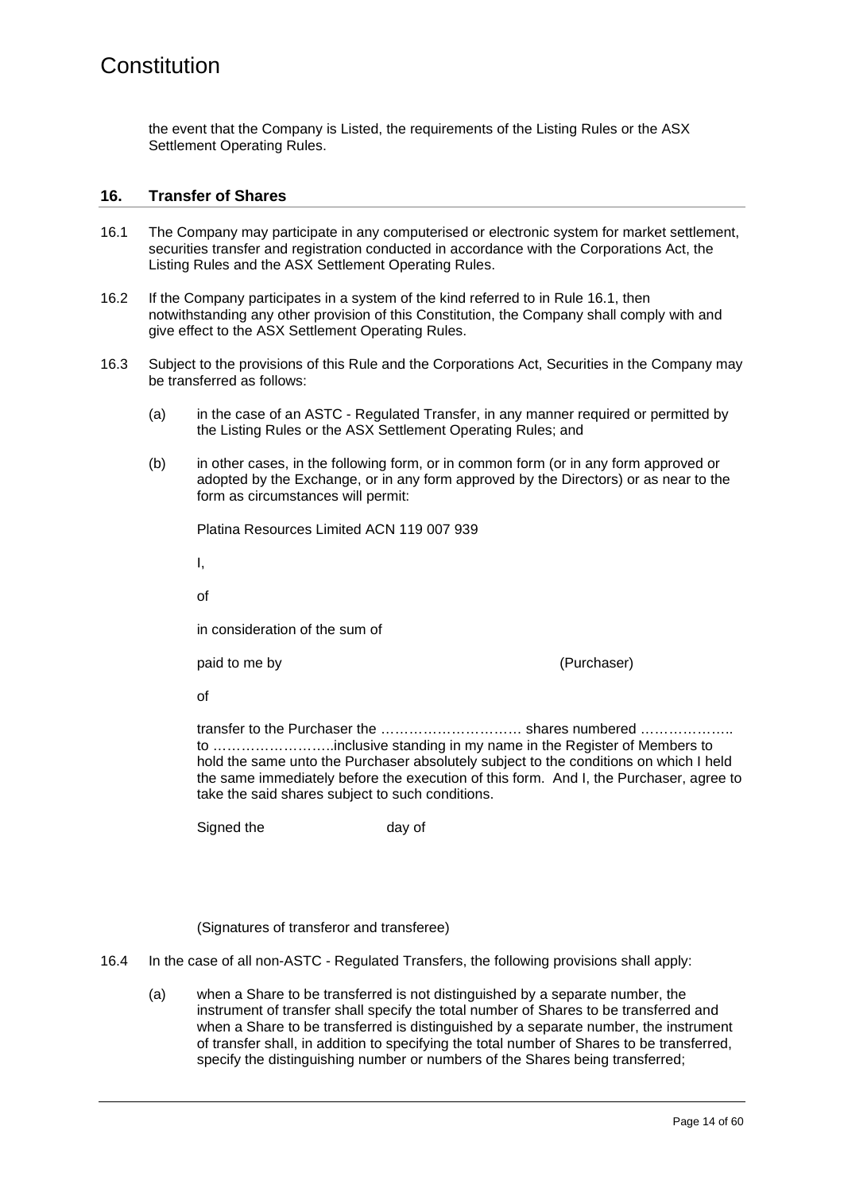the event that the Company is Listed, the requirements of the Listing Rules or the ASX Settlement Operating Rules.

## 16. Transfer of Shares

16.1 The Company may participate in any computerised or electronic system for market settlement, securities transfer and registration conducted in accordance with the Corporations Act, the Listing Rules and the ASX Settlement Operating Rules.

16.2 If the Company participates in a system of the kind referred to in Rule 16.1, then notwithstanding any other provision of this Constitution, the Company shall comply with and give effect to the ASX Settlement Operating Rules.

16.3 Subject to the provisions of this Rule and the Corporations Act, Securities in the Company may be transferred as follows:

(a) in the case of an ASTC - Regulated Transfer, in any manner required or permitted by the Listing Rules or the ASX Settlement Operating Rules; and

(b) in other cases, in the following form, or in common form (or in any form approved or adopted by the Exchange, or in any form approved by the Directors) or as near to the form as circumstances will permit:

Platina Resources Limited ACN 119 007 939

I,

of

in consideration of the sum of

paid to me by (Purchaser)

of

transfer to the Purchaser the ………………………… shares numbered ……………….. to ……………………..inclusive standing in my name in the Register of Members to hold the same unto the Purchaser absolutely subject to the conditions on which I held the same immediately before the execution of this form. And I, the Purchaser, agree to take the said shares subject to such conditions.

Signed the day of

(Signatures of transferor and transferee)

16.4 In the case of all non-ASTC - Regulated Transfers, the following provisions shall apply:

(a) when a Share to be transferred is not distinguished by a separate number, the instrument of transfer shall specify the total number of Shares to be transferred and when a Share to be transferred is distinguished by a separate number, the instrument of transfer shall, in addition to specifying the total number of Shares to be transferred, specify the distinguishing number or numbers of the Shares being transferred;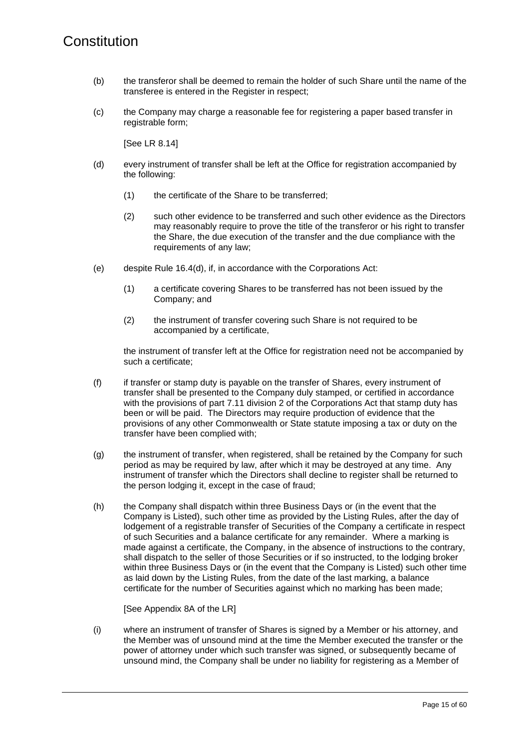(b) the transferor shall be deemed to remain the holder of such Share until the name of the transferee is entered in the Register in respect;

(c) the Company may charge a reasonable fee for registering a paper based transfer in registrable form;

[See LR 8.14]

(d) every instrument of transfer shall be left at the Office for registration accompanied by the following:

   (1) the certificate of the Share to be transferred;

   (2) such other evidence to be transferred and such other evidence as the Directors may reasonably require to prove the title of the transferor or his right to transfer the Share, the due execution of the transfer and the due compliance with the requirements of any law;

(e) despite Rule 16.4(d), if, in accordance with the Corporations Act:

   (1) a certificate covering Shares to be transferred has not been issued by the Company; and

   (2) the instrument of transfer covering such Share is not required to be accompanied by a certificate,

   the instrument of transfer left at the Office for registration need not be accompanied by such a certificate;

(f) if transfer or stamp duty is payable on the transfer of Shares, every instrument of transfer shall be presented to the Company duly stamped, or certified in accordance with the provisions of part 7.11 division 2 of the Corporations Act that stamp duty has been or will be paid. The Directors may require production of evidence that the provisions of any other Commonwealth or State statute imposing a tax or duty on the transfer have been complied with;

(g) the instrument of transfer, when registered, shall be retained by the Company for such period as may be required by law, after which it may be destroyed at any time. Any instrument of transfer which the Directors shall decline to register shall be returned to the person lodging it, except in the case of fraud;

(h) the Company shall dispatch within three Business Days or (in the event that the Company is Listed), such other time as provided by the Listing Rules, after the day of lodgement of a registrable transfer of Securities of the Company a certificate in respect of such Securities and a balance certificate for any remainder. Where a marking is made against a certificate, the Company, in the absence of instructions to the contrary, shall dispatch to the seller of those Securities or if so instructed, to the lodging broker within three Business Days or (in the event that the Company is Listed) such other time as laid down by the Listing Rules, from the date of the last marking, a balance certificate for the number of Securities against which no marking has been made;

[See Appendix 8A of the LR]

(i) where an instrument of transfer of Shares is signed by a Member or his attorney, and the Member was of unsound mind at the time the Member executed the transfer or the power of attorney under which such transfer was signed, or subsequently became of unsound mind, the Company shall be under no liability for registering as a Member of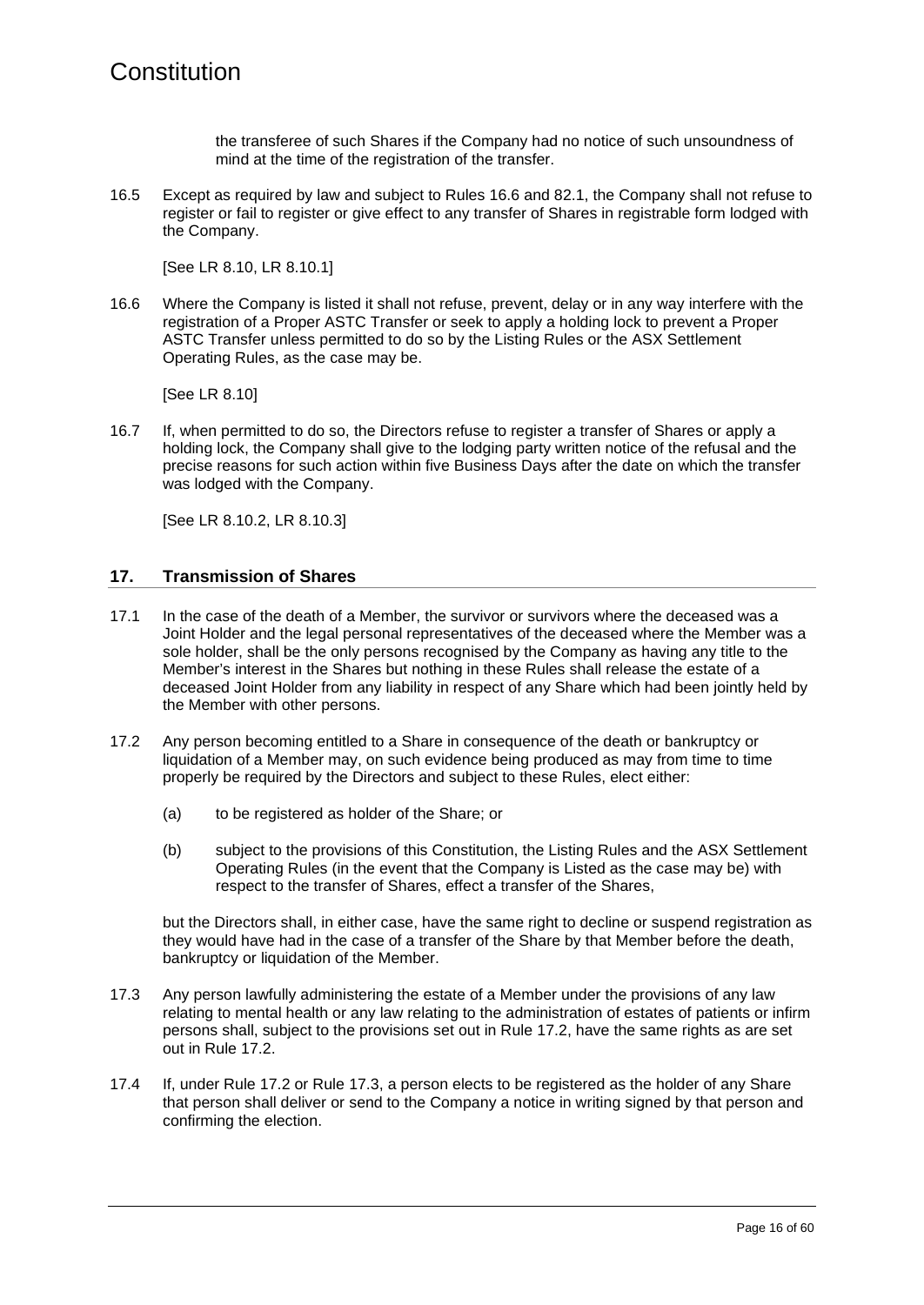the transferee of such Shares if the Company had no notice of such unsoundness of mind at the time of the registration of the transfer.

16.5 Except as required by law and subject to Rules 16.6 and 82.1, the Company shall not refuse to register or fail to register or give effect to any transfer of Shares in registrable form lodged with the Company.

[See LR 8.10, LR 8.10.1]

16.6 Where the Company is listed it shall not refuse, prevent, delay or in any way interfere with the registration of a Proper ASTC Transfer or seek to apply a holding lock to prevent a Proper ASTC Transfer unless permitted to do so by the Listing Rules or the ASX Settlement Operating Rules, as the case may be.

[See LR 8.10]

16.7 If, when permitted to do so, the Directors refuse to register a transfer of Shares or apply a holding lock, the Company shall give to the lodging party written notice of the refusal and the precise reasons for such action within five Business Days after the date on which the transfer was lodged with the Company.

[See LR 8.10.2, LR 8.10.3]

## 17. Transmission of Shares

17.1 In the case of the death of a Member, the survivor or survivors where the deceased was a Joint Holder and the legal personal representatives of the deceased where the Member was a sole holder, shall be the only persons recognised by the Company as having any title to the Member's interest in the Shares but nothing in these Rules shall release the estate of a deceased Joint Holder from any liability in respect of any Share which had been jointly held by the Member with other persons.

17.2 Any person becoming entitled to a Share in consequence of the death or bankruptcy or liquidation of a Member may, on such evidence being produced as may from time to time properly be required by the Directors and subject to these Rules, elect either:

(a) to be registered as holder of the Share; or

(b) subject to the provisions of this Constitution, the Listing Rules and the ASX Settlement Operating Rules (in the event that the Company is Listed as the case may be) with respect to the transfer of Shares, effect a transfer of the Shares,

but the Directors shall, in either case, have the same right to decline or suspend registration as they would have had in the case of a transfer of the Share by that Member before the death, bankruptcy or liquidation of the Member.

17.3 Any person lawfully administering the estate of a Member under the provisions of any law relating to mental health or any law relating to the administration of estates of patients or infirm persons shall, subject to the provisions set out in Rule 17.2, have the same rights as are set out in Rule 17.2.

17.4 If, under Rule 17.2 or Rule 17.3, a person elects to be registered as the holder of any Share that person shall deliver or send to the Company a notice in writing signed by that person and confirming the election.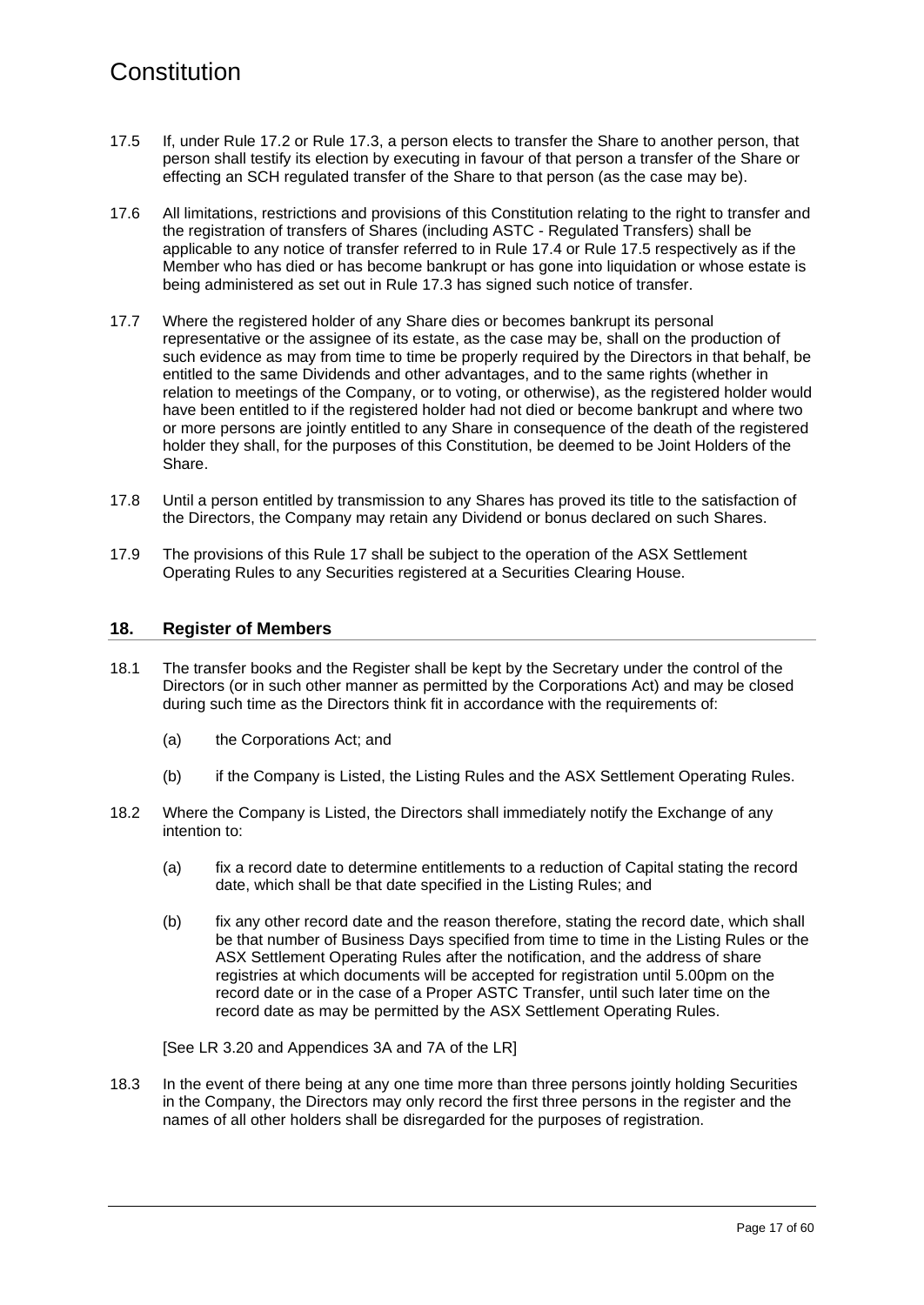17.5 If, under Rule 17.2 or Rule 17.3, a person elects to transfer the Share to another person, that person shall testify its election by executing in favour of that person a transfer of the Share or effecting an SCH regulated transfer of the Share to that person (as the case may be).

17.6 All limitations, restrictions and provisions of this Constitution relating to the right to transfer and the registration of transfers of Shares (including ASTC - Regulated Transfers) shall be applicable to any notice of transfer referred to in Rule 17.4 or Rule 17.5 respectively as if the Member who has died or has become bankrupt or has gone into liquidation or whose estate is being administered as set out in Rule 17.3 has signed such notice of transfer.

17.7 Where the registered holder of any Share dies or becomes bankrupt its personal representative or the assignee of its estate, as the case may be, shall on the production of such evidence as may from time to time be properly required by the Directors in that behalf, be entitled to the same Dividends and other advantages, and to the same rights (whether in relation to meetings of the Company, or to voting, or otherwise), as the registered holder would have been entitled to if the registered holder had not died or become bankrupt and where two or more persons are jointly entitled to any Share in consequence of the death of the registered holder they shall, for the purposes of this Constitution, be deemed to be Joint Holders of the Share.

17.8 Until a person entitled by transmission to any Shares has proved its title to the satisfaction of the Directors, the Company may retain any Dividend or bonus declared on such Shares.

17.9 The provisions of this Rule 17 shall be subject to the operation of the ASX Settlement Operating Rules to any Securities registered at a Securities Clearing House.

## 18. Register of Members

18.1 The transfer books and the Register shall be kept by the Secretary under the control of the Directors (or in such other manner as permitted by the Corporations Act) and may be closed during such time as the Directors think fit in accordance with the requirements of:

(a) the Corporations Act; and

(b) if the Company is Listed, the Listing Rules and the ASX Settlement Operating Rules.

18.2 Where the Company is Listed, the Directors shall immediately notify the Exchange of any intention to:

(a) fix a record date to determine entitlements to a reduction of Capital stating the record date, which shall be that date specified in the Listing Rules; and

(b) fix any other record date and the reason therefore, stating the record date, which shall be that number of Business Days specified from time to time in the Listing Rules or the ASX Settlement Operating Rules after the notification, and the address of share registries at which documents will be accepted for registration until 5.00pm on the record date or in the case of a Proper ASTC Transfer, until such later time on the record date as may be permitted by the ASX Settlement Operating Rules.

[See LR 3.20 and Appendices 3A and 7A of the LR]

18.3 In the event of there being at any one time more than three persons jointly holding Securities in the Company, the Directors may only record the first three persons in the register and the names of all other holders shall be disregarded for the purposes of registration.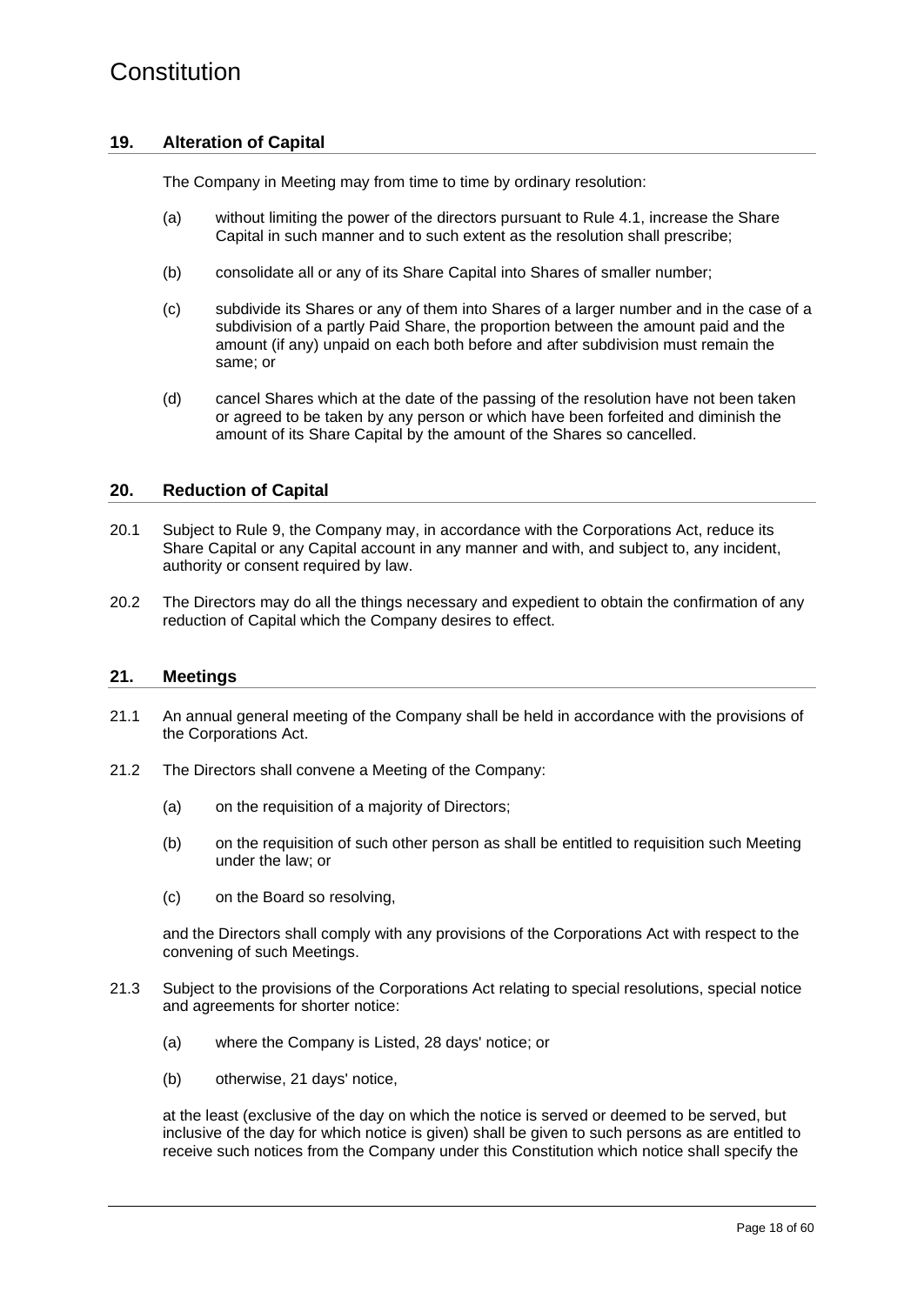## 19. Alteration of Capital

The Company in Meeting may from time to time by ordinary resolution:

(a) without limiting the power of the directors pursuant to Rule 4.1, increase the Share Capital in such manner and to such extent as the resolution shall prescribe;

(b) consolidate all or any of its Share Capital into Shares of smaller number;

(c) subdivide its Shares or any of them into Shares of a larger number and in the case of a subdivision of a partly Paid Share, the proportion between the amount paid and the amount (if any) unpaid on each both before and after subdivision must remain the same; or

(d) cancel Shares which at the date of the passing of the resolution have not been taken or agreed to be taken by any person or which have been forfeited and diminish the amount of its Share Capital by the amount of the Shares so cancelled.

## 20. Reduction of Capital

20.1 Subject to Rule 9, the Company may, in accordance with the Corporations Act, reduce its Share Capital or any Capital account in any manner and with, and subject to, any incident, authority or consent required by law.

20.2 The Directors may do all the things necessary and expedient to obtain the confirmation of any reduction of Capital which the Company desires to effect.

## 21. Meetings

21.1 An annual general meeting of the Company shall be held in accordance with the provisions of the Corporations Act.

21.2 The Directors shall convene a Meeting of the Company:

(a) on the requisition of a majority of Directors;

(b) on the requisition of such other person as shall be entitled to requisition such Meeting under the law; or

(c) on the Board so resolving,

and the Directors shall comply with any provisions of the Corporations Act with respect to the convening of such Meetings.

21.3 Subject to the provisions of the Corporations Act relating to special resolutions, special notice and agreements for shorter notice:

(a) where the Company is Listed, 28 days' notice; or

(b) otherwise, 21 days' notice,

at the least (exclusive of the day on which the notice is served or deemed to be served, but inclusive of the day for which notice is given) shall be given to such persons as are entitled to receive such notices from the Company under this Constitution which notice shall specify the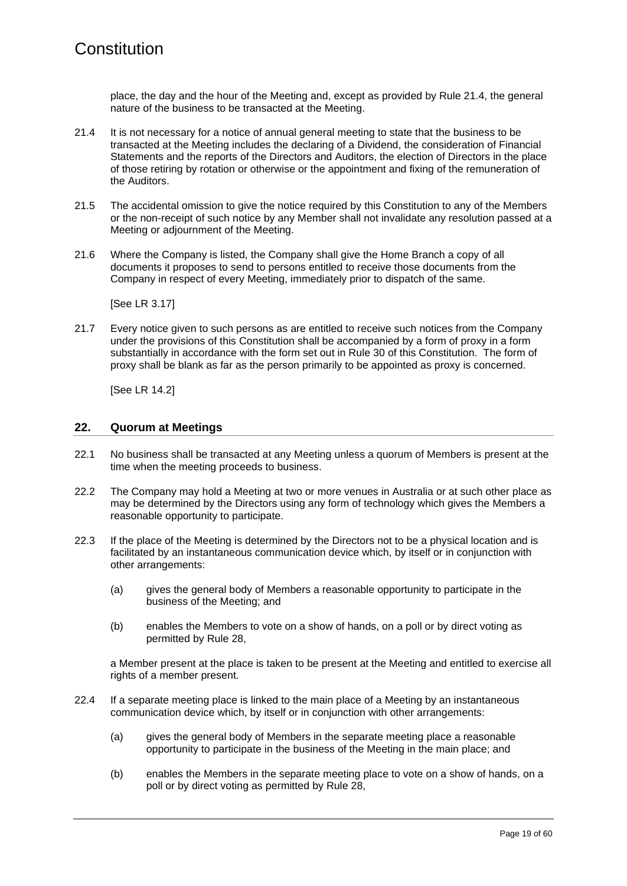place, the day and the hour of the Meeting and, except as provided by Rule 21.4, the general nature of the business to be transacted at the Meeting.

21.4 It is not necessary for a notice of annual general meeting to state that the business to be transacted at the Meeting includes the declaring of a Dividend, the consideration of Financial Statements and the reports of the Directors and Auditors, the election of Directors in the place of those retiring by rotation or otherwise or the appointment and fixing of the remuneration of the Auditors.

21.5 The accidental omission to give the notice required by this Constitution to any of the Members or the non-receipt of such notice by any Member shall not invalidate any resolution passed at a Meeting or adjournment of the Meeting.

21.6 Where the Company is listed, the Company shall give the Home Branch a copy of all documents it proposes to send to persons entitled to receive those documents from the Company in respect of every Meeting, immediately prior to dispatch of the same.

[See LR 3.17]

21.7 Every notice given to such persons as are entitled to receive such notices from the Company under the provisions of this Constitution shall be accompanied by a form of proxy in a form substantially in accordance with the form set out in Rule 30 of this Constitution. The form of proxy shall be blank as far as the person primarily to be appointed as proxy is concerned.

[See LR 14.2]

## 22. Quorum at Meetings

22.1 No business shall be transacted at any Meeting unless a quorum of Members is present at the time when the meeting proceeds to business.

22.2 The Company may hold a Meeting at two or more venues in Australia or at such other place as may be determined by the Directors using any form of technology which gives the Members a reasonable opportunity to participate.

22.3 If the place of the Meeting is determined by the Directors not to be a physical location and is facilitated by an instantaneous communication device which, by itself or in conjunction with other arrangements:

(a) gives the general body of Members a reasonable opportunity to participate in the business of the Meeting; and

(b) enables the Members to vote on a show of hands, on a poll or by direct voting as permitted by Rule 28,

a Member present at the place is taken to be present at the Meeting and entitled to exercise all rights of a member present.

22.4 If a separate meeting place is linked to the main place of a Meeting by an instantaneous communication device which, by itself or in conjunction with other arrangements:

(a) gives the general body of Members in the separate meeting place a reasonable opportunity to participate in the business of the Meeting in the main place; and

(b) enables the Members in the separate meeting place to vote on a show of hands, on a poll or by direct voting as permitted by Rule 28,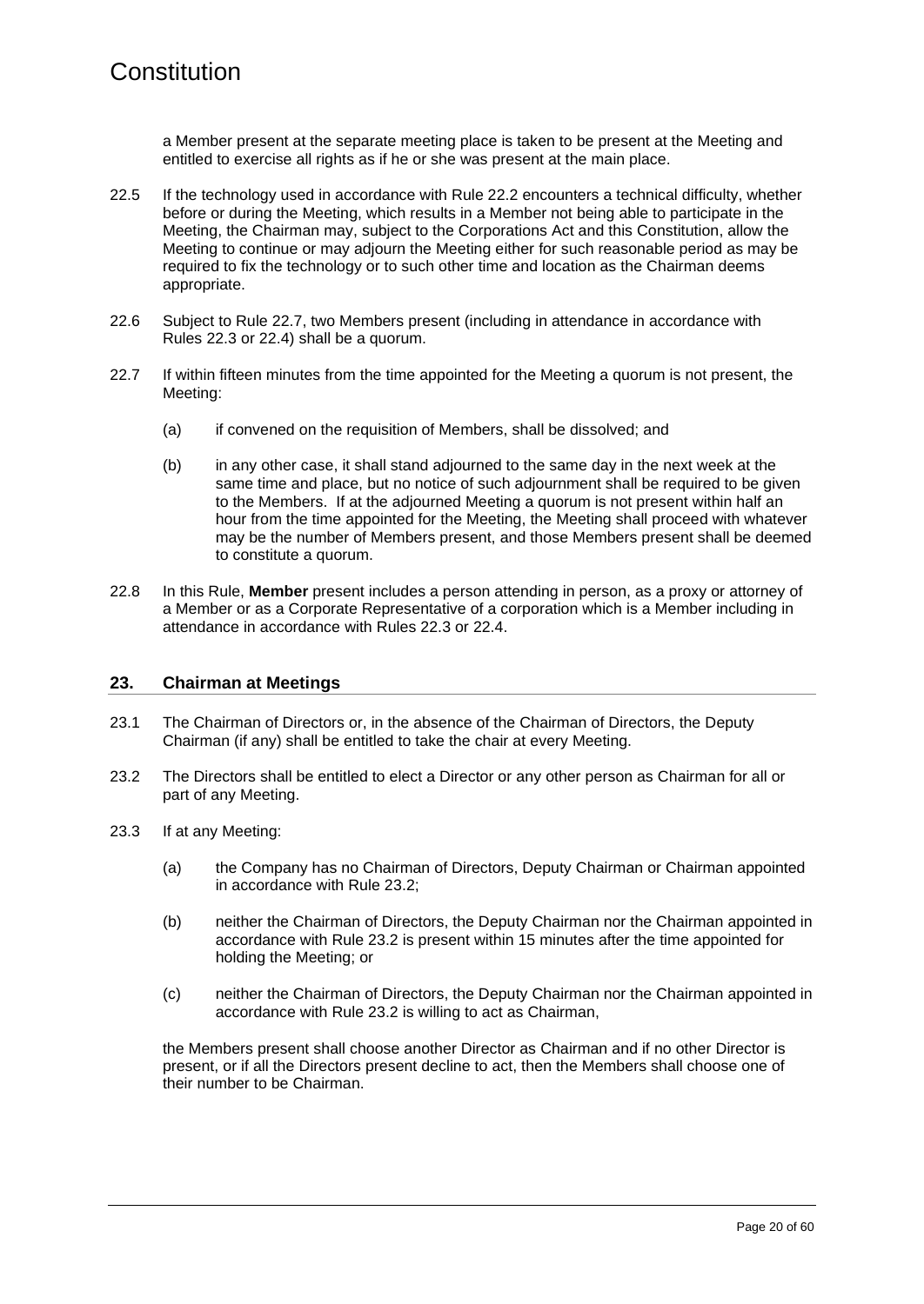a Member present at the separate meeting place is taken to be present at the Meeting and entitled to exercise all rights as if he or she was present at the main place.

22.5 If the technology used in accordance with Rule 22.2 encounters a technical difficulty, whether before or during the Meeting, which results in a Member not being able to participate in the Meeting, the Chairman may, subject to the Corporations Act and this Constitution, allow the Meeting to continue or may adjourn the Meeting either for such reasonable period as may be required to fix the technology or to such other time and location as the Chairman deems appropriate.

22.6 Subject to Rule 22.7, two Members present (including in attendance in accordance with Rules 22.3 or 22.4) shall be a quorum.

22.7 If within fifteen minutes from the time appointed for the Meeting a quorum is not present, the Meeting:

(a) if convened on the requisition of Members, shall be dissolved; and

(b) in any other case, it shall stand adjourned to the same day in the next week at the same time and place, but no notice of such adjournment shall be required to be given to the Members. If at the adjourned Meeting a quorum is not present within half an hour from the time appointed for the Meeting, the Meeting shall proceed with whatever may be the number of Members present, and those Members present shall be deemed to constitute a quorum.

22.8 In this Rule, **Member** present includes a person attending in person, as a proxy or attorney of a Member or as a Corporate Representative of a corporation which is a Member including in attendance in accordance with Rules 22.3 or 22.4.

## 23. Chairman at Meetings

23.1 The Chairman of Directors or, in the absence of the Chairman of Directors, the Deputy Chairman (if any) shall be entitled to take the chair at every Meeting.

23.2 The Directors shall be entitled to elect a Director or any other person as Chairman for all or part of any Meeting.

23.3 If at any Meeting:

(a) the Company has no Chairman of Directors, Deputy Chairman or Chairman appointed in accordance with Rule 23.2;

(b) neither the Chairman of Directors, the Deputy Chairman nor the Chairman appointed in accordance with Rule 23.2 is present within 15 minutes after the time appointed for holding the Meeting; or

(c) neither the Chairman of Directors, the Deputy Chairman nor the Chairman appointed in accordance with Rule 23.2 is willing to act as Chairman,

the Members present shall choose another Director as Chairman and if no other Director is present, or if all the Directors present decline to act, then the Members shall choose one of their number to be Chairman.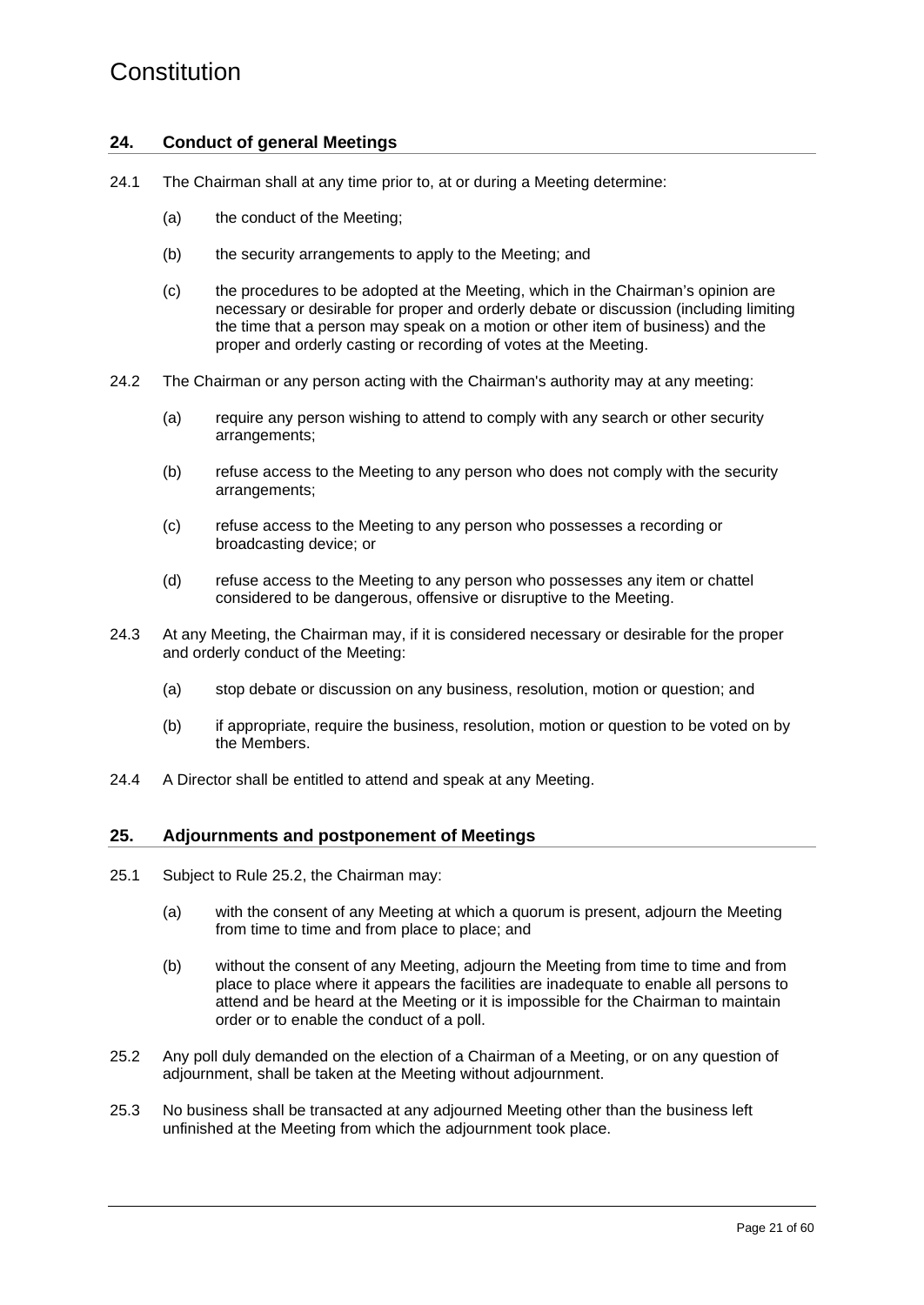## 24. Conduct of general Meetings

24.1 The Chairman shall at any time prior to, at or during a Meeting determine:

(a) the conduct of the Meeting;

(b) the security arrangements to apply to the Meeting; and

(c) the procedures to be adopted at the Meeting, which in the Chairman's opinion are necessary or desirable for proper and orderly debate or discussion (including limiting the time that a person may speak on a motion or other item of business) and the proper and orderly casting or recording of votes at the Meeting.

24.2 The Chairman or any person acting with the Chairman's authority may at any meeting:

(a) require any person wishing to attend to comply with any search or other security arrangements;

(b) refuse access to the Meeting to any person who does not comply with the security arrangements;

(c) refuse access to the Meeting to any person who possesses a recording or broadcasting device; or

(d) refuse access to the Meeting to any person who possesses any item or chattel considered to be dangerous, offensive or disruptive to the Meeting.

24.3 At any Meeting, the Chairman may, if it is considered necessary or desirable for the proper and orderly conduct of the Meeting:

(a) stop debate or discussion on any business, resolution, motion or question; and

(b) if appropriate, require the business, resolution, motion or question to be voted on by the Members.

24.4 A Director shall be entitled to attend and speak at any Meeting.

## 25. Adjournments and postponement of Meetings

25.1 Subject to Rule 25.2, the Chairman may:

(a) with the consent of any Meeting at which a quorum is present, adjourn the Meeting from time to time and from place to place; and

(b) without the consent of any Meeting, adjourn the Meeting from time to time and from place to place where it appears the facilities are inadequate to enable all persons to attend and be heard at the Meeting or it is impossible for the Chairman to maintain order or to enable the conduct of a poll.

25.2 Any poll duly demanded on the election of a Chairman of a Meeting, or on any question of adjournment, shall be taken at the Meeting without adjournment.

25.3 No business shall be transacted at any adjourned Meeting other than the business left unfinished at the Meeting from which the adjournment took place.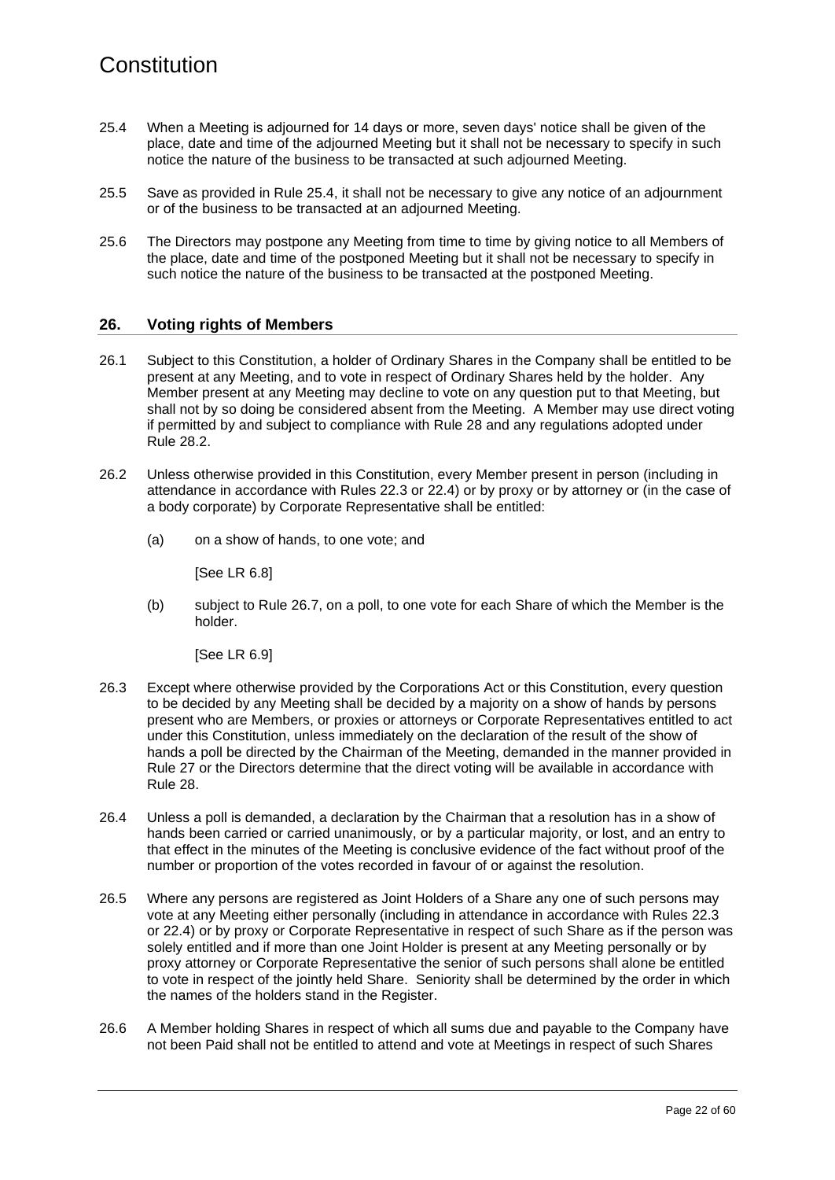25.4 When a Meeting is adjourned for 14 days or more, seven days' notice shall be given of the place, date and time of the adjourned Meeting but it shall not be necessary to specify in such notice the nature of the business to be transacted at such adjourned Meeting.

25.5 Save as provided in Rule 25.4, it shall not be necessary to give any notice of an adjournment or of the business to be transacted at an adjourned Meeting.

25.6 The Directors may postpone any Meeting from time to time by giving notice to all Members of the place, date and time of the postponed Meeting but it shall not be necessary to specify in such notice the nature of the business to be transacted at the postponed Meeting.

## 26. Voting rights of Members

26.1 Subject to this Constitution, a holder of Ordinary Shares in the Company shall be entitled to be present at any Meeting, and to vote in respect of Ordinary Shares held by the holder. Any Member present at any Meeting may decline to vote on any question put to that Meeting, but shall not by so doing be considered absent from the Meeting. A Member may use direct voting if permitted by and subject to compliance with Rule 28 and any regulations adopted under Rule 28.2.

26.2 Unless otherwise provided in this Constitution, every Member present in person (including in attendance in accordance with Rules 22.3 or 22.4) or by proxy or by attorney or (in the case of a body corporate) by Corporate Representative shall be entitled:

(a) on a show of hands, to one vote; and

[See LR 6.8]

(b) subject to Rule 26.7, on a poll, to one vote for each Share of which the Member is the holder.

[See LR 6.9]

26.3 Except where otherwise provided by the Corporations Act or this Constitution, every question to be decided by any Meeting shall be decided by a majority on a show of hands by persons present who are Members, or proxies or attorneys or Corporate Representatives entitled to act under this Constitution, unless immediately on the declaration of the result of the show of hands a poll be directed by the Chairman of the Meeting, demanded in the manner provided in Rule 27 or the Directors determine that the direct voting will be available in accordance with Rule 28.

26.4 Unless a poll is demanded, a declaration by the Chairman that a resolution has in a show of hands been carried or carried unanimously, or by a particular majority, or lost, and an entry to that effect in the minutes of the Meeting is conclusive evidence of the fact without proof of the number or proportion of the votes recorded in favour of or against the resolution.

26.5 Where any persons are registered as Joint Holders of a Share any one of such persons may vote at any Meeting either personally (including in attendance in accordance with Rules 22.3 or 22.4) or by proxy or Corporate Representative in respect of such Share as if the person was solely entitled and if more than one Joint Holder is present at any Meeting personally or by proxy attorney or Corporate Representative the senior of such persons shall alone be entitled to vote in respect of the jointly held Share. Seniority shall be determined by the order in which the names of the holders stand in the Register.

26.6 A Member holding Shares in respect of which all sums due and payable to the Company have not been Paid shall not be entitled to attend and vote at Meetings in respect of such Shares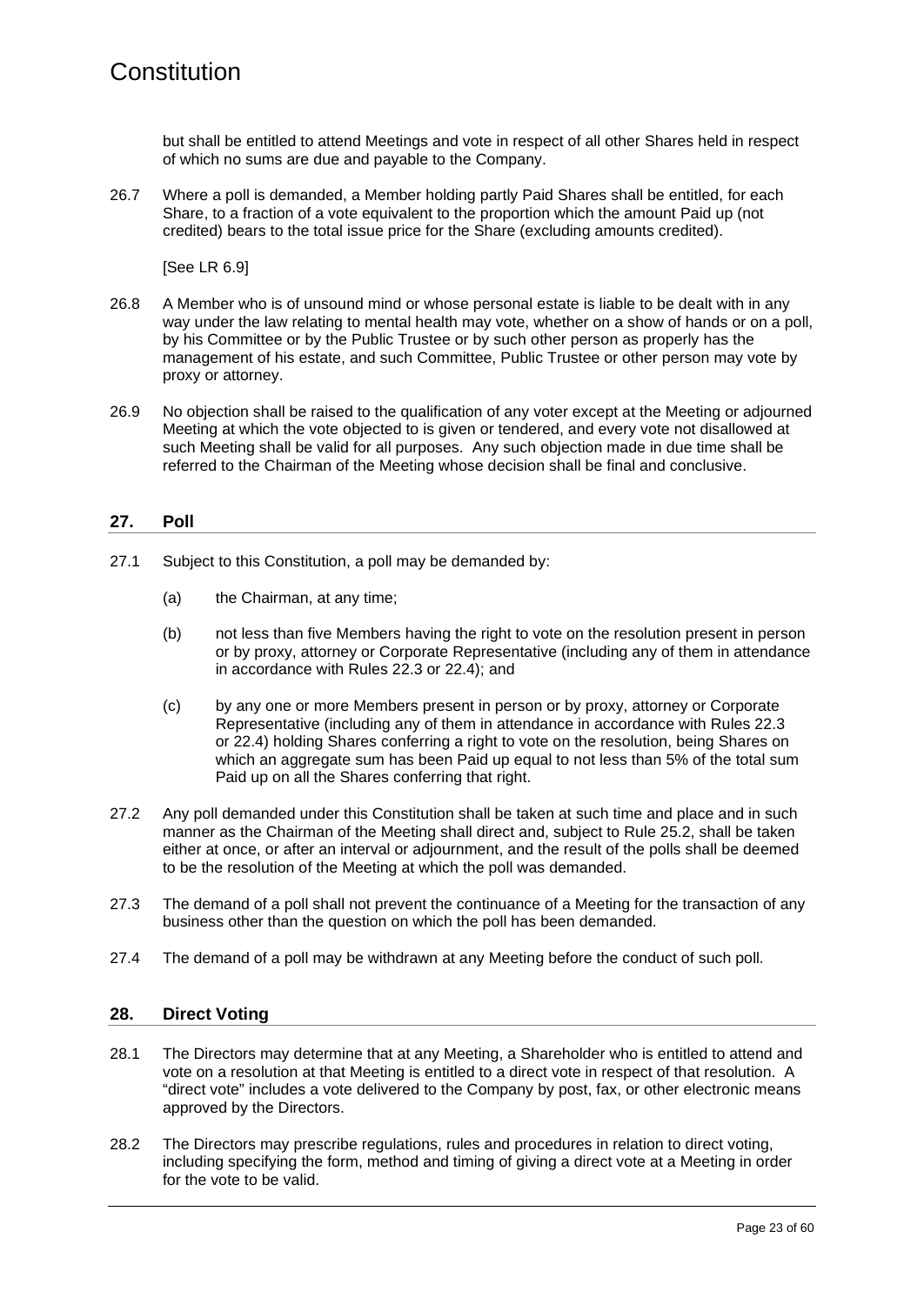but shall be entitled to attend Meetings and vote in respect of all other Shares held in respect of which no sums are due and payable to the Company.

26.7 Where a poll is demanded, a Member holding partly Paid Shares shall be entitled, for each Share, to a fraction of a vote equivalent to the proportion which the amount Paid up (not credited) bears to the total issue price for the Share (excluding amounts credited).

[See LR 6.9]

26.8 A Member who is of unsound mind or whose personal estate is liable to be dealt with in any way under the law relating to mental health may vote, whether on a show of hands or on a poll, by his Committee or by the Public Trustee or by such other person as properly has the management of his estate, and such Committee, Public Trustee or other person may vote by proxy or attorney.

26.9 No objection shall be raised to the qualification of any voter except at the Meeting or adjourned Meeting at which the vote objected to is given or tendered, and every vote not disallowed at such Meeting shall be valid for all purposes. Any such objection made in due time shall be referred to the Chairman of the Meeting whose decision shall be final and conclusive.

## 27. Poll

27.1 Subject to this Constitution, a poll may be demanded by:

(a) the Chairman, at any time;

(b) not less than five Members having the right to vote on the resolution present in person or by proxy, attorney or Corporate Representative (including any of them in attendance in accordance with Rules 22.3 or 22.4); and

(c) by any one or more Members present in person or by proxy, attorney or Corporate Representative (including any of them in attendance in accordance with Rules 22.3 or 22.4) holding Shares conferring a right to vote on the resolution, being Shares on which an aggregate sum has been Paid up equal to not less than 5% of the total sum Paid up on all the Shares conferring that right.

27.2 Any poll demanded under this Constitution shall be taken at such time and place and in such manner as the Chairman of the Meeting shall direct and, subject to Rule 25.2, shall be taken either at once, or after an interval or adjournment, and the result of the polls shall be deemed to be the resolution of the Meeting at which the poll was demanded.

27.3 The demand of a poll shall not prevent the continuance of a Meeting for the transaction of any business other than the question on which the poll has been demanded.

27.4 The demand of a poll may be withdrawn at any Meeting before the conduct of such poll.

## 28. Direct Voting

28.1 The Directors may determine that at any Meeting, a Shareholder who is entitled to attend and vote on a resolution at that Meeting is entitled to a direct vote in respect of that resolution. A "direct vote" includes a vote delivered to the Company by post, fax, or other electronic means approved by the Directors.

28.2 The Directors may prescribe regulations, rules and procedures in relation to direct voting, including specifying the form, method and timing of giving a direct vote at a Meeting in order for the vote to be valid.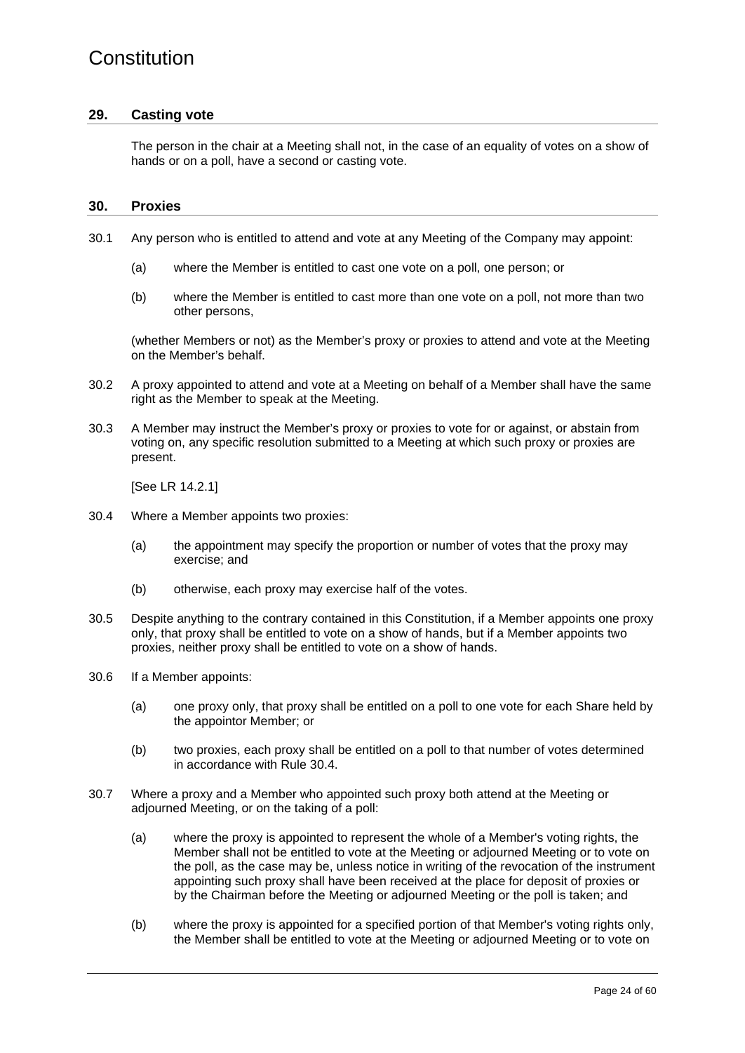## 29. Casting vote

The person in the chair at a Meeting shall not, in the case of an equality of votes on a show of hands or on a poll, have a second or casting vote.

## 30. Proxies

30.1 Any person who is entitled to attend and vote at any Meeting of the Company may appoint:

(a) where the Member is entitled to cast one vote on a poll, one person; or

(b) where the Member is entitled to cast more than one vote on a poll, not more than two other persons,

(whether Members or not) as the Member's proxy or proxies to attend and vote at the Meeting on the Member's behalf.

30.2 A proxy appointed to attend and vote at a Meeting on behalf of a Member shall have the same right as the Member to speak at the Meeting.

30.3 A Member may instruct the Member's proxy or proxies to vote for or against, or abstain from voting on, any specific resolution submitted to a Meeting at which such proxy or proxies are present.

[See LR 14.2.1]

30.4 Where a Member appoints two proxies:

(a) the appointment may specify the proportion or number of votes that the proxy may exercise; and

(b) otherwise, each proxy may exercise half of the votes.

30.5 Despite anything to the contrary contained in this Constitution, if a Member appoints one proxy only, that proxy shall be entitled to vote on a show of hands, but if a Member appoints two proxies, neither proxy shall be entitled to vote on a show of hands.

30.6 If a Member appoints:

(a) one proxy only, that proxy shall be entitled on a poll to one vote for each Share held by the appointor Member; or

(b) two proxies, each proxy shall be entitled on a poll to that number of votes determined in accordance with Rule 30.4.

30.7 Where a proxy and a Member who appointed such proxy both attend at the Meeting or adjourned Meeting, or on the taking of a poll:

(a) where the proxy is appointed to represent the whole of a Member's voting rights, the Member shall not be entitled to vote at the Meeting or adjourned Meeting or to vote on the poll, as the case may be, unless notice in writing of the revocation of the instrument appointing such proxy shall have been received at the place for deposit of proxies or by the Chairman before the Meeting or adjourned Meeting or the poll is taken; and

(b) where the proxy is appointed for a specified portion of that Member's voting rights only, the Member shall be entitled to vote at the Meeting or adjourned Meeting or to vote on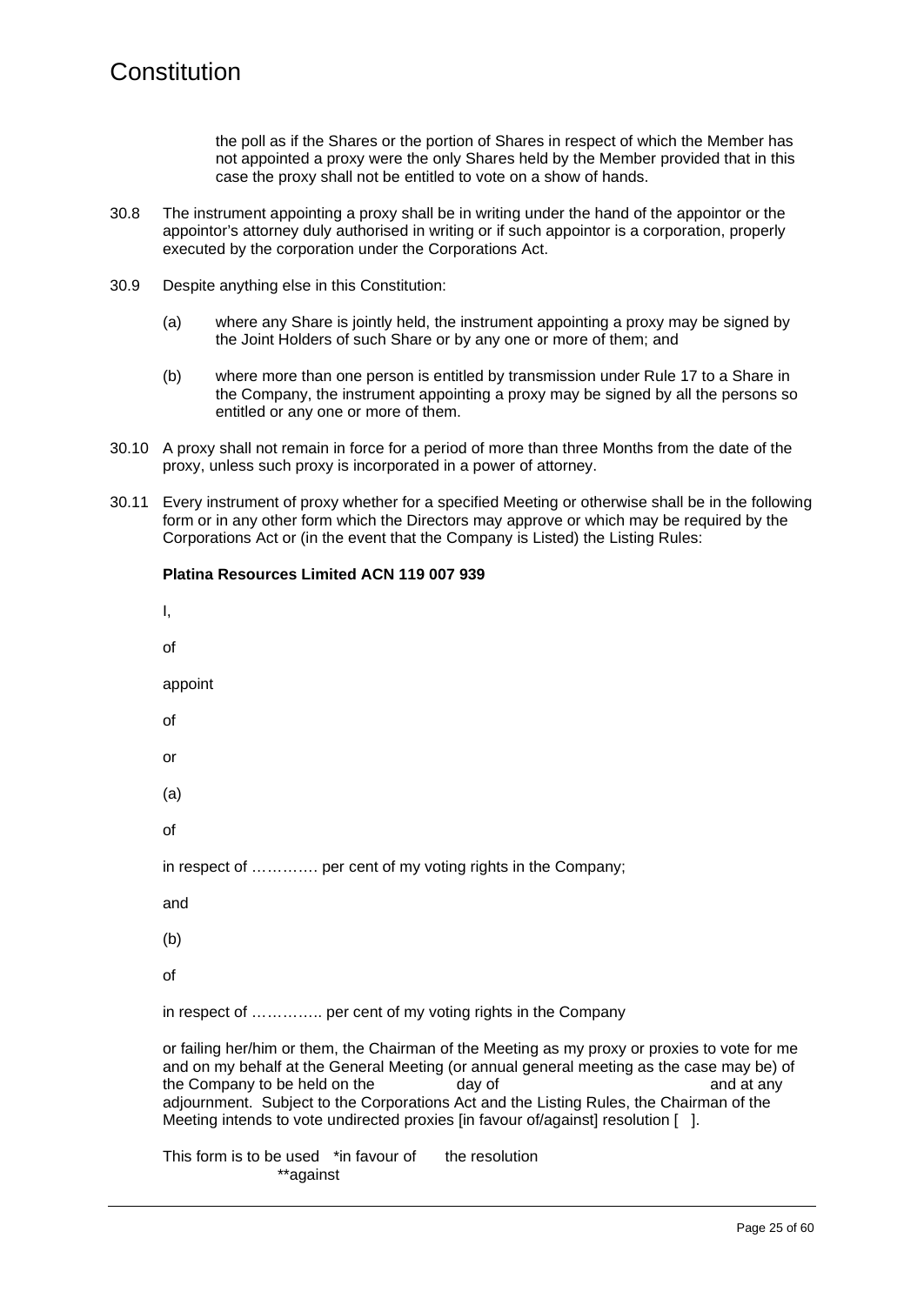the poll as if the Shares or the portion of Shares in respect of which the Member has not appointed a proxy were the only Shares held by the Member provided that in this case the proxy shall not be entitled to vote on a show of hands.

30.8 The instrument appointing a proxy shall be in writing under the hand of the appointor or the appointor's attorney duly authorised in writing or if such appointor is a corporation, properly executed by the corporation under the Corporations Act.

30.9 Despite anything else in this Constitution:

(a) where any Share is jointly held, the instrument appointing a proxy may be signed by the Joint Holders of such Share or by any one or more of them; and

(b) where more than one person is entitled by transmission under Rule 17 to a Share in the Company, the instrument appointing a proxy may be signed by all the persons so entitled or any one or more of them.

30.10 A proxy shall not remain in force for a period of more than three Months from the date of the proxy, unless such proxy is incorporated in a power of attorney.

30.11 Every instrument of proxy whether for a specified Meeting or otherwise shall be in the following form or in any other form which the Directors may approve or which may be required by the Corporations Act or (in the event that the Company is Listed) the Listing Rules:

**Platina Resources Limited ACN 119 007 939**

I,

of

appoint

of

or

(a)

of

in respect of …………. per cent of my voting rights in the Company;

and

(b)

of

in respect of ………….. per cent of my voting rights in the Company

or failing her/him or them, the Chairman of the Meeting as my proxy or proxies to vote for me and on my behalf at the General Meeting (or annual general meeting as the case may be) of the Company to be held on the day of and at any adjournment. Subject to the Corporations Act and the Listing Rules, the Chairman of the Meeting intends to vote undirected proxies [in favour of/against] resolution [ ].

This form is to be used *in favour of the resolution
**against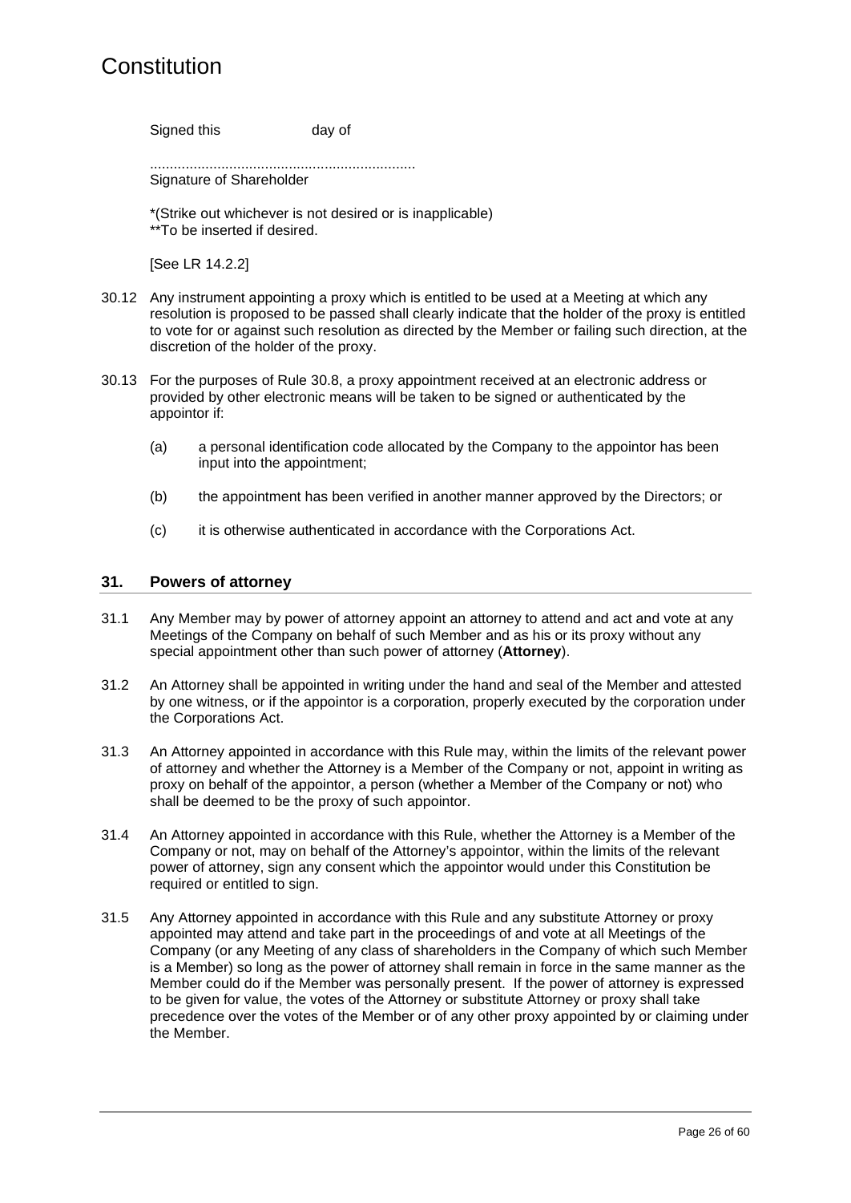Signed this day of

..................................................................
Signature of Shareholder

*(Strike out whichever is not desired or is inapplicable)
**To be inserted if desired.

[See LR 14.2.2]

30.12 Any instrument appointing a proxy which is entitled to be used at a Meeting at which any resolution is proposed to be passed shall clearly indicate that the holder of the proxy is entitled to vote for or against such resolution as directed by the Member or failing such direction, at the discretion of the holder of the proxy.

30.13 For the purposes of Rule 30.8, a proxy appointment received at an electronic address or provided by other electronic means will be taken to be signed or authenticated by the appointor if:

(a) a personal identification code allocated by the Company to the appointor has been input into the appointment;

(b) the appointment has been verified in another manner approved by the Directors; or

(c) it is otherwise authenticated in accordance with the Corporations Act.

## 31. Powers of attorney

31.1 Any Member may by power of attorney appoint an attorney to attend and act and vote at any Meetings of the Company on behalf of such Member and as his or its proxy without any special appointment other than such power of attorney (**Attorney**).

31.2 An Attorney shall be appointed in writing under the hand and seal of the Member and attested by one witness, or if the appointor is a corporation, properly executed by the corporation under the Corporations Act.

31.3 An Attorney appointed in accordance with this Rule may, within the limits of the relevant power of attorney and whether the Attorney is a Member of the Company or not, appoint in writing as proxy on behalf of the appointor, a person (whether a Member of the Company or not) who shall be deemed to be the proxy of such appointor.

31.4 An Attorney appointed in accordance with this Rule, whether the Attorney is a Member of the Company or not, may on behalf of the Attorney's appointor, within the limits of the relevant power of attorney, sign any consent which the appointor would under this Constitution be required or entitled to sign.

31.5 Any Attorney appointed in accordance with this Rule and any substitute Attorney or proxy appointed may attend and take part in the proceedings of and vote at all Meetings of the Company (or any Meeting of any class of shareholders in the Company of which such Member is a Member) so long as the power of attorney shall remain in force in the same manner as the Member could do if the Member was personally present. If the power of attorney is expressed to be given for value, the votes of the Attorney or substitute Attorney or proxy shall take precedence over the votes of the Member or of any other proxy appointed by or claiming under the Member.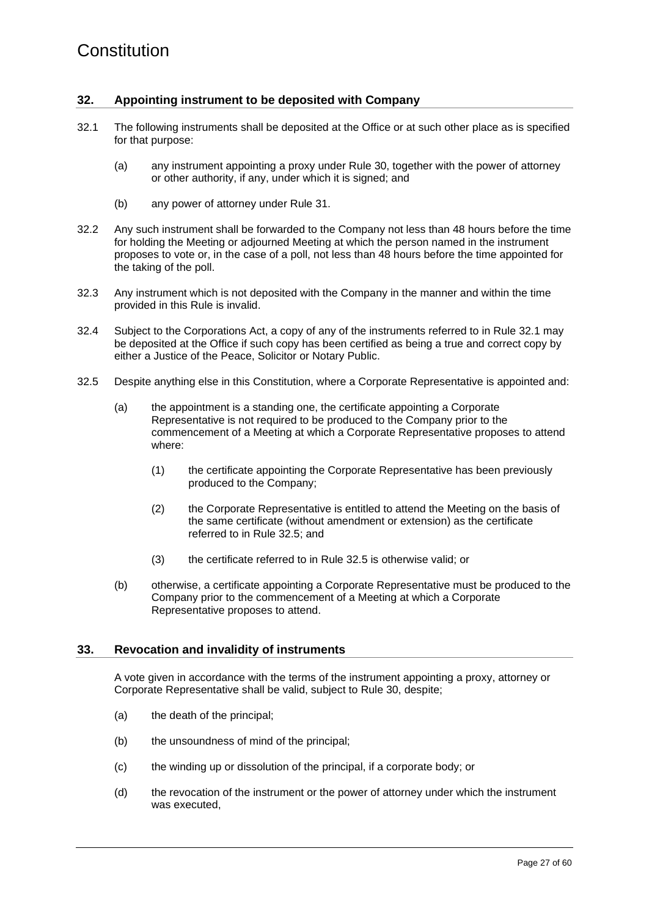## 32. Appointing instrument to be deposited with Company

32.1 The following instruments shall be deposited at the Office or at such other place as is specified for that purpose:

(a) any instrument appointing a proxy under Rule 30, together with the power of attorney or other authority, if any, under which it is signed; and

(b) any power of attorney under Rule 31.

32.2 Any such instrument shall be forwarded to the Company not less than 48 hours before the time for holding the Meeting or adjourned Meeting at which the person named in the instrument proposes to vote or, in the case of a poll, not less than 48 hours before the time appointed for the taking of the poll.

32.3 Any instrument which is not deposited with the Company in the manner and within the time provided in this Rule is invalid.

32.4 Subject to the Corporations Act, a copy of any of the instruments referred to in Rule 32.1 may be deposited at the Office if such copy has been certified as being a true and correct copy by either a Justice of the Peace, Solicitor or Notary Public.

32.5 Despite anything else in this Constitution, where a Corporate Representative is appointed and:

(a) the appointment is a standing one, the certificate appointing a Corporate Representative is not required to be produced to the Company prior to the commencement of a Meeting at which a Corporate Representative proposes to attend where:

(1) the certificate appointing the Corporate Representative has been previously produced to the Company;

(2) the Corporate Representative is entitled to attend the Meeting on the basis of the same certificate (without amendment or extension) as the certificate referred to in Rule 32.5; and

(3) the certificate referred to in Rule 32.5 is otherwise valid; or

(b) otherwise, a certificate appointing a Corporate Representative must be produced to the Company prior to the commencement of a Meeting at which a Corporate Representative proposes to attend.

## 33. Revocation and invalidity of instruments

A vote given in accordance with the terms of the instrument appointing a proxy, attorney or Corporate Representative shall be valid, subject to Rule 30, despite;

(a) the death of the principal;

(b) the unsoundness of mind of the principal;

(c) the winding up or dissolution of the principal, if a corporate body; or

(d) the revocation of the instrument or the power of attorney under which the instrument was executed,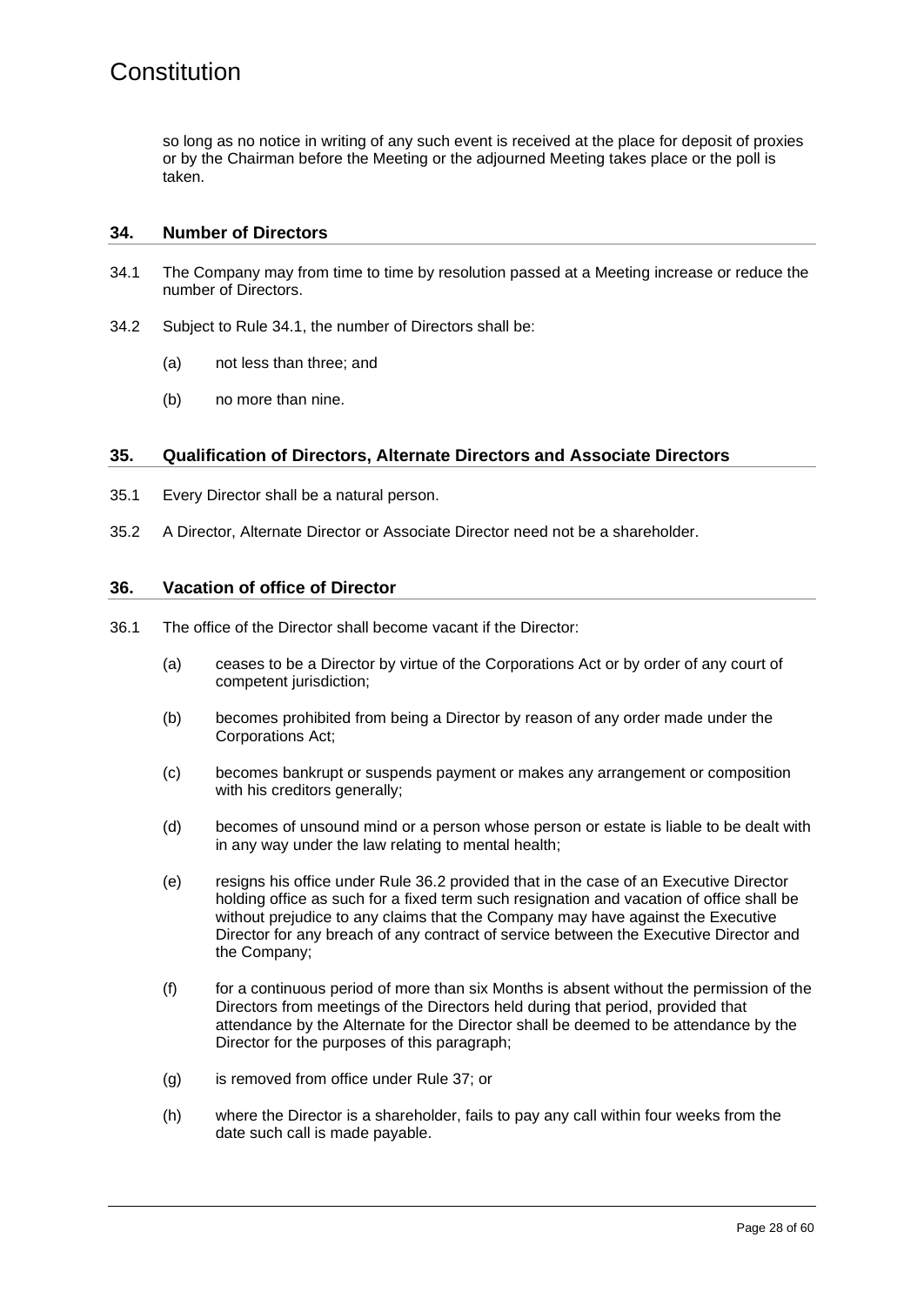so long as no notice in writing of any such event is received at the place for deposit of proxies or by the Chairman before the Meeting or the adjourned Meeting takes place or the poll is taken.

## 34. Number of Directors

34.1 The Company may from time to time by resolution passed at a Meeting increase or reduce the number of Directors.

34.2 Subject to Rule 34.1, the number of Directors shall be:

(a) not less than three; and

(b) no more than nine.

## 35. Qualification of Directors, Alternate Directors and Associate Directors

35.1 Every Director shall be a natural person.

35.2 A Director, Alternate Director or Associate Director need not be a shareholder.

## 36. Vacation of office of Director

36.1 The office of the Director shall become vacant if the Director:

(a) ceases to be a Director by virtue of the Corporations Act or by order of any court of competent jurisdiction;

(b) becomes prohibited from being a Director by reason of any order made under the Corporations Act;

(c) becomes bankrupt or suspends payment or makes any arrangement or composition with his creditors generally;

(d) becomes of unsound mind or a person whose person or estate is liable to be dealt with in any way under the law relating to mental health;

(e) resigns his office under Rule 36.2 provided that in the case of an Executive Director holding office as such for a fixed term such resignation and vacation of office shall be without prejudice to any claims that the Company may have against the Executive Director for any breach of any contract of service between the Executive Director and the Company;

(f) for a continuous period of more than six Months is absent without the permission of the Directors from meetings of the Directors held during that period, provided that attendance by the Alternate for the Director shall be deemed to be attendance by the Director for the purposes of this paragraph;

(g) is removed from office under Rule 37; or

(h) where the Director is a shareholder, fails to pay any call within four weeks from the date such call is made payable.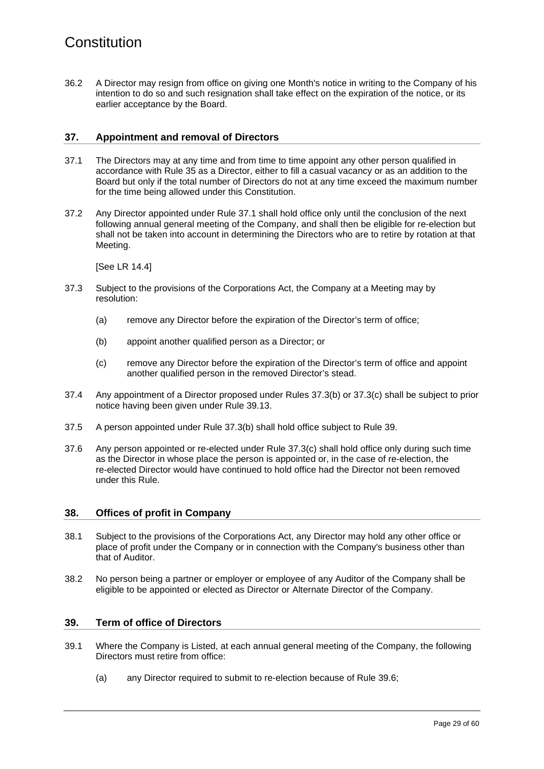36.2 A Director may resign from office on giving one Month's notice in writing to the Company of his intention to do so and such resignation shall take effect on the expiration of the notice, or its earlier acceptance by the Board.

## 37. Appointment and removal of Directors

37.1 The Directors may at any time and from time to time appoint any other person qualified in accordance with Rule 35 as a Director, either to fill a casual vacancy or as an addition to the Board but only if the total number of Directors do not at any time exceed the maximum number for the time being allowed under this Constitution.

37.2 Any Director appointed under Rule 37.1 shall hold office only until the conclusion of the next following annual general meeting of the Company, and shall then be eligible for re-election but shall not be taken into account in determining the Directors who are to retire by rotation at that Meeting.

[See LR 14.4]

37.3 Subject to the provisions of the Corporations Act, the Company at a Meeting may by resolution:

(a) remove any Director before the expiration of the Director's term of office;

(b) appoint another qualified person as a Director; or

(c) remove any Director before the expiration of the Director's term of office and appoint another qualified person in the removed Director's stead.

37.4 Any appointment of a Director proposed under Rules 37.3(b) or 37.3(c) shall be subject to prior notice having been given under Rule 39.13.

37.5 A person appointed under Rule 37.3(b) shall hold office subject to Rule 39.

37.6 Any person appointed or re-elected under Rule 37.3(c) shall hold office only during such time as the Director in whose place the person is appointed or, in the case of re-election, the re-elected Director would have continued to hold office had the Director not been removed under this Rule.

## 38. Offices of profit in Company

38.1 Subject to the provisions of the Corporations Act, any Director may hold any other office or place of profit under the Company or in connection with the Company's business other than that of Auditor.

38.2 No person being a partner or employer or employee of any Auditor of the Company shall be eligible to be appointed or elected as Director or Alternate Director of the Company.

## 39. Term of office of Directors

39.1 Where the Company is Listed, at each annual general meeting of the Company, the following Directors must retire from office:

(a) any Director required to submit to re-election because of Rule 39.6;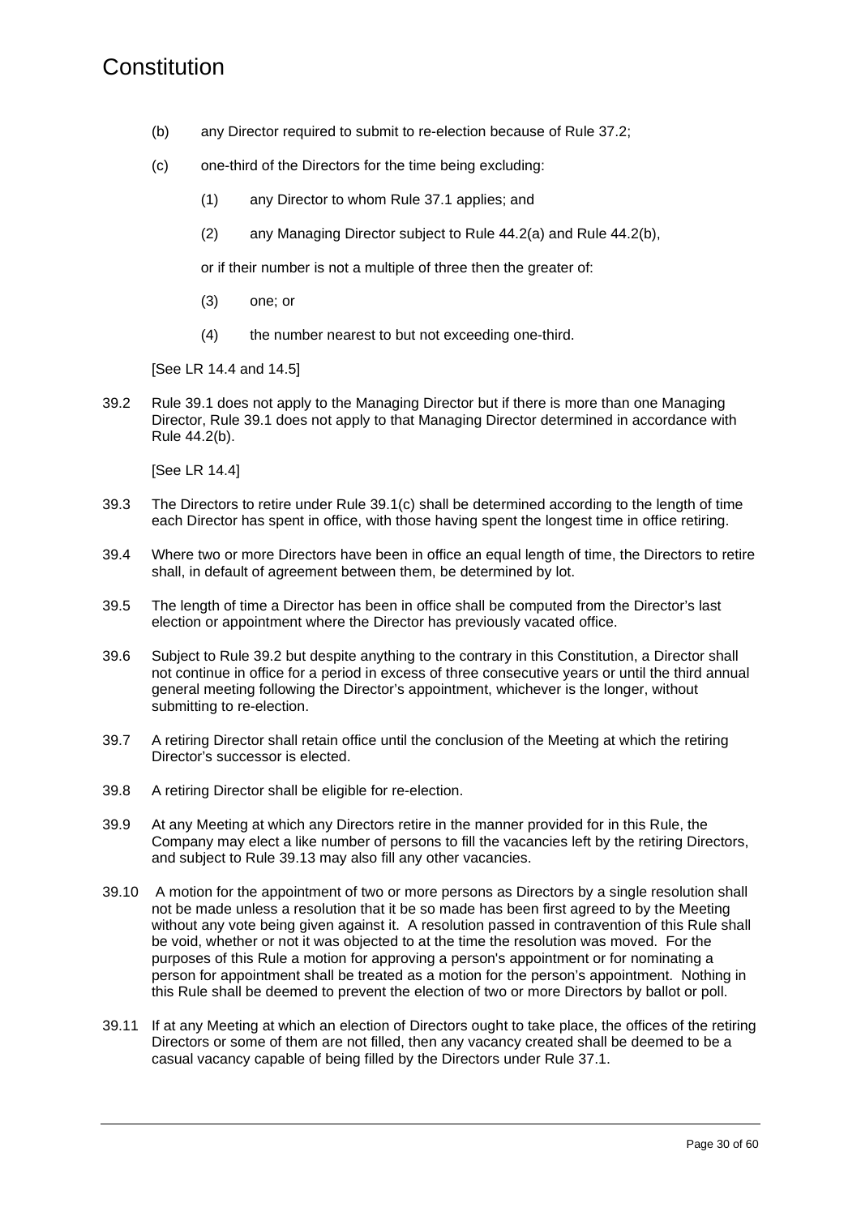(b) any Director required to submit to re-election because of Rule 37.2;

(c) one-third of the Directors for the time being excluding:

(1) any Director to whom Rule 37.1 applies; and

(2) any Managing Director subject to Rule 44.2(a) and Rule 44.2(b),

or if their number is not a multiple of three then the greater of:

(3) one; or

(4) the number nearest to but not exceeding one-third.

[See LR 14.4 and 14.5]

39.2 Rule 39.1 does not apply to the Managing Director but if there is more than one Managing Director, Rule 39.1 does not apply to that Managing Director determined in accordance with Rule 44.2(b).

[See LR 14.4]

39.3 The Directors to retire under Rule 39.1(c) shall be determined according to the length of time each Director has spent in office, with those having spent the longest time in office retiring.

39.4 Where two or more Directors have been in office an equal length of time, the Directors to retire shall, in default of agreement between them, be determined by lot.

39.5 The length of time a Director has been in office shall be computed from the Director's last election or appointment where the Director has previously vacated office.

39.6 Subject to Rule 39.2 but despite anything to the contrary in this Constitution, a Director shall not continue in office for a period in excess of three consecutive years or until the third annual general meeting following the Director's appointment, whichever is the longer, without submitting to re-election.

39.7 A retiring Director shall retain office until the conclusion of the Meeting at which the retiring Director's successor is elected.

39.8 A retiring Director shall be eligible for re-election.

39.9 At any Meeting at which any Directors retire in the manner provided for in this Rule, the Company may elect a like number of persons to fill the vacancies left by the retiring Directors, and subject to Rule 39.13 may also fill any other vacancies.

39.10 A motion for the appointment of two or more persons as Directors by a single resolution shall not be made unless a resolution that it be so made has been first agreed to by the Meeting without any vote being given against it. A resolution passed in contravention of this Rule shall be void, whether or not it was objected to at the time the resolution was moved. For the purposes of this Rule a motion for approving a person's appointment or for nominating a person for appointment shall be treated as a motion for the person's appointment. Nothing in this Rule shall be deemed to prevent the election of two or more Directors by ballot or poll.

39.11 If at any Meeting at which an election of Directors ought to take place, the offices of the retiring Directors or some of them are not filled, then any vacancy created shall be deemed to be a casual vacancy capable of being filled by the Directors under Rule 37.1.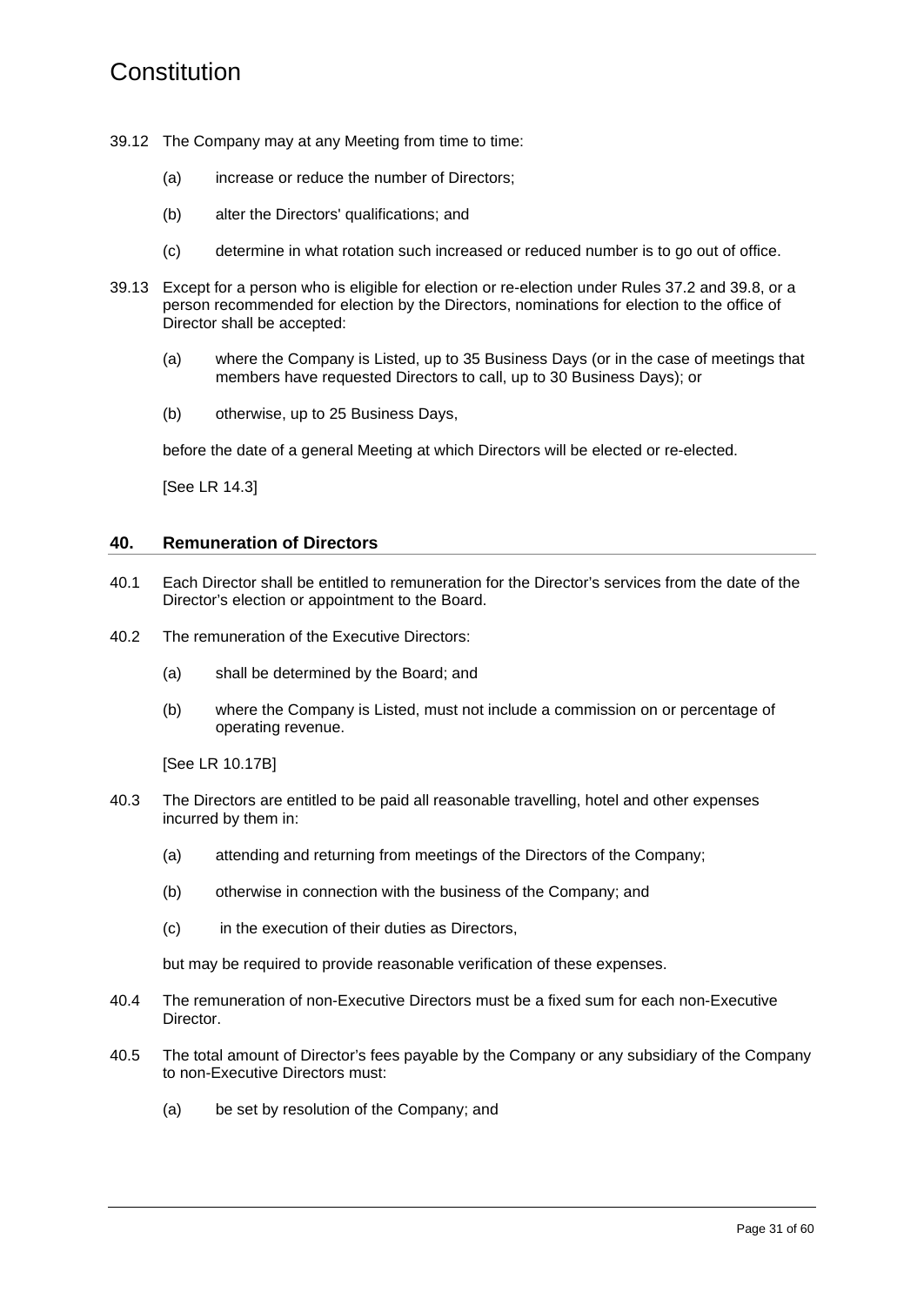39.12 The Company may at any Meeting from time to time:

(a) increase or reduce the number of Directors;

(b) alter the Directors' qualifications; and

(c) determine in what rotation such increased or reduced number is to go out of office.

39.13 Except for a person who is eligible for election or re-election under Rules 37.2 and 39.8, or a person recommended for election by the Directors, nominations for election to the office of Director shall be accepted:

(a) where the Company is Listed, up to 35 Business Days (or in the case of meetings that members have requested Directors to call, up to 30 Business Days); or

(b) otherwise, up to 25 Business Days,

before the date of a general Meeting at which Directors will be elected or re-elected.

[See LR 14.3]

## 40. Remuneration of Directors

40.1 Each Director shall be entitled to remuneration for the Director's services from the date of the Director's election or appointment to the Board.

40.2 The remuneration of the Executive Directors:

(a) shall be determined by the Board; and

(b) where the Company is Listed, must not include a commission on or percentage of operating revenue.

[See LR 10.17B]

40.3 The Directors are entitled to be paid all reasonable travelling, hotel and other expenses incurred by them in:

(a) attending and returning from meetings of the Directors of the Company;

(b) otherwise in connection with the business of the Company; and

(c) in the execution of their duties as Directors,

but may be required to provide reasonable verification of these expenses.

40.4 The remuneration of non-Executive Directors must be a fixed sum for each non-Executive Director.

40.5 The total amount of Director's fees payable by the Company or any subsidiary of the Company to non-Executive Directors must:

(a) be set by resolution of the Company; and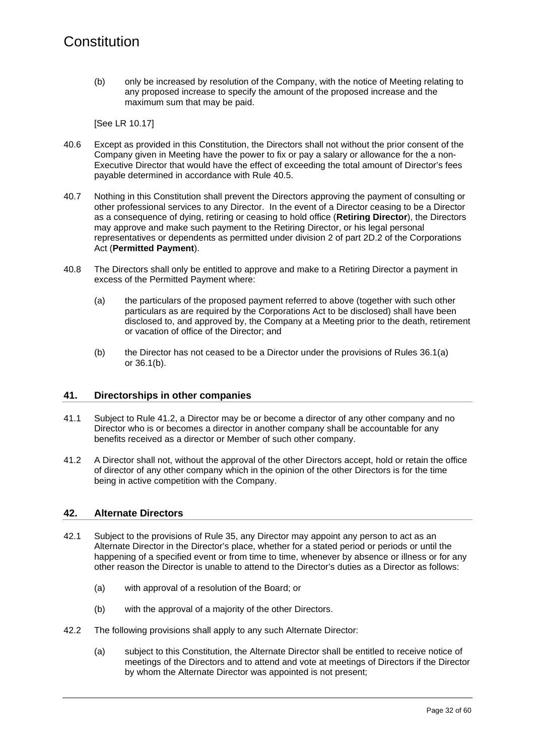(b) only be increased by resolution of the Company, with the notice of Meeting relating to any proposed increase to specify the amount of the proposed increase and the maximum sum that may be paid.

[See LR 10.17]

40.6 Except as provided in this Constitution, the Directors shall not without the prior consent of the Company given in Meeting have the power to fix or pay a salary or allowance for the a non-Executive Director that would have the effect of exceeding the total amount of Director's fees payable determined in accordance with Rule 40.5.

40.7 Nothing in this Constitution shall prevent the Directors approving the payment of consulting or other professional services to any Director. In the event of a Director ceasing to be a Director as a consequence of dying, retiring or ceasing to hold office (**Retiring Director**), the Directors may approve and make such payment to the Retiring Director, or his legal personal representatives or dependents as permitted under division 2 of part 2D.2 of the Corporations Act (**Permitted Payment**).

40.8 The Directors shall only be entitled to approve and make to a Retiring Director a payment in excess of the Permitted Payment where:

(a) the particulars of the proposed payment referred to above (together with such other particulars as are required by the Corporations Act to be disclosed) shall have been disclosed to, and approved by, the Company at a Meeting prior to the death, retirement or vacation of office of the Director; and

(b) the Director has not ceased to be a Director under the provisions of Rules 36.1(a) or 36.1(b).

## 41. Directorships in other companies

41.1 Subject to Rule 41.2, a Director may be or become a director of any other company and no Director who is or becomes a director in another company shall be accountable for any benefits received as a director or Member of such other company.

41.2 A Director shall not, without the approval of the other Directors accept, hold or retain the office of director of any other company which in the opinion of the other Directors is for the time being in active competition with the Company.

## 42. Alternate Directors

42.1 Subject to the provisions of Rule 35, any Director may appoint any person to act as an Alternate Director in the Director's place, whether for a stated period or periods or until the happening of a specified event or from time to time, whenever by absence or illness or for any other reason the Director is unable to attend to the Director's duties as a Director as follows:

(a) with approval of a resolution of the Board; or

(b) with the approval of a majority of the other Directors.

42.2 The following provisions shall apply to any such Alternate Director:

(a) subject to this Constitution, the Alternate Director shall be entitled to receive notice of meetings of the Directors and to attend and vote at meetings of Directors if the Director by whom the Alternate Director was appointed is not present;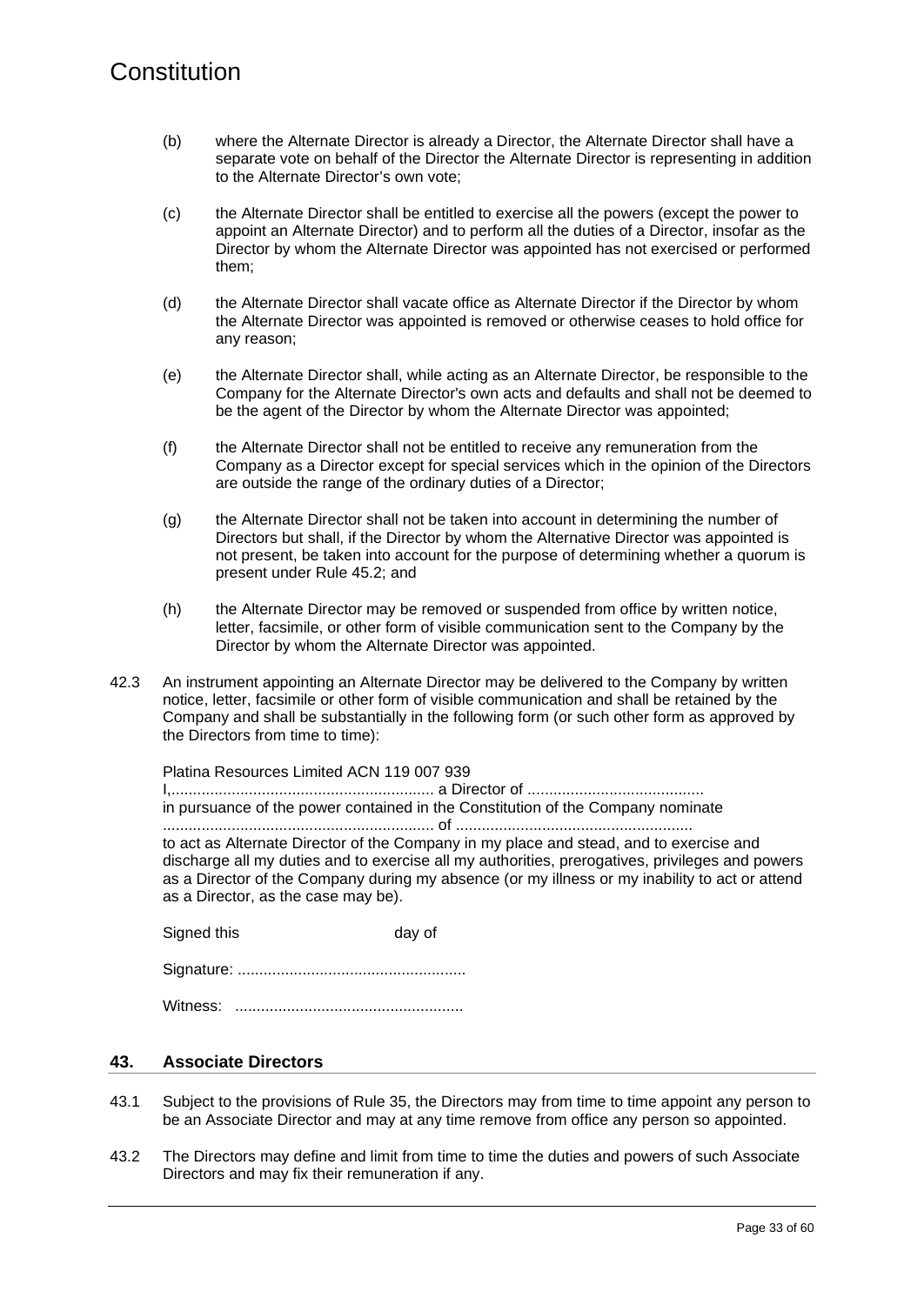(b) where the Alternate Director is already a Director, the Alternate Director shall have a separate vote on behalf of the Director the Alternate Director is representing in addition to the Alternate Director's own vote;

(c) the Alternate Director shall be entitled to exercise all the powers (except the power to appoint an Alternate Director) and to perform all the duties of a Director, insofar as the Director by whom the Alternate Director was appointed has not exercised or performed them;

(d) the Alternate Director shall vacate office as Alternate Director if the Director by whom the Alternate Director was appointed is removed or otherwise ceases to hold office for any reason;

(e) the Alternate Director shall, while acting as an Alternate Director, be responsible to the Company for the Alternate Director's own acts and defaults and shall not be deemed to be the agent of the Director by whom the Alternate Director was appointed;

(f) the Alternate Director shall not be entitled to receive any remuneration from the Company as a Director except for special services which in the opinion of the Directors are outside the range of the ordinary duties of a Director;

(g) the Alternate Director shall not be taken into account in determining the number of Directors but shall, if the Director by whom the Alternative Director was appointed is not present, be taken into account for the purpose of determining whether a quorum is present under Rule 45.2; and

(h) the Alternate Director may be removed or suspended from office by written notice, letter, facsimile, or other form of visible communication sent to the Company by the Director by whom the Alternate Director was appointed.

42.3 An instrument appointing an Alternate Director may be delivered to the Company by written notice, letter, facsimile or other form of visible communication and shall be retained by the Company and shall be substantially in the following form (or such other form as approved by the Directors from time to time):

Platina Resources Limited ACN 119 007 939
I,............................................................. a Director of .........................................
in pursuance of the power contained in the Constitution of the Company nominate
............................................................... of .......................................................
to act as Alternate Director of the Company in my place and stead, and to exercise and discharge all my duties and to exercise all my authorities, prerogatives, privileges and powers as a Director of the Company during my absence (or my illness or my inability to act or attend as a Director, as the case may be).

Signed this day of

Signature: .....................................................

Witness: .....................................................

## 43. Associate Directors

43.1 Subject to the provisions of Rule 35, the Directors may from time to time appoint any person to be an Associate Director and may at any time remove from office any person so appointed.

43.2 The Directors may define and limit from time to time the duties and powers of such Associate Directors and may fix their remuneration if any.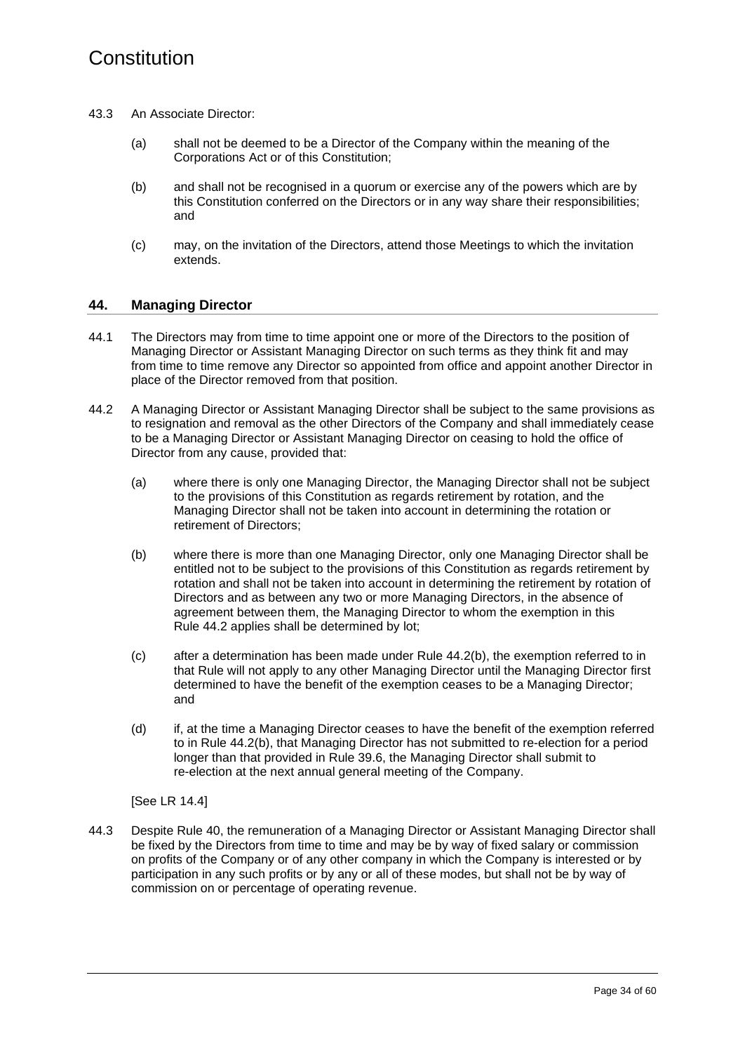43.3 An Associate Director:

(a) shall not be deemed to be a Director of the Company within the meaning of the Corporations Act or of this Constitution;

(b) and shall not be recognised in a quorum or exercise any of the powers which are by this Constitution conferred on the Directors or in any way share their responsibilities; and

(c) may, on the invitation of the Directors, attend those Meetings to which the invitation extends.

## 44. Managing Director

44.1 The Directors may from time to time appoint one or more of the Directors to the position of Managing Director or Assistant Managing Director on such terms as they think fit and may from time to time remove any Director so appointed from office and appoint another Director in place of the Director removed from that position.

44.2 A Managing Director or Assistant Managing Director shall be subject to the same provisions as to resignation and removal as the other Directors of the Company and shall immediately cease to be a Managing Director or Assistant Managing Director on ceasing to hold the office of Director from any cause, provided that:

(a) where there is only one Managing Director, the Managing Director shall not be subject to the provisions of this Constitution as regards retirement by rotation, and the Managing Director shall not be taken into account in determining the rotation or retirement of Directors;

(b) where there is more than one Managing Director, only one Managing Director shall be entitled not to be subject to the provisions of this Constitution as regards retirement by rotation and shall not be taken into account in determining the retirement by rotation of Directors and as between any two or more Managing Directors, in the absence of agreement between them, the Managing Director to whom the exemption in this Rule 44.2 applies shall be determined by lot;

(c) after a determination has been made under Rule 44.2(b), the exemption referred to in that Rule will not apply to any other Managing Director until the Managing Director first determined to have the benefit of the exemption ceases to be a Managing Director; and

(d) if, at the time a Managing Director ceases to have the benefit of the exemption referred to in Rule 44.2(b), that Managing Director has not submitted to re-election for a period longer than that provided in Rule 39.6, the Managing Director shall submit to re-election at the next annual general meeting of the Company.

[See LR 14.4]

44.3 Despite Rule 40, the remuneration of a Managing Director or Assistant Managing Director shall be fixed by the Directors from time to time and may be by way of fixed salary or commission on profits of the Company or of any other company in which the Company is interested or by participation in any such profits or by any or all of these modes, but shall not be by way of commission on or percentage of operating revenue.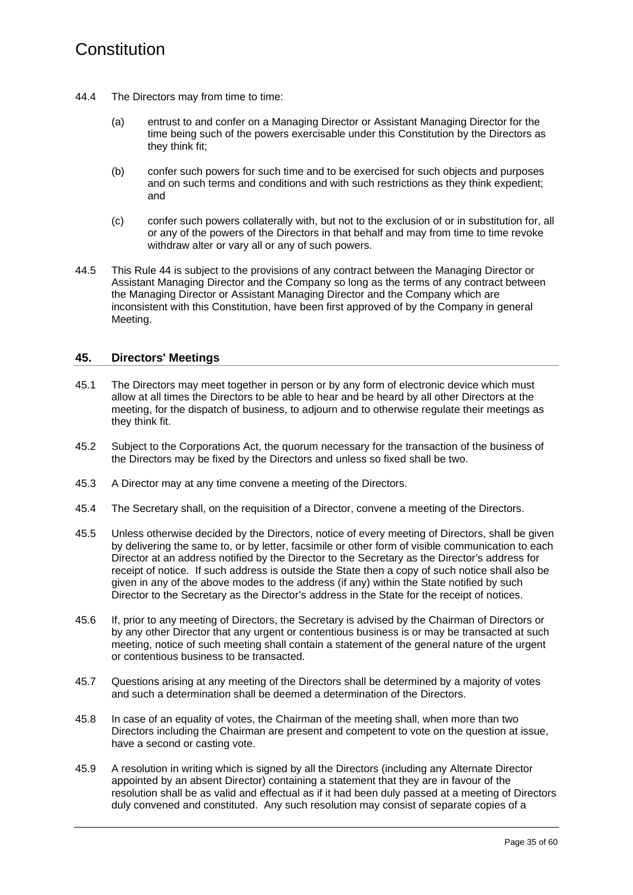44.4 The Directors may from time to time:

(a) entrust to and confer on a Managing Director or Assistant Managing Director for the time being such of the powers exercisable under this Constitution by the Directors as they think fit;

(b) confer such powers for such time and to be exercised for such objects and purposes and on such terms and conditions and with such restrictions as they think expedient; and

(c) confer such powers collaterally with, but not to the exclusion of or in substitution for, all or any of the powers of the Directors in that behalf and may from time to time revoke withdraw alter or vary all or any of such powers.

44.5 This Rule 44 is subject to the provisions of any contract between the Managing Director or Assistant Managing Director and the Company so long as the terms of any contract between the Managing Director or Assistant Managing Director and the Company which are inconsistent with this Constitution, have been first approved of by the Company in general Meeting.

## 45. Directors' Meetings

45.1 The Directors may meet together in person or by any form of electronic device which must allow at all times the Directors to be able to hear and be heard by all other Directors at the meeting, for the dispatch of business, to adjourn and to otherwise regulate their meetings as they think fit.

45.2 Subject to the Corporations Act, the quorum necessary for the transaction of the business of the Directors may be fixed by the Directors and unless so fixed shall be two.

45.3 A Director may at any time convene a meeting of the Directors.

45.4 The Secretary shall, on the requisition of a Director, convene a meeting of the Directors.

45.5 Unless otherwise decided by the Directors, notice of every meeting of Directors, shall be given by delivering the same to, or by letter, facsimile or other form of visible communication to each Director at an address notified by the Director to the Secretary as the Director's address for receipt of notice. If such address is outside the State then a copy of such notice shall also be given in any of the above modes to the address (if any) within the State notified by such Director to the Secretary as the Director's address in the State for the receipt of notices.

45.6 If, prior to any meeting of Directors, the Secretary is advised by the Chairman of Directors or by any other Director that any urgent or contentious business is or may be transacted at such meeting, notice of such meeting shall contain a statement of the general nature of the urgent or contentious business to be transacted.

45.7 Questions arising at any meeting of the Directors shall be determined by a majority of votes and such a determination shall be deemed a determination of the Directors.

45.8 In case of an equality of votes, the Chairman of the meeting shall, when more than two Directors including the Chairman are present and competent to vote on the question at issue, have a second or casting vote.

45.9 A resolution in writing which is signed by all the Directors (including any Alternate Director appointed by an absent Director) containing a statement that they are in favour of the resolution shall be as valid and effectual as if it had been duly passed at a meeting of Directors duly convened and constituted. Any such resolution may consist of separate copies of a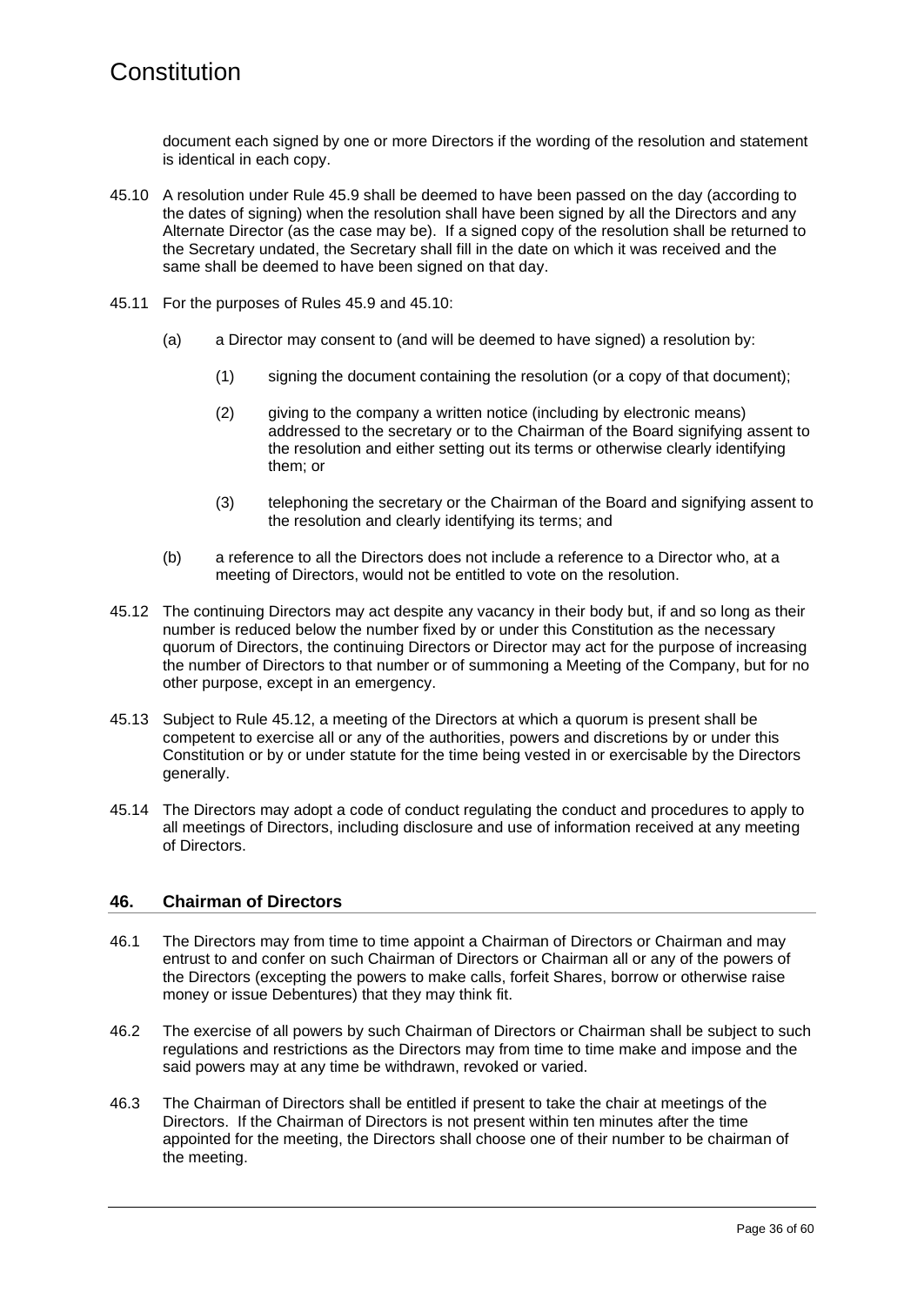document each signed by one or more Directors if the wording of the resolution and statement is identical in each copy.

45.10 A resolution under Rule 45.9 shall be deemed to have been passed on the day (according to the dates of signing) when the resolution shall have been signed by all the Directors and any Alternate Director (as the case may be). If a signed copy of the resolution shall be returned to the Secretary undated, the Secretary shall fill in the date on which it was received and the same shall be deemed to have been signed on that day.

45.11 For the purposes of Rules 45.9 and 45.10:

(a) a Director may consent to (and will be deemed to have signed) a resolution by:

(1) signing the document containing the resolution (or a copy of that document);

(2) giving to the company a written notice (including by electronic means) addressed to the secretary or to the Chairman of the Board signifying assent to the resolution and either setting out its terms or otherwise clearly identifying them; or

(3) telephoning the secretary or the Chairman of the Board and signifying assent to the resolution and clearly identifying its terms; and

(b) a reference to all the Directors does not include a reference to a Director who, at a meeting of Directors, would not be entitled to vote on the resolution.

45.12 The continuing Directors may act despite any vacancy in their body but, if and so long as their number is reduced below the number fixed by or under this Constitution as the necessary quorum of Directors, the continuing Directors or Director may act for the purpose of increasing the number of Directors to that number or of summoning a Meeting of the Company, but for no other purpose, except in an emergency.

45.13 Subject to Rule 45.12, a meeting of the Directors at which a quorum is present shall be competent to exercise all or any of the authorities, powers and discretions by or under this Constitution or by or under statute for the time being vested in or exercisable by the Directors generally.

45.14 The Directors may adopt a code of conduct regulating the conduct and procedures to apply to all meetings of Directors, including disclosure and use of information received at any meeting of Directors.

## 46. Chairman of Directors

46.1 The Directors may from time to time appoint a Chairman of Directors or Chairman and may entrust to and confer on such Chairman of Directors or Chairman all or any of the powers of the Directors (excepting the powers to make calls, forfeit Shares, borrow or otherwise raise money or issue Debentures) that they may think fit.

46.2 The exercise of all powers by such Chairman of Directors or Chairman shall be subject to such regulations and restrictions as the Directors may from time to time make and impose and the said powers may at any time be withdrawn, revoked or varied.

46.3 The Chairman of Directors shall be entitled if present to take the chair at meetings of the Directors. If the Chairman of Directors is not present within ten minutes after the time appointed for the meeting, the Directors shall choose one of their number to be chairman of the meeting.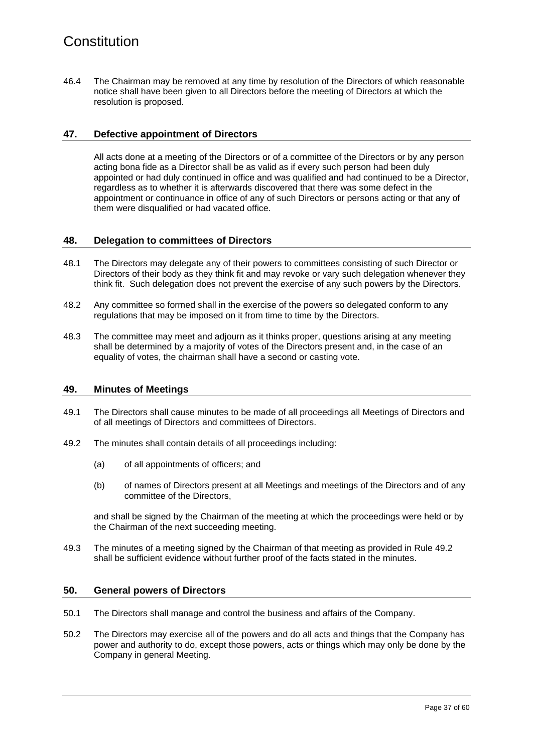46.4 The Chairman may be removed at any time by resolution of the Directors of which reasonable notice shall have been given to all Directors before the meeting of Directors at which the resolution is proposed.

## 47. Defective appointment of Directors

All acts done at a meeting of the Directors or of a committee of the Directors or by any person acting bona fide as a Director shall be as valid as if every such person had been duly appointed or had duly continued in office and was qualified and had continued to be a Director, regardless as to whether it is afterwards discovered that there was some defect in the appointment or continuance in office of any of such Directors or persons acting or that any of them were disqualified or had vacated office.

## 48. Delegation to committees of Directors

48.1 The Directors may delegate any of their powers to committees consisting of such Director or Directors of their body as they think fit and may revoke or vary such delegation whenever they think fit. Such delegation does not prevent the exercise of any such powers by the Directors.

48.2 Any committee so formed shall in the exercise of the powers so delegated conform to any regulations that may be imposed on it from time to time by the Directors.

48.3 The committee may meet and adjourn as it thinks proper, questions arising at any meeting shall be determined by a majority of votes of the Directors present and, in the case of an equality of votes, the chairman shall have a second or casting vote.

## 49. Minutes of Meetings

49.1 The Directors shall cause minutes to be made of all proceedings all Meetings of Directors and of all meetings of Directors and committees of Directors.

49.2 The minutes shall contain details of all proceedings including:

(a) of all appointments of officers; and

(b) of names of Directors present at all Meetings and meetings of the Directors and of any committee of the Directors,

and shall be signed by the Chairman of the meeting at which the proceedings were held or by the Chairman of the next succeeding meeting.

49.3 The minutes of a meeting signed by the Chairman of that meeting as provided in Rule 49.2 shall be sufficient evidence without further proof of the facts stated in the minutes.

## 50. General powers of Directors

50.1 The Directors shall manage and control the business and affairs of the Company.

50.2 The Directors may exercise all of the powers and do all acts and things that the Company has power and authority to do, except those powers, acts or things which may only be done by the Company in general Meeting.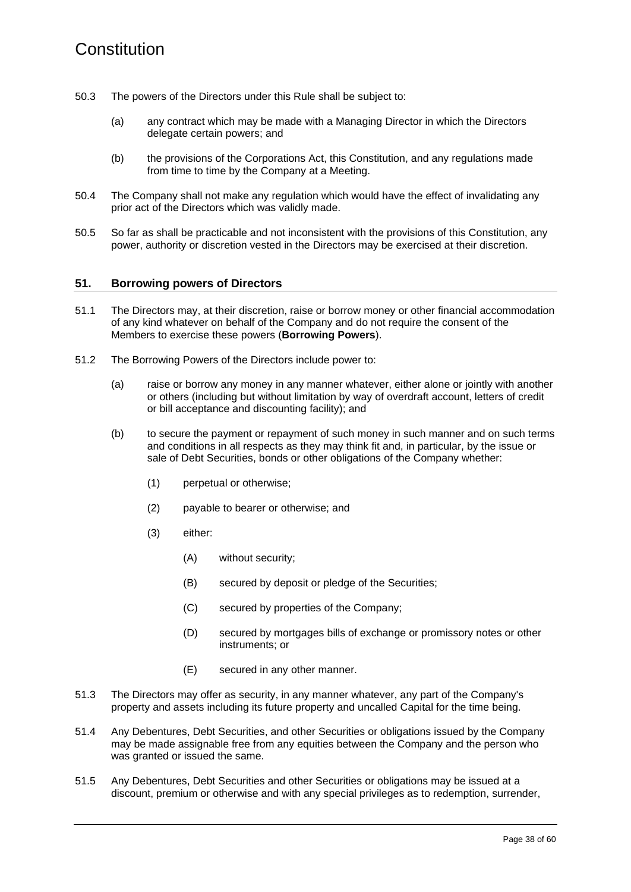50.3 The powers of the Directors under this Rule shall be subject to:

(a) any contract which may be made with a Managing Director in which the Directors delegate certain powers; and

(b) the provisions of the Corporations Act, this Constitution, and any regulations made from time to time by the Company at a Meeting.

50.4 The Company shall not make any regulation which would have the effect of invalidating any prior act of the Directors which was validly made.

50.5 So far as shall be practicable and not inconsistent with the provisions of this Constitution, any power, authority or discretion vested in the Directors may be exercised at their discretion.

## 51. Borrowing powers of Directors

51.1 The Directors may, at their discretion, raise or borrow money or other financial accommodation of any kind whatever on behalf of the Company and do not require the consent of the Members to exercise these powers (**Borrowing Powers**).

51.2 The Borrowing Powers of the Directors include power to:

(a) raise or borrow any money in any manner whatever, either alone or jointly with another or others (including but without limitation by way of overdraft account, letters of credit or bill acceptance and discounting facility); and

(b) to secure the payment or repayment of such money in such manner and on such terms and conditions in all respects as they may think fit and, in particular, by the issue or sale of Debt Securities, bonds or other obligations of the Company whether:

(1) perpetual or otherwise;

(2) payable to bearer or otherwise; and

(3) either:

(A) without security;

(B) secured by deposit or pledge of the Securities;

(C) secured by properties of the Company;

(D) secured by mortgages bills of exchange or promissory notes or other instruments; or

(E) secured in any other manner.

51.3 The Directors may offer as security, in any manner whatever, any part of the Company's property and assets including its future property and uncalled Capital for the time being.

51.4 Any Debentures, Debt Securities, and other Securities or obligations issued by the Company may be made assignable free from any equities between the Company and the person who was granted or issued the same.

51.5 Any Debentures, Debt Securities and other Securities or obligations may be issued at a discount, premium or otherwise and with any special privileges as to redemption, surrender,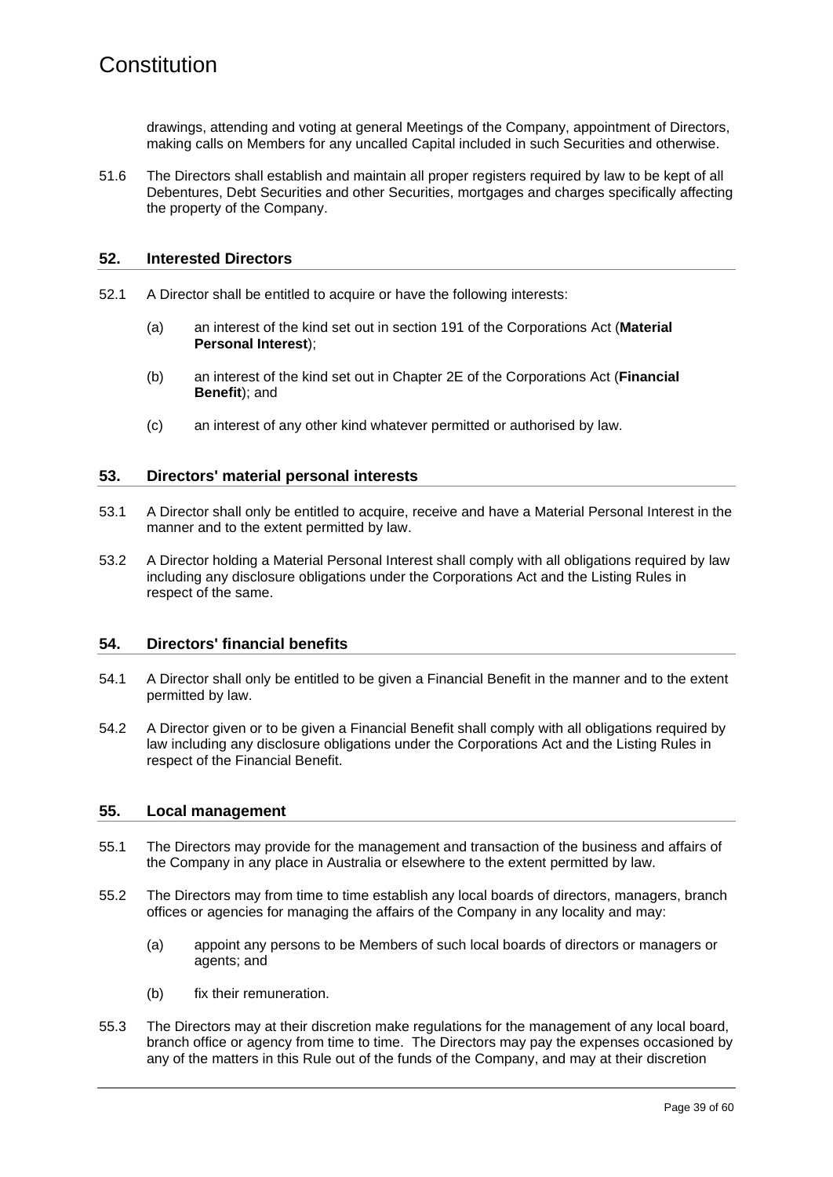drawings, attending and voting at general Meetings of the Company, appointment of Directors, making calls on Members for any uncalled Capital included in such Securities and otherwise.

51.6 The Directors shall establish and maintain all proper registers required by law to be kept of all Debentures, Debt Securities and other Securities, mortgages and charges specifically affecting the property of the Company.

## 52. Interested Directors

52.1 A Director shall be entitled to acquire or have the following interests:

(a) an interest of the kind set out in section 191 of the Corporations Act (**Material Personal Interest**);

(b) an interest of the kind set out in Chapter 2E of the Corporations Act (**Financial Benefit**); and

(c) an interest of any other kind whatever permitted or authorised by law.

## 53. Directors' material personal interests

53.1 A Director shall only be entitled to acquire, receive and have a Material Personal Interest in the manner and to the extent permitted by law.

53.2 A Director holding a Material Personal Interest shall comply with all obligations required by law including any disclosure obligations under the Corporations Act and the Listing Rules in respect of the same.

## 54. Directors' financial benefits

54.1 A Director shall only be entitled to be given a Financial Benefit in the manner and to the extent permitted by law.

54.2 A Director given or to be given a Financial Benefit shall comply with all obligations required by law including any disclosure obligations under the Corporations Act and the Listing Rules in respect of the Financial Benefit.

## 55. Local management

55.1 The Directors may provide for the management and transaction of the business and affairs of the Company in any place in Australia or elsewhere to the extent permitted by law.

55.2 The Directors may from time to time establish any local boards of directors, managers, branch offices or agencies for managing the affairs of the Company in any locality and may:

(a) appoint any persons to be Members of such local boards of directors or managers or agents; and

(b) fix their remuneration.

55.3 The Directors may at their discretion make regulations for the management of any local board, branch office or agency from time to time. The Directors may pay the expenses occasioned by any of the matters in this Rule out of the funds of the Company, and may at their discretion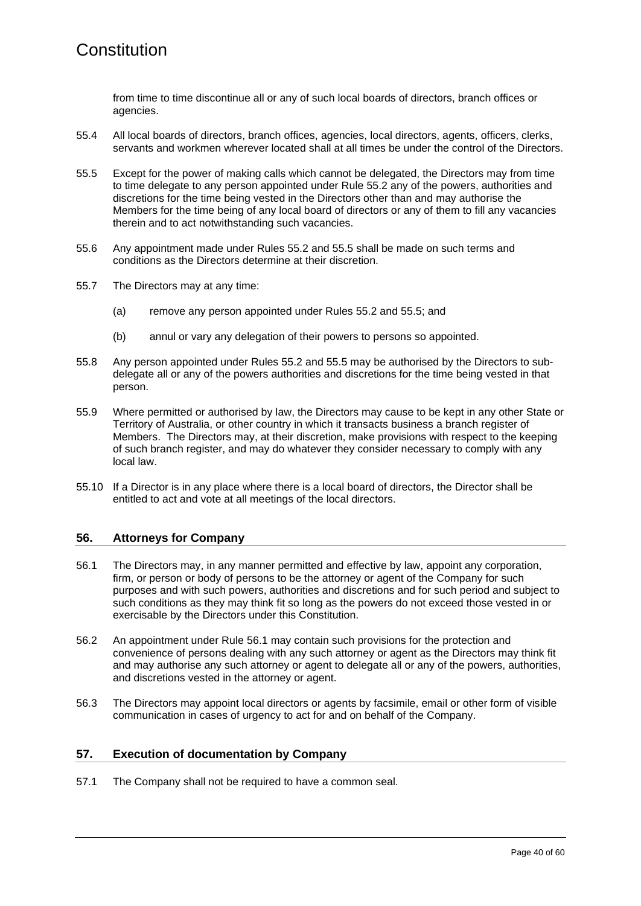from time to time discontinue all or any of such local boards of directors, branch offices or agencies.

55.4 All local boards of directors, branch offices, agencies, local directors, agents, officers, clerks, servants and workmen wherever located shall at all times be under the control of the Directors.

55.5 Except for the power of making calls which cannot be delegated, the Directors may from time to time delegate to any person appointed under Rule 55.2 any of the powers, authorities and discretions for the time being vested in the Directors other than and may authorise the Members for the time being of any local board of directors or any of them to fill any vacancies therein and to act notwithstanding such vacancies.

55.6 Any appointment made under Rules 55.2 and 55.5 shall be made on such terms and conditions as the Directors determine at their discretion.

55.7 The Directors may at any time:

(a) remove any person appointed under Rules 55.2 and 55.5; and

(b) annul or vary any delegation of their powers to persons so appointed.

55.8 Any person appointed under Rules 55.2 and 55.5 may be authorised by the Directors to sub-delegate all or any of the powers authorities and discretions for the time being vested in that person.

55.9 Where permitted or authorised by law, the Directors may cause to be kept in any other State or Territory of Australia, or other country in which it transacts business a branch register of Members. The Directors may, at their discretion, make provisions with respect to the keeping of such branch register, and may do whatever they consider necessary to comply with any local law.

55.10 If a Director is in any place where there is a local board of directors, the Director shall be entitled to act and vote at all meetings of the local directors.

## 56. Attorneys for Company

56.1 The Directors may, in any manner permitted and effective by law, appoint any corporation, firm, or person or body of persons to be the attorney or agent of the Company for such purposes and with such powers, authorities and discretions and for such period and subject to such conditions as they may think fit so long as the powers do not exceed those vested in or exercisable by the Directors under this Constitution.

56.2 An appointment under Rule 56.1 may contain such provisions for the protection and convenience of persons dealing with any such attorney or agent as the Directors may think fit and may authorise any such attorney or agent to delegate all or any of the powers, authorities, and discretions vested in the attorney or agent.

56.3 The Directors may appoint local directors or agents by facsimile, email or other form of visible communication in cases of urgency to act for and on behalf of the Company.

## 57. Execution of documentation by Company

57.1 The Company shall not be required to have a common seal.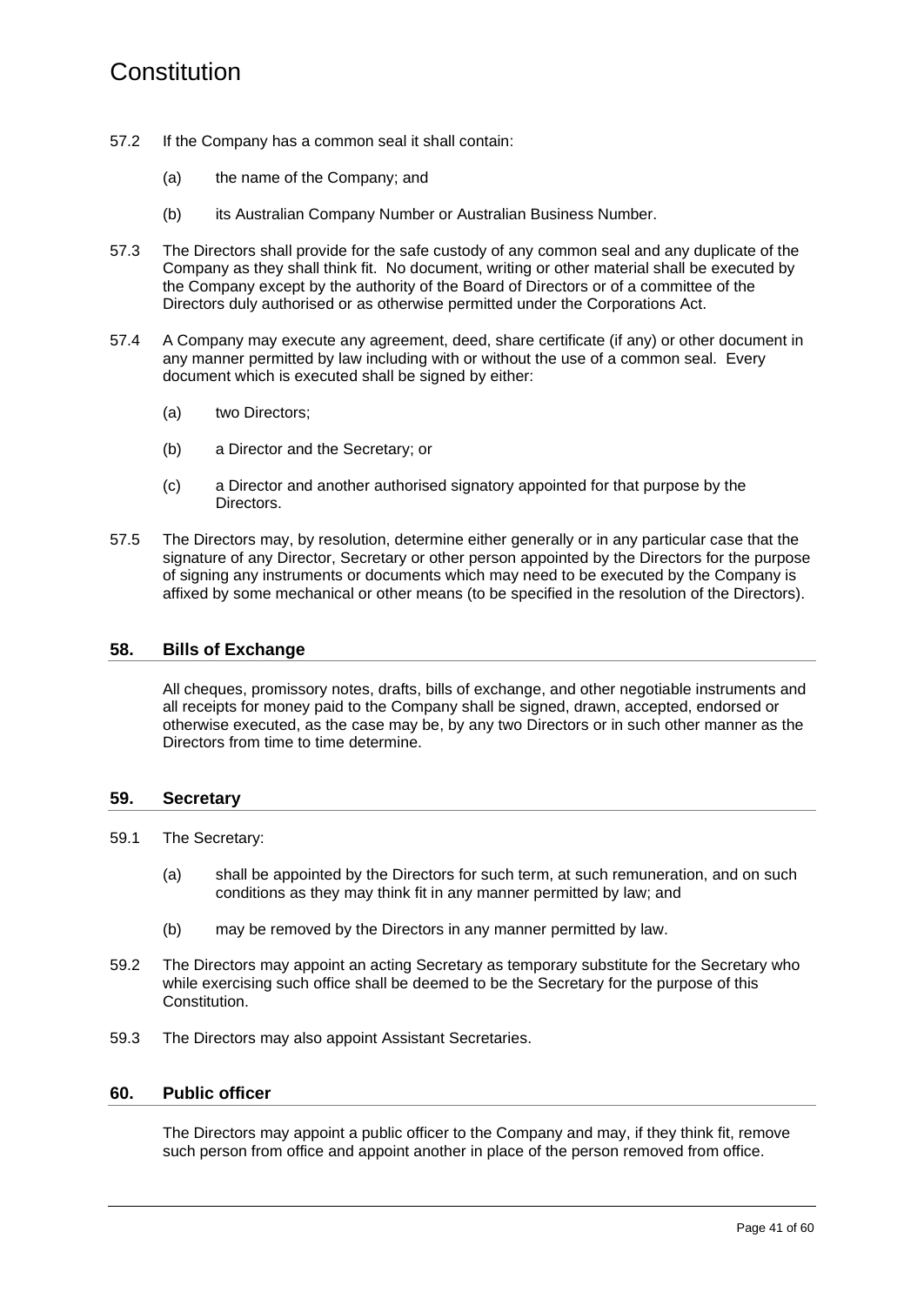57.2 If the Company has a common seal it shall contain:

(a) the name of the Company; and

(b) its Australian Company Number or Australian Business Number.

57.3 The Directors shall provide for the safe custody of any common seal and any duplicate of the Company as they shall think fit. No document, writing or other material shall be executed by the Company except by the authority of the Board of Directors or of a committee of the Directors duly authorised or as otherwise permitted under the Corporations Act.

57.4 A Company may execute any agreement, deed, share certificate (if any) or other document in any manner permitted by law including with or without the use of a common seal. Every document which is executed shall be signed by either:

(a) two Directors;

(b) a Director and the Secretary; or

(c) a Director and another authorised signatory appointed for that purpose by the Directors.

57.5 The Directors may, by resolution, determine either generally or in any particular case that the signature of any Director, Secretary or other person appointed by the Directors for the purpose of signing any instruments or documents which may need to be executed by the Company is affixed by some mechanical or other means (to be specified in the resolution of the Directors).

## 58. Bills of Exchange

All cheques, promissory notes, drafts, bills of exchange, and other negotiable instruments and all receipts for money paid to the Company shall be signed, drawn, accepted, endorsed or otherwise executed, as the case may be, by any two Directors or in such other manner as the Directors from time to time determine.

## 59. Secretary

59.1 The Secretary:

(a) shall be appointed by the Directors for such term, at such remuneration, and on such conditions as they may think fit in any manner permitted by law; and

(b) may be removed by the Directors in any manner permitted by law.

59.2 The Directors may appoint an acting Secretary as temporary substitute for the Secretary who while exercising such office shall be deemed to be the Secretary for the purpose of this Constitution.

59.3 The Directors may also appoint Assistant Secretaries.

## 60. Public officer

The Directors may appoint a public officer to the Company and may, if they think fit, remove such person from office and appoint another in place of the person removed from office.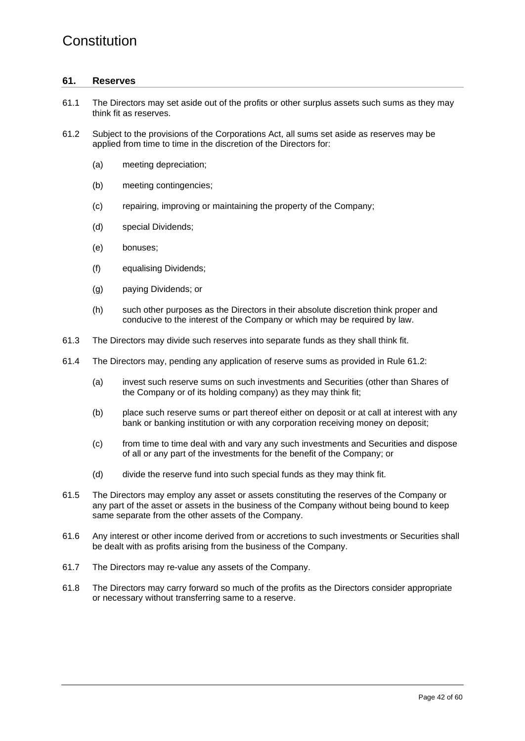## 61. Reserves

61.1 The Directors may set aside out of the profits or other surplus assets such sums as they may think fit as reserves.

61.2 Subject to the provisions of the Corporations Act, all sums set aside as reserves may be applied from time to time in the discretion of the Directors for:

(a) meeting depreciation;

(b) meeting contingencies;

(c) repairing, improving or maintaining the property of the Company;

(d) special Dividends;

(e) bonuses;

(f) equalising Dividends;

(g) paying Dividends; or

(h) such other purposes as the Directors in their absolute discretion think proper and conducive to the interest of the Company or which may be required by law.

61.3 The Directors may divide such reserves into separate funds as they shall think fit.

61.4 The Directors may, pending any application of reserve sums as provided in Rule 61.2:

(a) invest such reserve sums on such investments and Securities (other than Shares of the Company or of its holding company) as they may think fit;

(b) place such reserve sums or part thereof either on deposit or at call at interest with any bank or banking institution or with any corporation receiving money on deposit;

(c) from time to time deal with and vary any such investments and Securities and dispose of all or any part of the investments for the benefit of the Company; or

(d) divide the reserve fund into such special funds as they may think fit.

61.5 The Directors may employ any asset or assets constituting the reserves of the Company or any part of the asset or assets in the business of the Company without being bound to keep same separate from the other assets of the Company.

61.6 Any interest or other income derived from or accretions to such investments or Securities shall be dealt with as profits arising from the business of the Company.

61.7 The Directors may re-value any assets of the Company.

61.8 The Directors may carry forward so much of the profits as the Directors consider appropriate or necessary without transferring same to a reserve.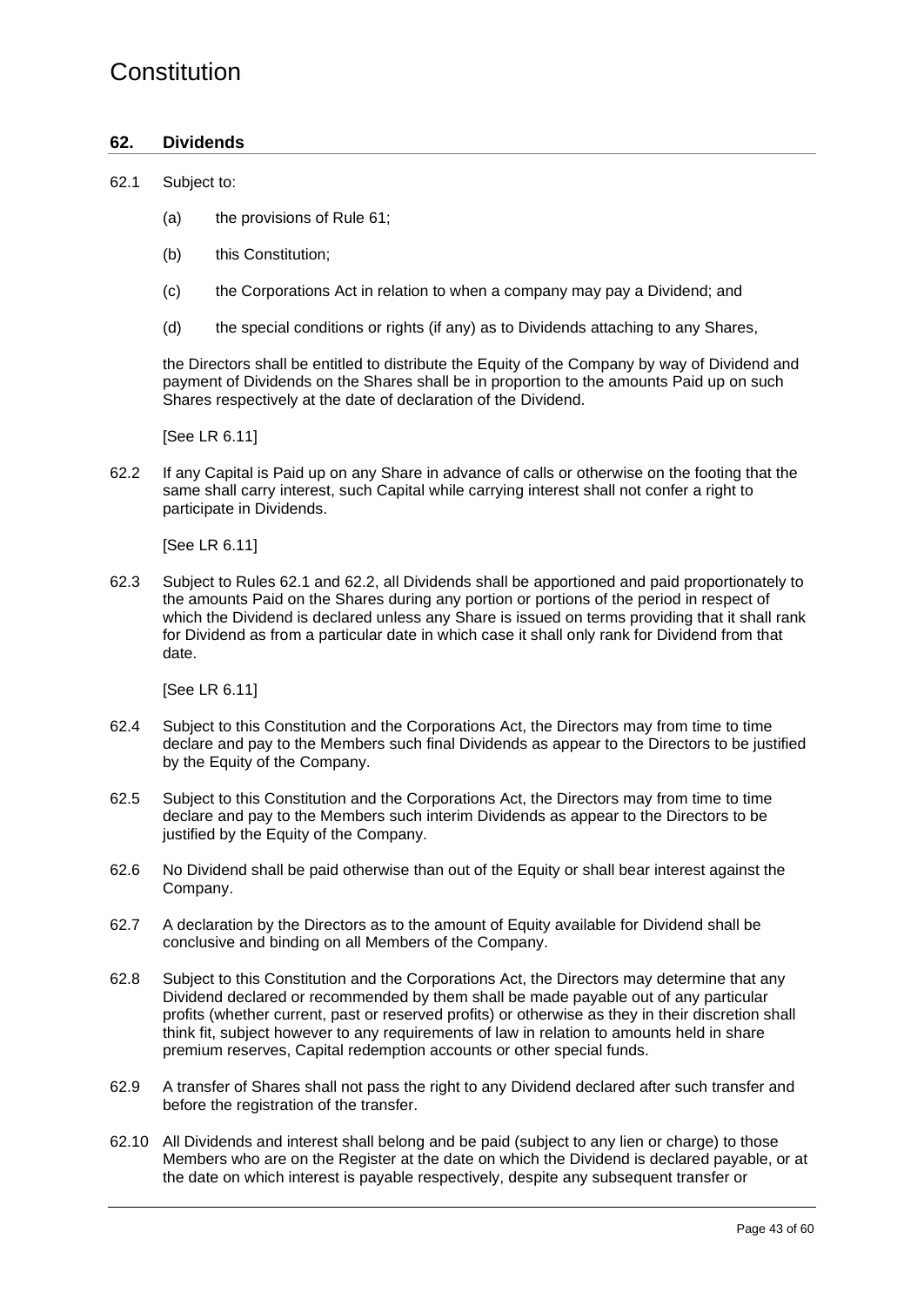## 62. Dividends

62.1 Subject to:

(a) the provisions of Rule 61;

(b) this Constitution;

(c) the Corporations Act in relation to when a company may pay a Dividend; and

(d) the special conditions or rights (if any) as to Dividends attaching to any Shares,

the Directors shall be entitled to distribute the Equity of the Company by way of Dividend and payment of Dividends on the Shares shall be in proportion to the amounts Paid up on such Shares respectively at the date of declaration of the Dividend.

[See LR 6.11]

62.2 If any Capital is Paid up on any Share in advance of calls or otherwise on the footing that the same shall carry interest, such Capital while carrying interest shall not confer a right to participate in Dividends.

[See LR 6.11]

62.3 Subject to Rules 62.1 and 62.2, all Dividends shall be apportioned and paid proportionately to the amounts Paid on the Shares during any portion or portions of the period in respect of which the Dividend is declared unless any Share is issued on terms providing that it shall rank for Dividend as from a particular date in which case it shall only rank for Dividend from that date.

[See LR 6.11]

62.4 Subject to this Constitution and the Corporations Act, the Directors may from time to time declare and pay to the Members such final Dividends as appear to the Directors to be justified by the Equity of the Company.

62.5 Subject to this Constitution and the Corporations Act, the Directors may from time to time declare and pay to the Members such interim Dividends as appear to the Directors to be justified by the Equity of the Company.

62.6 No Dividend shall be paid otherwise than out of the Equity or shall bear interest against the Company.

62.7 A declaration by the Directors as to the amount of Equity available for Dividend shall be conclusive and binding on all Members of the Company.

62.8 Subject to this Constitution and the Corporations Act, the Directors may determine that any Dividend declared or recommended by them shall be made payable out of any particular profits (whether current, past or reserved profits) or otherwise as they in their discretion shall think fit, subject however to any requirements of law in relation to amounts held in share premium reserves, Capital redemption accounts or other special funds.

62.9 A transfer of Shares shall not pass the right to any Dividend declared after such transfer and before the registration of the transfer.

62.10 All Dividends and interest shall belong and be paid (subject to any lien or charge) to those Members who are on the Register at the date on which the Dividend is declared payable, or at the date on which interest is payable respectively, despite any subsequent transfer or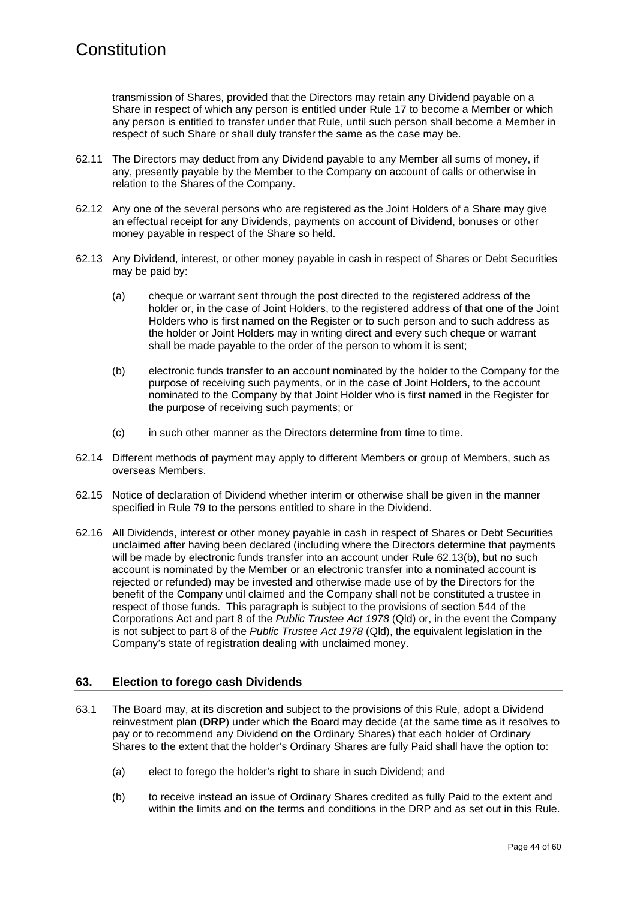transmission of Shares, provided that the Directors may retain any Dividend payable on a Share in respect of which any person is entitled under Rule 17 to become a Member or which any person is entitled to transfer under that Rule, until such person shall become a Member in respect of such Share or shall duly transfer the same as the case may be.

62.11 The Directors may deduct from any Dividend payable to any Member all sums of money, if any, presently payable by the Member to the Company on account of calls or otherwise in relation to the Shares of the Company.

62.12 Any one of the several persons who are registered as the Joint Holders of a Share may give an effectual receipt for any Dividends, payments on account of Dividend, bonuses or other money payable in respect of the Share so held.

62.13 Any Dividend, interest, or other money payable in cash in respect of Shares or Debt Securities may be paid by:

(a) cheque or warrant sent through the post directed to the registered address of the holder or, in the case of Joint Holders, to the registered address of that one of the Joint Holders who is first named on the Register or to such person and to such address as the holder or Joint Holders may in writing direct and every such cheque or warrant shall be made payable to the order of the person to whom it is sent;

(b) electronic funds transfer to an account nominated by the holder to the Company for the purpose of receiving such payments, or in the case of Joint Holders, to the account nominated to the Company by that Joint Holder who is first named in the Register for the purpose of receiving such payments; or

(c) in such other manner as the Directors determine from time to time.

62.14 Different methods of payment may apply to different Members or group of Members, such as overseas Members.

62.15 Notice of declaration of Dividend whether interim or otherwise shall be given in the manner specified in Rule 79 to the persons entitled to share in the Dividend.

62.16 All Dividends, interest or other money payable in cash in respect of Shares or Debt Securities unclaimed after having been declared (including where the Directors determine that payments will be made by electronic funds transfer into an account under Rule 62.13(b), but no such account is nominated by the Member or an electronic transfer into a nominated account is rejected or refunded) may be invested and otherwise made use of by the Directors for the benefit of the Company until claimed and the Company shall not be constituted a trustee in respect of those funds. This paragraph is subject to the provisions of section 544 of the Corporations Act and part 8 of the *Public Trustee Act 1978* (Qld) or, in the event the Company is not subject to part 8 of the *Public Trustee Act 1978* (Qld), the equivalent legislation in the Company's state of registration dealing with unclaimed money.

## 63. Election to forego cash Dividends

63.1 The Board may, at its discretion and subject to the provisions of this Rule, adopt a Dividend reinvestment plan (**DRP**) under which the Board may decide (at the same time as it resolves to pay or to recommend any Dividend on the Ordinary Shares) that each holder of Ordinary Shares to the extent that the holder's Ordinary Shares are fully Paid shall have the option to:

(a) elect to forego the holder's right to share in such Dividend; and

(b) to receive instead an issue of Ordinary Shares credited as fully Paid to the extent and within the limits and on the terms and conditions in the DRP and as set out in this Rule.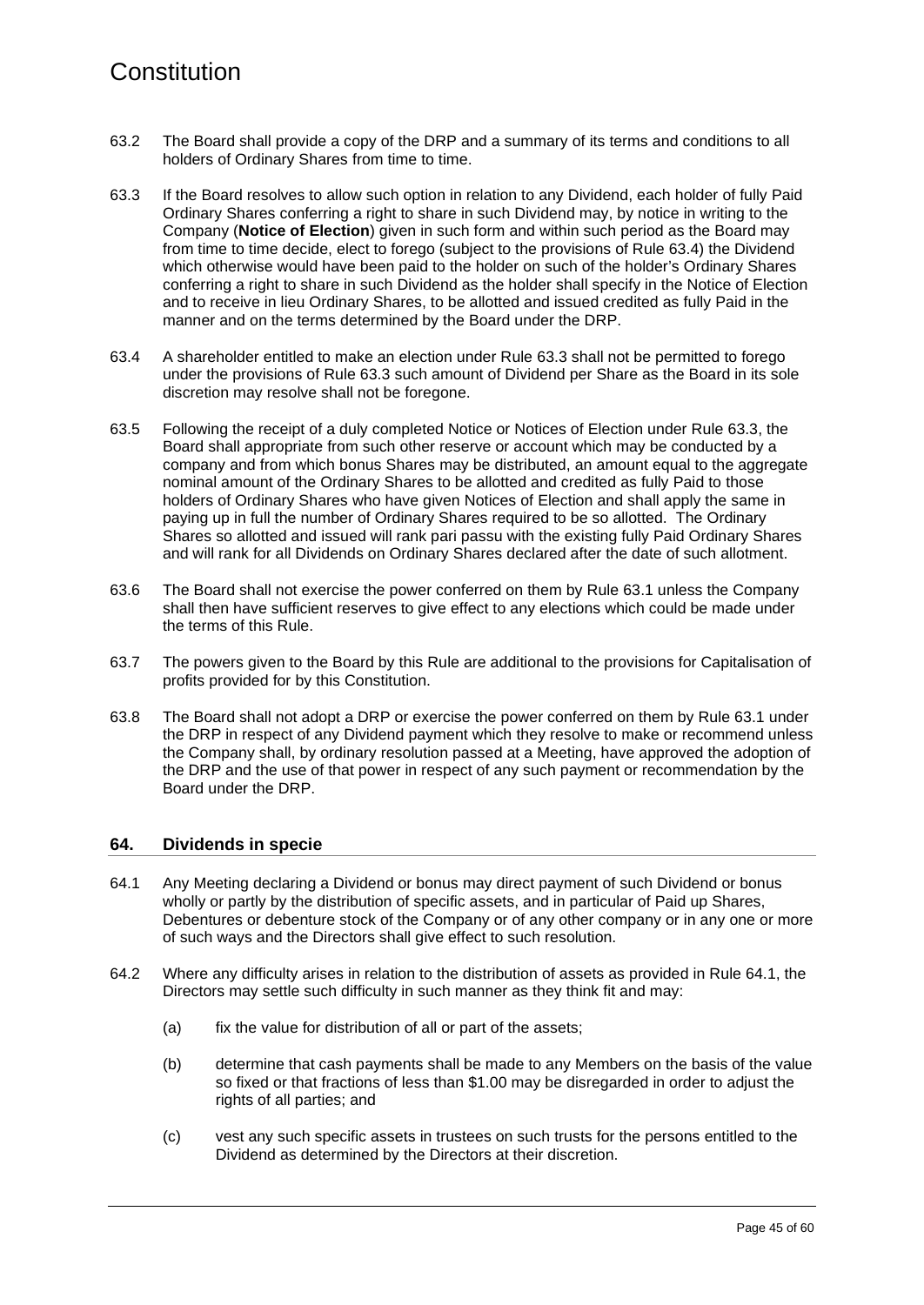63.2 The Board shall provide a copy of the DRP and a summary of its terms and conditions to all holders of Ordinary Shares from time to time.

63.3 If the Board resolves to allow such option in relation to any Dividend, each holder of fully Paid Ordinary Shares conferring a right to share in such Dividend may, by notice in writing to the Company (**Notice of Election**) given in such form and within such period as the Board may from time to time decide, elect to forego (subject to the provisions of Rule 63.4) the Dividend which otherwise would have been paid to the holder on such of the holder's Ordinary Shares conferring a right to share in such Dividend as the holder shall specify in the Notice of Election and to receive in lieu Ordinary Shares, to be allotted and issued credited as fully Paid in the manner and on the terms determined by the Board under the DRP.

63.4 A shareholder entitled to make an election under Rule 63.3 shall not be permitted to forego under the provisions of Rule 63.3 such amount of Dividend per Share as the Board in its sole discretion may resolve shall not be foregone.

63.5 Following the receipt of a duly completed Notice or Notices of Election under Rule 63.3, the Board shall appropriate from such other reserve or account which may be conducted by a company and from which bonus Shares may be distributed, an amount equal to the aggregate nominal amount of the Ordinary Shares to be allotted and credited as fully Paid to those holders of Ordinary Shares who have given Notices of Election and shall apply the same in paying up in full the number of Ordinary Shares required to be so allotted. The Ordinary Shares so allotted and issued will rank pari passu with the existing fully Paid Ordinary Shares and will rank for all Dividends on Ordinary Shares declared after the date of such allotment.

63.6 The Board shall not exercise the power conferred on them by Rule 63.1 unless the Company shall then have sufficient reserves to give effect to any elections which could be made under the terms of this Rule.

63.7 The powers given to the Board by this Rule are additional to the provisions for Capitalisation of profits provided for by this Constitution.

63.8 The Board shall not adopt a DRP or exercise the power conferred on them by Rule 63.1 under the DRP in respect of any Dividend payment which they resolve to make or recommend unless the Company shall, by ordinary resolution passed at a Meeting, have approved the adoption of the DRP and the use of that power in respect of any such payment or recommendation by the Board under the DRP.

## 64. Dividends in specie

64.1 Any Meeting declaring a Dividend or bonus may direct payment of such Dividend or bonus wholly or partly by the distribution of specific assets, and in particular of Paid up Shares, Debentures or debenture stock of the Company or of any other company or in any one or more of such ways and the Directors shall give effect to such resolution.

64.2 Where any difficulty arises in relation to the distribution of assets as provided in Rule 64.1, the Directors may settle such difficulty in such manner as they think fit and may:

(a) fix the value for distribution of all or part of the assets;

(b) determine that cash payments shall be made to any Members on the basis of the value so fixed or that fractions of less than $1.00 may be disregarded in order to adjust the rights of all parties; and

(c) vest any such specific assets in trustees on such trusts for the persons entitled to the Dividend as determined by the Directors at their discretion.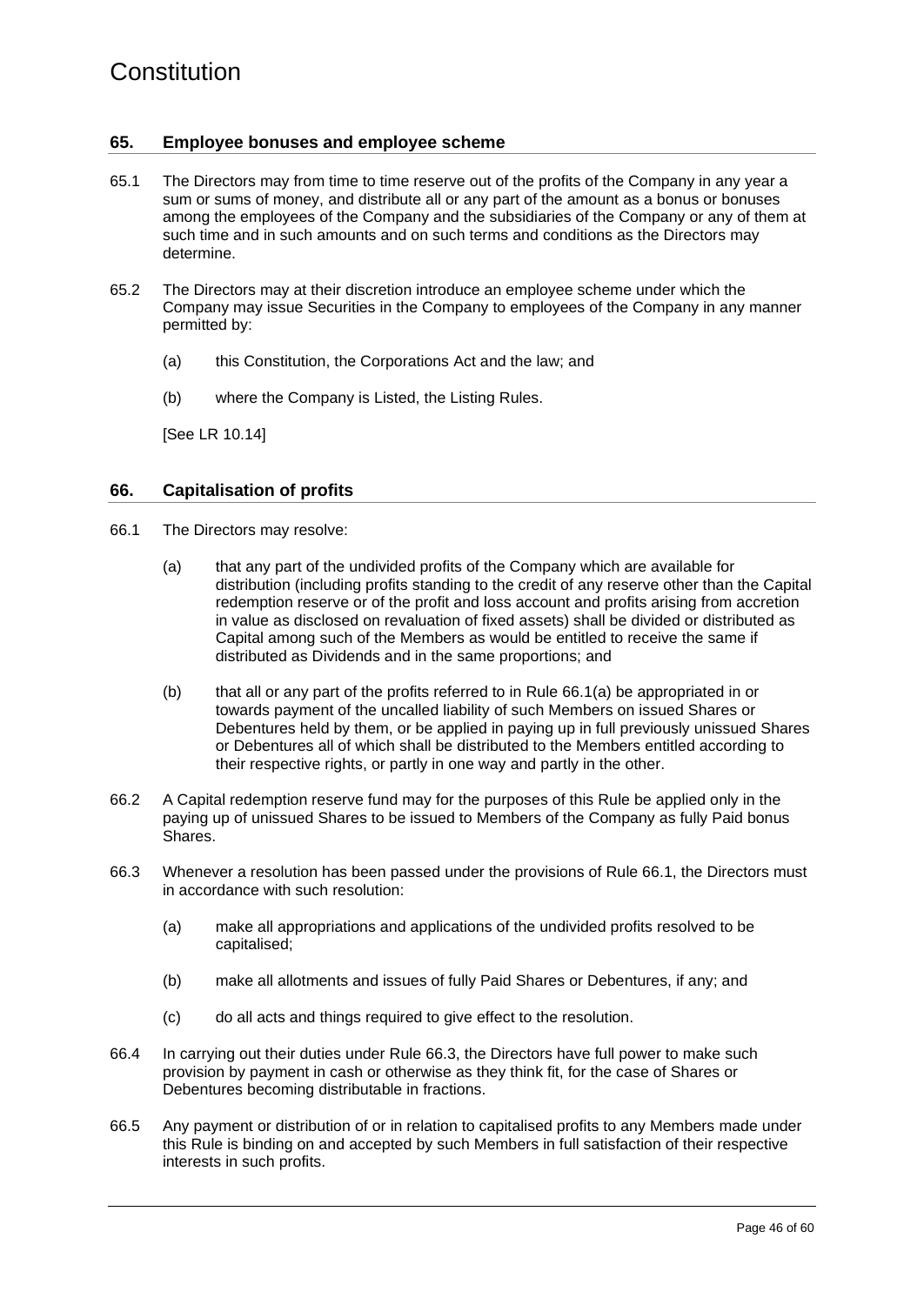## 65. Employee bonuses and employee scheme

65.1 The Directors may from time to time reserve out of the profits of the Company in any year a sum or sums of money, and distribute all or any part of the amount as a bonus or bonuses among the employees of the Company and the subsidiaries of the Company or any of them at such time and in such amounts and on such terms and conditions as the Directors may determine.

65.2 The Directors may at their discretion introduce an employee scheme under which the Company may issue Securities in the Company to employees of the Company in any manner permitted by:

(a) this Constitution, the Corporations Act and the law; and

(b) where the Company is Listed, the Listing Rules.

[See LR 10.14]

## 66. Capitalisation of profits

66.1 The Directors may resolve:

(a) that any part of the undivided profits of the Company which are available for distribution (including profits standing to the credit of any reserve other than the Capital redemption reserve or of the profit and loss account and profits arising from accretion in value as disclosed on revaluation of fixed assets) shall be divided or distributed as Capital among such of the Members as would be entitled to receive the same if distributed as Dividends and in the same proportions; and

(b) that all or any part of the profits referred to in Rule 66.1(a) be appropriated in or towards payment of the uncalled liability of such Members on issued Shares or Debentures held by them, or be applied in paying up in full previously unissued Shares or Debentures all of which shall be distributed to the Members entitled according to their respective rights, or partly in one way and partly in the other.

66.2 A Capital redemption reserve fund may for the purposes of this Rule be applied only in the paying up of unissued Shares to be issued to Members of the Company as fully Paid bonus Shares.

66.3 Whenever a resolution has been passed under the provisions of Rule 66.1, the Directors must in accordance with such resolution:

(a) make all appropriations and applications of the undivided profits resolved to be capitalised;

(b) make all allotments and issues of fully Paid Shares or Debentures, if any; and

(c) do all acts and things required to give effect to the resolution.

66.4 In carrying out their duties under Rule 66.3, the Directors have full power to make such provision by payment in cash or otherwise as they think fit, for the case of Shares or Debentures becoming distributable in fractions.

66.5 Any payment or distribution of or in relation to capitalised profits to any Members made under this Rule is binding on and accepted by such Members in full satisfaction of their respective interests in such profits.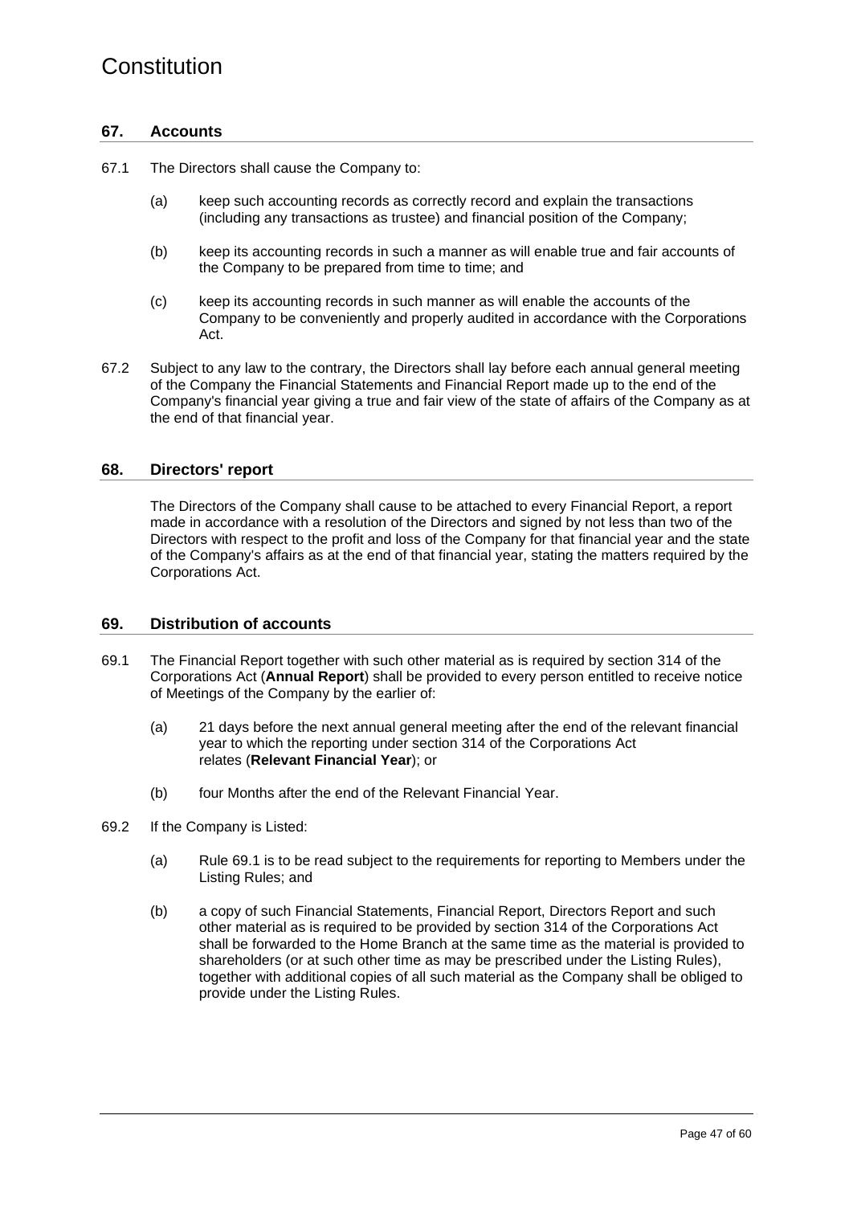## 67. Accounts

67.1 The Directors shall cause the Company to:

(a) keep such accounting records as correctly record and explain the transactions (including any transactions as trustee) and financial position of the Company;

(b) keep its accounting records in such a manner as will enable true and fair accounts of the Company to be prepared from time to time; and

(c) keep its accounting records in such manner as will enable the accounts of the Company to be conveniently and properly audited in accordance with the Corporations Act.

67.2 Subject to any law to the contrary, the Directors shall lay before each annual general meeting of the Company the Financial Statements and Financial Report made up to the end of the Company's financial year giving a true and fair view of the state of affairs of the Company as at the end of that financial year.

## 68. Directors' report

The Directors of the Company shall cause to be attached to every Financial Report, a report made in accordance with a resolution of the Directors and signed by not less than two of the Directors with respect to the profit and loss of the Company for that financial year and the state of the Company's affairs as at the end of that financial year, stating the matters required by the Corporations Act.

## 69. Distribution of accounts

69.1 The Financial Report together with such other material as is required by section 314 of the Corporations Act (**Annual Report**) shall be provided to every person entitled to receive notice of Meetings of the Company by the earlier of:

(a) 21 days before the next annual general meeting after the end of the relevant financial year to which the reporting under section 314 of the Corporations Act relates (**Relevant Financial Year**); or

(b) four Months after the end of the Relevant Financial Year.

69.2 If the Company is Listed:

(a) Rule 69.1 is to be read subject to the requirements for reporting to Members under the Listing Rules; and

(b) a copy of such Financial Statements, Financial Report, Directors Report and such other material as is required to be provided by section 314 of the Corporations Act shall be forwarded to the Home Branch at the same time as the material is provided to shareholders (or at such other time as may be prescribed under the Listing Rules), together with additional copies of all such material as the Company shall be obliged to provide under the Listing Rules.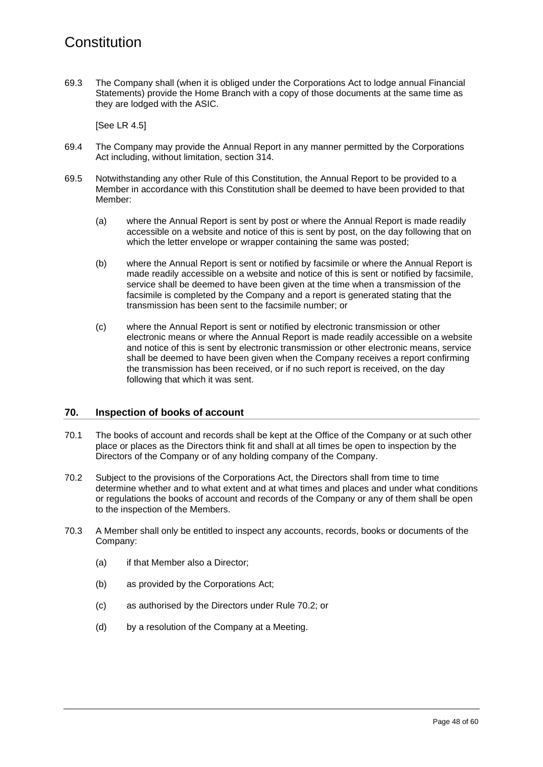69.3 The Company shall (when it is obliged under the Corporations Act to lodge annual Financial Statements) provide the Home Branch with a copy of those documents at the same time as they are lodged with the ASIC.

[See LR 4.5]

69.4 The Company may provide the Annual Report in any manner permitted by the Corporations Act including, without limitation, section 314.

69.5 Notwithstanding any other Rule of this Constitution, the Annual Report to be provided to a Member in accordance with this Constitution shall be deemed to have been provided to that Member:

(a) where the Annual Report is sent by post or where the Annual Report is made readily accessible on a website and notice of this is sent by post, on the day following that on which the letter envelope or wrapper containing the same was posted;

(b) where the Annual Report is sent or notified by facsimile or where the Annual Report is made readily accessible on a website and notice of this is sent or notified by facsimile, service shall be deemed to have been given at the time when a transmission of the facsimile is completed by the Company and a report is generated stating that the transmission has been sent to the facsimile number; or

(c) where the Annual Report is sent or notified by electronic transmission or other electronic means or where the Annual Report is made readily accessible on a website and notice of this is sent by electronic transmission or other electronic means, service shall be deemed to have been given when the Company receives a report confirming the transmission has been received, or if no such report is received, on the day following that which it was sent.

## 70. Inspection of books of account

70.1 The books of account and records shall be kept at the Office of the Company or at such other place or places as the Directors think fit and shall at all times be open to inspection by the Directors of the Company or of any holding company of the Company.

70.2 Subject to the provisions of the Corporations Act, the Directors shall from time to time determine whether and to what extent and at what times and places and under what conditions or regulations the books of account and records of the Company or any of them shall be open to the inspection of the Members.

70.3 A Member shall only be entitled to inspect any accounts, records, books or documents of the Company:

(a) if that Member also a Director;

(b) as provided by the Corporations Act;

(c) as authorised by the Directors under Rule 70.2; or

(d) by a resolution of the Company at a Meeting.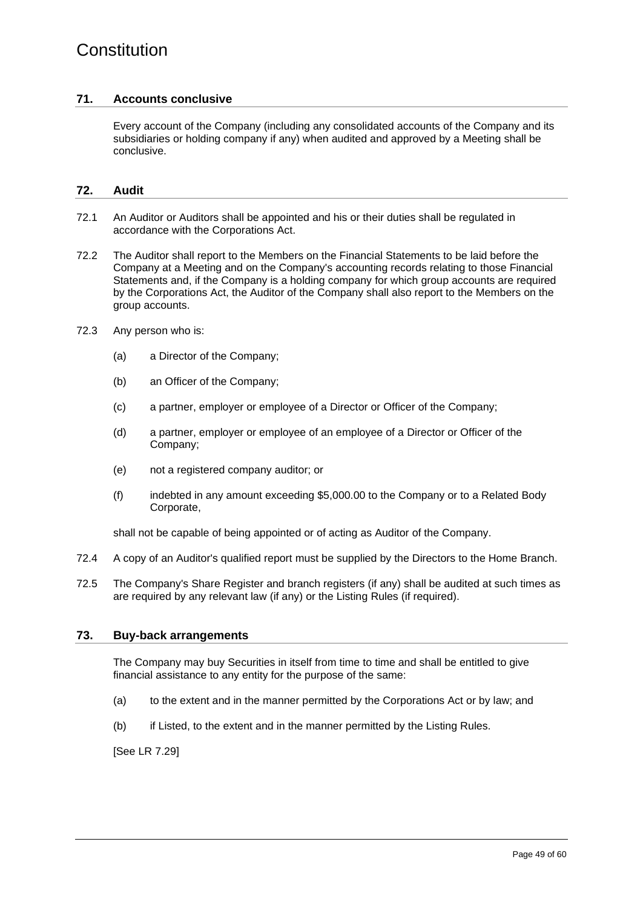## 71. Accounts conclusive

Every account of the Company (including any consolidated accounts of the Company and its subsidiaries or holding company if any) when audited and approved by a Meeting shall be conclusive.

## 72. Audit

72.1 An Auditor or Auditors shall be appointed and his or their duties shall be regulated in accordance with the Corporations Act.

72.2 The Auditor shall report to the Members on the Financial Statements to be laid before the Company at a Meeting and on the Company's accounting records relating to those Financial Statements and, if the Company is a holding company for which group accounts are required by the Corporations Act, the Auditor of the Company shall also report to the Members on the group accounts.

72.3 Any person who is:

(a) a Director of the Company;

(b) an Officer of the Company;

(c) a partner, employer or employee of a Director or Officer of the Company;

(d) a partner, employer or employee of an employee of a Director or Officer of the Company;

(e) not a registered company auditor; or

(f) indebted in any amount exceeding $5,000.00 to the Company or to a Related Body Corporate,

shall not be capable of being appointed or of acting as Auditor of the Company.

72.4 A copy of an Auditor's qualified report must be supplied by the Directors to the Home Branch.

72.5 The Company's Share Register and branch registers (if any) shall be audited at such times as are required by any relevant law (if any) or the Listing Rules (if required).

## 73. Buy-back arrangements

The Company may buy Securities in itself from time to time and shall be entitled to give financial assistance to any entity for the purpose of the same:

(a) to the extent and in the manner permitted by the Corporations Act or by law; and

(b) if Listed, to the extent and in the manner permitted by the Listing Rules.

[See LR 7.29]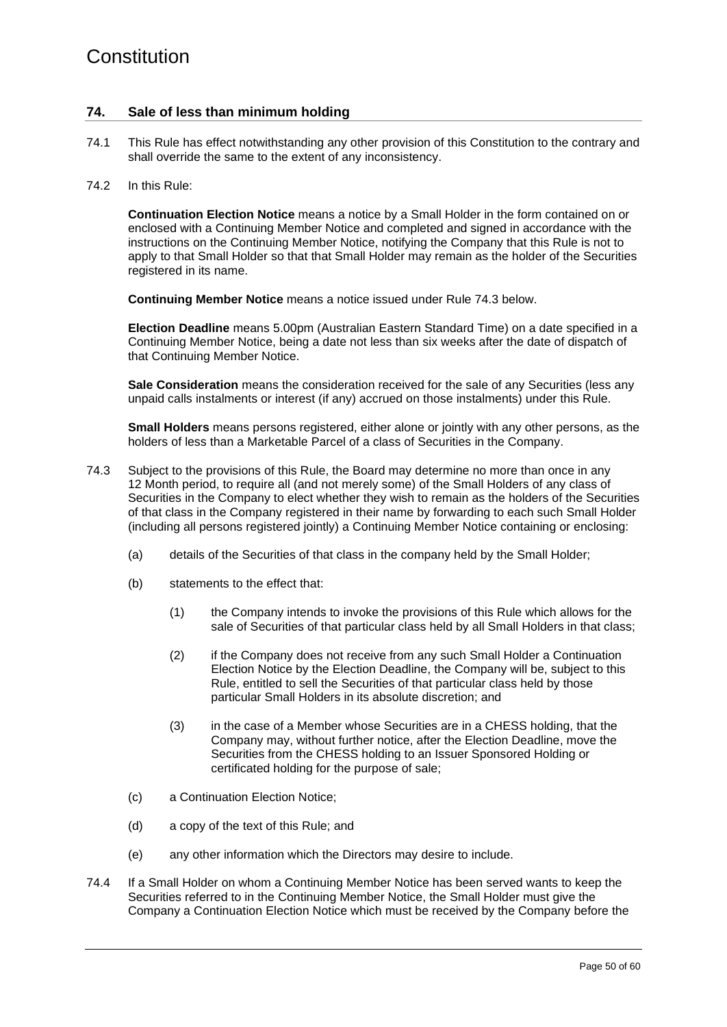## 74. Sale of less than minimum holding

74.1 This Rule has effect notwithstanding any other provision of this Constitution to the contrary and shall override the same to the extent of any inconsistency.

74.2 In this Rule:

**Continuation Election Notice** means a notice by a Small Holder in the form contained on or enclosed with a Continuing Member Notice and completed and signed in accordance with the instructions on the Continuing Member Notice, notifying the Company that this Rule is not to apply to that Small Holder so that that Small Holder may remain as the holder of the Securities registered in its name.

**Continuing Member Notice** means a notice issued under Rule 74.3 below.

**Election Deadline** means 5.00pm (Australian Eastern Standard Time) on a date specified in a Continuing Member Notice, being a date not less than six weeks after the date of dispatch of that Continuing Member Notice.

**Sale Consideration** means the consideration received for the sale of any Securities (less any unpaid calls instalments or interest (if any) accrued on those instalments) under this Rule.

**Small Holders** means persons registered, either alone or jointly with any other persons, as the holders of less than a Marketable Parcel of a class of Securities in the Company.

74.3 Subject to the provisions of this Rule, the Board may determine no more than once in any 12 Month period, to require all (and not merely some) of the Small Holders of any class of Securities in the Company to elect whether they wish to remain as the holders of the Securities of that class in the Company registered in their name by forwarding to each such Small Holder (including all persons registered jointly) a Continuing Member Notice containing or enclosing:

(a) details of the Securities of that class in the company held by the Small Holder;

(b) statements to the effect that:

(1) the Company intends to invoke the provisions of this Rule which allows for the sale of Securities of that particular class held by all Small Holders in that class;

(2) if the Company does not receive from any such Small Holder a Continuation Election Notice by the Election Deadline, the Company will be, subject to this Rule, entitled to sell the Securities of that particular class held by those particular Small Holders in its absolute discretion; and

(3) in the case of a Member whose Securities are in a CHESS holding, that the Company may, without further notice, after the Election Deadline, move the Securities from the CHESS holding to an Issuer Sponsored Holding or certificated holding for the purpose of sale;

(c) a Continuation Election Notice;

(d) a copy of the text of this Rule; and

(e) any other information which the Directors may desire to include.

74.4 If a Small Holder on whom a Continuing Member Notice has been served wants to keep the Securities referred to in the Continuing Member Notice, the Small Holder must give the Company a Continuation Election Notice which must be received by the Company before the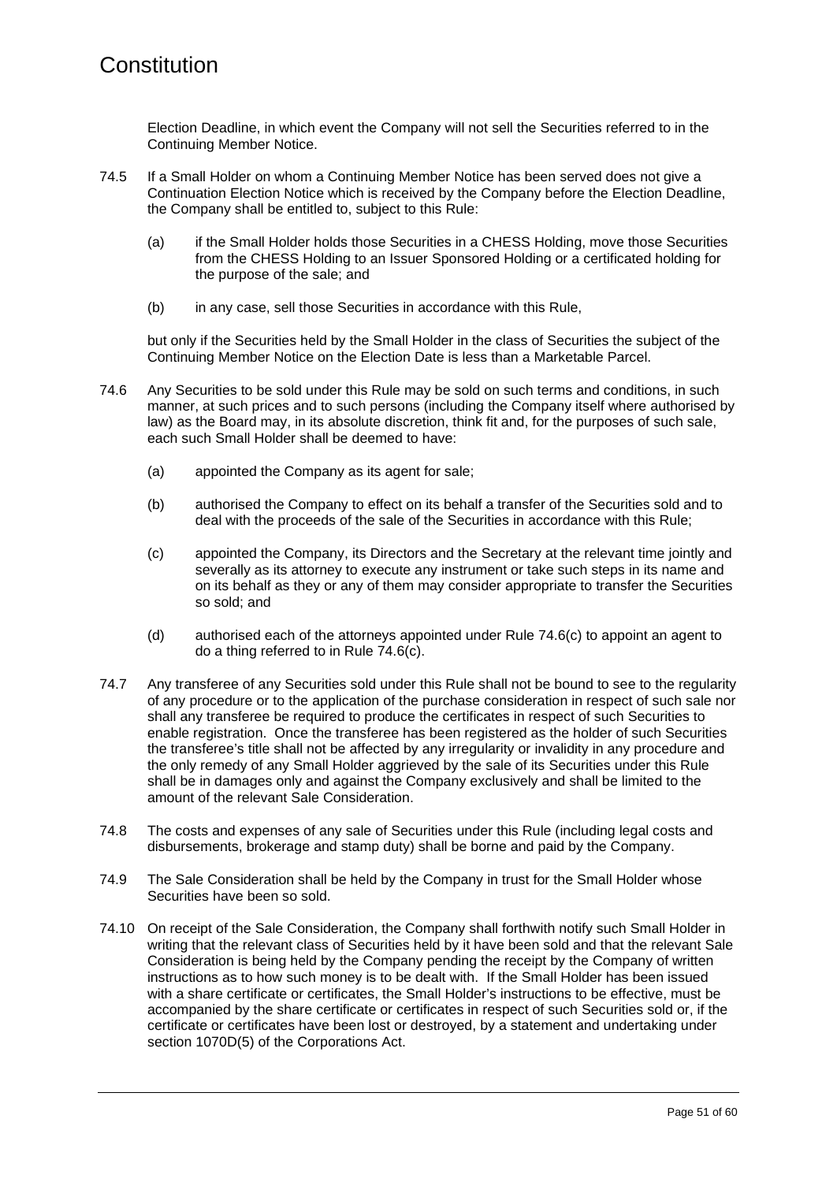Election Deadline, in which event the Company will not sell the Securities referred to in the Continuing Member Notice.

74.5 If a Small Holder on whom a Continuing Member Notice has been served does not give a Continuation Election Notice which is received by the Company before the Election Deadline, the Company shall be entitled to, subject to this Rule:

(a) if the Small Holder holds those Securities in a CHESS Holding, move those Securities from the CHESS Holding to an Issuer Sponsored Holding or a certificated holding for the purpose of the sale; and

(b) in any case, sell those Securities in accordance with this Rule,

but only if the Securities held by the Small Holder in the class of Securities the subject of the Continuing Member Notice on the Election Date is less than a Marketable Parcel.

74.6 Any Securities to be sold under this Rule may be sold on such terms and conditions, in such manner, at such prices and to such persons (including the Company itself where authorised by law) as the Board may, in its absolute discretion, think fit and, for the purposes of such sale, each such Small Holder shall be deemed to have:

(a) appointed the Company as its agent for sale;

(b) authorised the Company to effect on its behalf a transfer of the Securities sold and to deal with the proceeds of the sale of the Securities in accordance with this Rule;

(c) appointed the Company, its Directors and the Secretary at the relevant time jointly and severally as its attorney to execute any instrument or take such steps in its name and on its behalf as they or any of them may consider appropriate to transfer the Securities so sold; and

(d) authorised each of the attorneys appointed under Rule 74.6(c) to appoint an agent to do a thing referred to in Rule 74.6(c).

74.7 Any transferee of any Securities sold under this Rule shall not be bound to see to the regularity of any procedure or to the application of the purchase consideration in respect of such sale nor shall any transferee be required to produce the certificates in respect of such Securities to enable registration. Once the transferee has been registered as the holder of such Securities the transferee's title shall not be affected by any irregularity or invalidity in any procedure and the only remedy of any Small Holder aggrieved by the sale of its Securities under this Rule shall be in damages only and against the Company exclusively and shall be limited to the amount of the relevant Sale Consideration.

74.8 The costs and expenses of any sale of Securities under this Rule (including legal costs and disbursements, brokerage and stamp duty) shall be borne and paid by the Company.

74.9 The Sale Consideration shall be held by the Company in trust for the Small Holder whose Securities have been so sold.

74.10 On receipt of the Sale Consideration, the Company shall forthwith notify such Small Holder in writing that the relevant class of Securities held by it have been sold and that the relevant Sale Consideration is being held by the Company pending the receipt by the Company of written instructions as to how such money is to be dealt with. If the Small Holder has been issued with a share certificate or certificates, the Small Holder's instructions to be effective, must be accompanied by the share certificate or certificates in respect of such Securities sold or, if the certificate or certificates have been lost or destroyed, by a statement and undertaking under section 1070D(5) of the Corporations Act.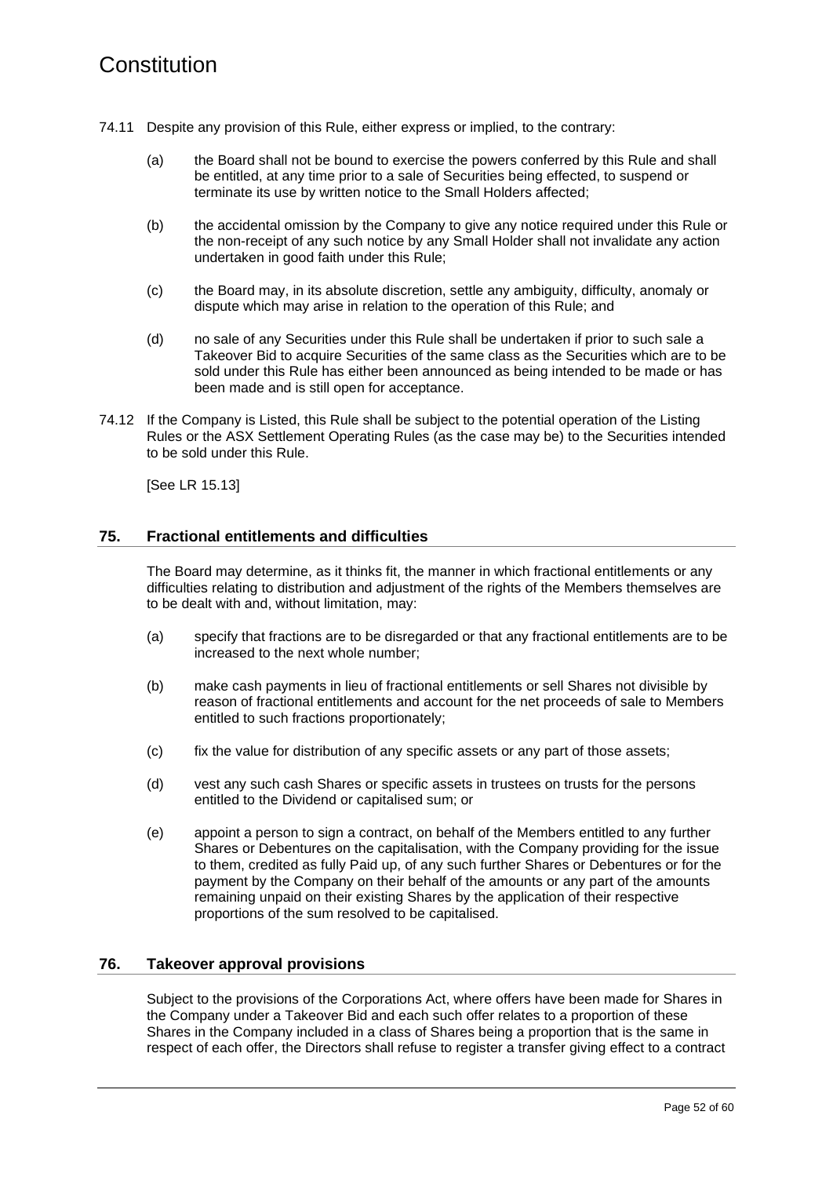74.11 Despite any provision of this Rule, either express or implied, to the contrary:

(a) the Board shall not be bound to exercise the powers conferred by this Rule and shall be entitled, at any time prior to a sale of Securities being effected, to suspend or terminate its use by written notice to the Small Holders affected;

(b) the accidental omission by the Company to give any notice required under this Rule or the non-receipt of any such notice by any Small Holder shall not invalidate any action undertaken in good faith under this Rule;

(c) the Board may, in its absolute discretion, settle any ambiguity, difficulty, anomaly or dispute which may arise in relation to the operation of this Rule; and

(d) no sale of any Securities under this Rule shall be undertaken if prior to such sale a Takeover Bid to acquire Securities of the same class as the Securities which are to be sold under this Rule has either been announced as being intended to be made or has been made and is still open for acceptance.

74.12 If the Company is Listed, this Rule shall be subject to the potential operation of the Listing Rules or the ASX Settlement Operating Rules (as the case may be) to the Securities intended to be sold under this Rule.

[See LR 15.13]

## 75. Fractional entitlements and difficulties

The Board may determine, as it thinks fit, the manner in which fractional entitlements or any difficulties relating to distribution and adjustment of the rights of the Members themselves are to be dealt with and, without limitation, may:

(a) specify that fractions are to be disregarded or that any fractional entitlements are to be increased to the next whole number;

(b) make cash payments in lieu of fractional entitlements or sell Shares not divisible by reason of fractional entitlements and account for the net proceeds of sale to Members entitled to such fractions proportionately;

(c) fix the value for distribution of any specific assets or any part of those assets;

(d) vest any such cash Shares or specific assets in trustees on trusts for the persons entitled to the Dividend or capitalised sum; or

(e) appoint a person to sign a contract, on behalf of the Members entitled to any further Shares or Debentures on the capitalisation, with the Company providing for the issue to them, credited as fully Paid up, of any such further Shares or Debentures or for the payment by the Company on their behalf of the amounts or any part of the amounts remaining unpaid on their existing Shares by the application of their respective proportions of the sum resolved to be capitalised.

## 76. Takeover approval provisions

Subject to the provisions of the Corporations Act, where offers have been made for Shares in the Company under a Takeover Bid and each such offer relates to a proportion of these Shares in the Company included in a class of Shares being a proportion that is the same in respect of each offer, the Directors shall refuse to register a transfer giving effect to a contract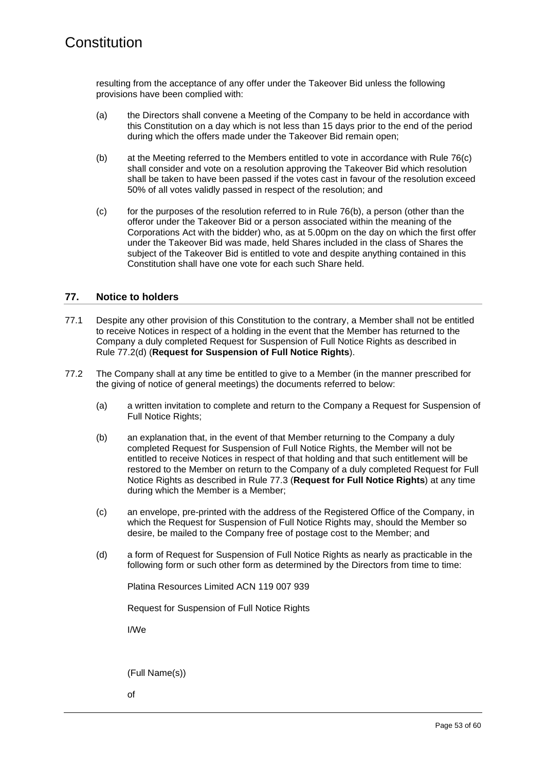resulting from the acceptance of any offer under the Takeover Bid unless the following provisions have been complied with:

(a) the Directors shall convene a Meeting of the Company to be held in accordance with this Constitution on a day which is not less than 15 days prior to the end of the period during which the offers made under the Takeover Bid remain open;

(b) at the Meeting referred to the Members entitled to vote in accordance with Rule 76(c) shall consider and vote on a resolution approving the Takeover Bid which resolution shall be taken to have been passed if the votes cast in favour of the resolution exceed 50% of all votes validly passed in respect of the resolution; and

(c) for the purposes of the resolution referred to in Rule 76(b), a person (other than the offeror under the Takeover Bid or a person associated within the meaning of the Corporations Act with the bidder) who, as at 5.00pm on the day on which the first offer under the Takeover Bid was made, held Shares included in the class of Shares the subject of the Takeover Bid is entitled to vote and despite anything contained in this Constitution shall have one vote for each such Share held.

## 77. Notice to holders

77.1 Despite any other provision of this Constitution to the contrary, a Member shall not be entitled to receive Notices in respect of a holding in the event that the Member has returned to the Company a duly completed Request for Suspension of Full Notice Rights as described in Rule 77.2(d) (**Request for Suspension of Full Notice Rights**).

77.2 The Company shall at any time be entitled to give to a Member (in the manner prescribed for the giving of notice of general meetings) the documents referred to below:

(a) a written invitation to complete and return to the Company a Request for Suspension of Full Notice Rights;

(b) an explanation that, in the event of that Member returning to the Company a duly completed Request for Suspension of Full Notice Rights, the Member will not be entitled to receive Notices in respect of that holding and that such entitlement will be restored to the Member on return to the Company of a duly completed Request for Full Notice Rights as described in Rule 77.3 (**Request for Full Notice Rights**) at any time during which the Member is a Member;

(c) an envelope, pre-printed with the address of the Registered Office of the Company, in which the Request for Suspension of Full Notice Rights may, should the Member so desire, be mailed to the Company free of postage cost to the Member; and

(d) a form of Request for Suspension of Full Notice Rights as nearly as practicable in the following form or such other form as determined by the Directors from time to time:

Platina Resources Limited ACN 119 007 939

Request for Suspension of Full Notice Rights

I/We

(Full Name(s))

of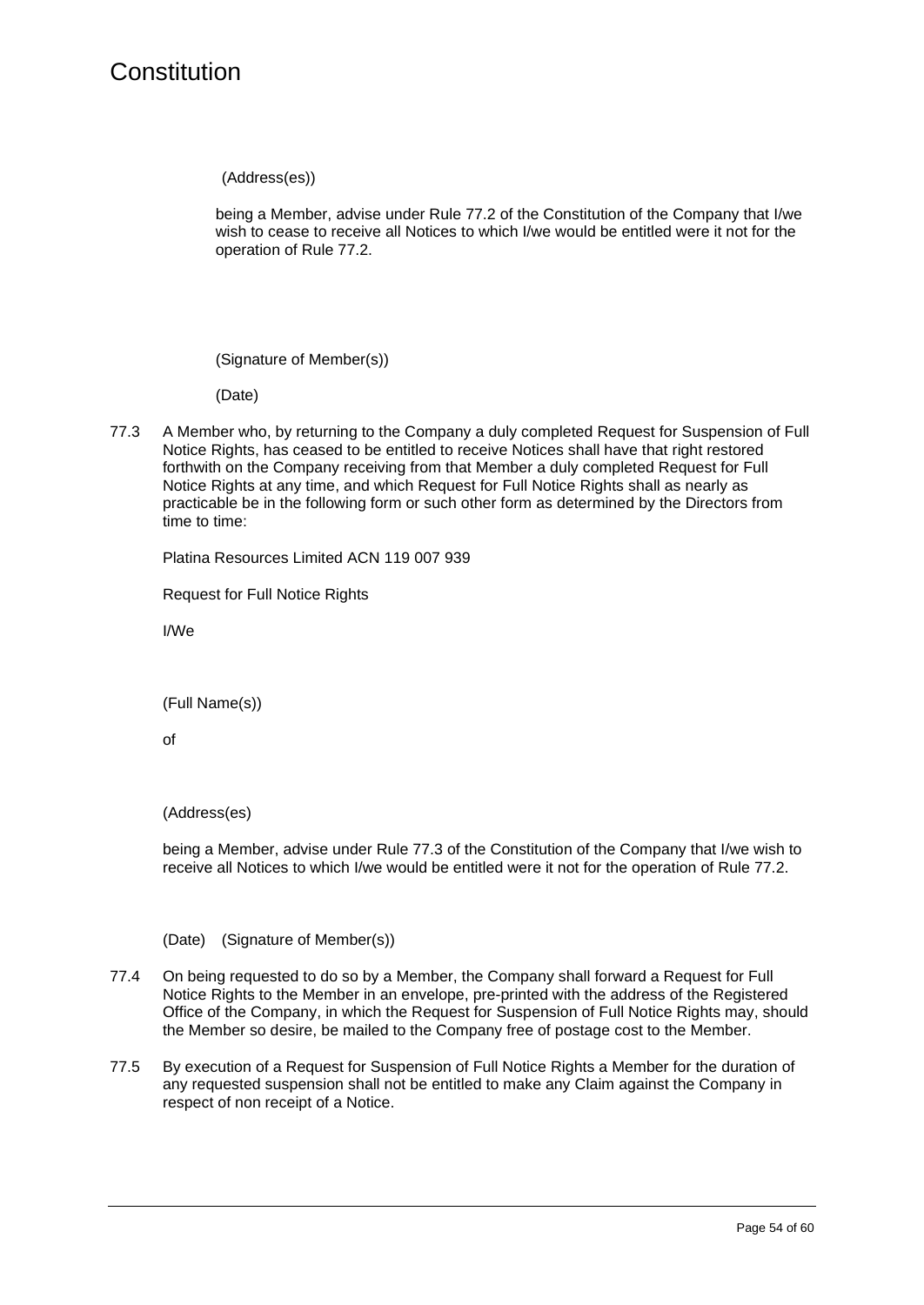(Address(es))

being a Member, advise under Rule 77.2 of the Constitution of the Company that I/we wish to cease to receive all Notices to which I/we would be entitled were it not for the operation of Rule 77.2.

(Signature of Member(s))

(Date)

77.3 A Member who, by returning to the Company a duly completed Request for Suspension of Full Notice Rights, has ceased to be entitled to receive Notices shall have that right restored forthwith on the Company receiving from that Member a duly completed Request for Full Notice Rights at any time, and which Request for Full Notice Rights shall as nearly as practicable be in the following form or such other form as determined by the Directors from time to time:

Platina Resources Limited ACN 119 007 939

Request for Full Notice Rights

I/We

(Full Name(s))

of

(Address(es)

being a Member, advise under Rule 77.3 of the Constitution of the Company that I/we wish to receive all Notices to which I/we would be entitled were it not for the operation of Rule 77.2.

(Date) (Signature of Member(s))

77.4 On being requested to do so by a Member, the Company shall forward a Request for Full Notice Rights to the Member in an envelope, pre-printed with the address of the Registered Office of the Company, in which the Request for Suspension of Full Notice Rights may, should the Member so desire, be mailed to the Company free of postage cost to the Member.

77.5 By execution of a Request for Suspension of Full Notice Rights a Member for the duration of any requested suspension shall not be entitled to make any Claim against the Company in respect of non receipt of a Notice.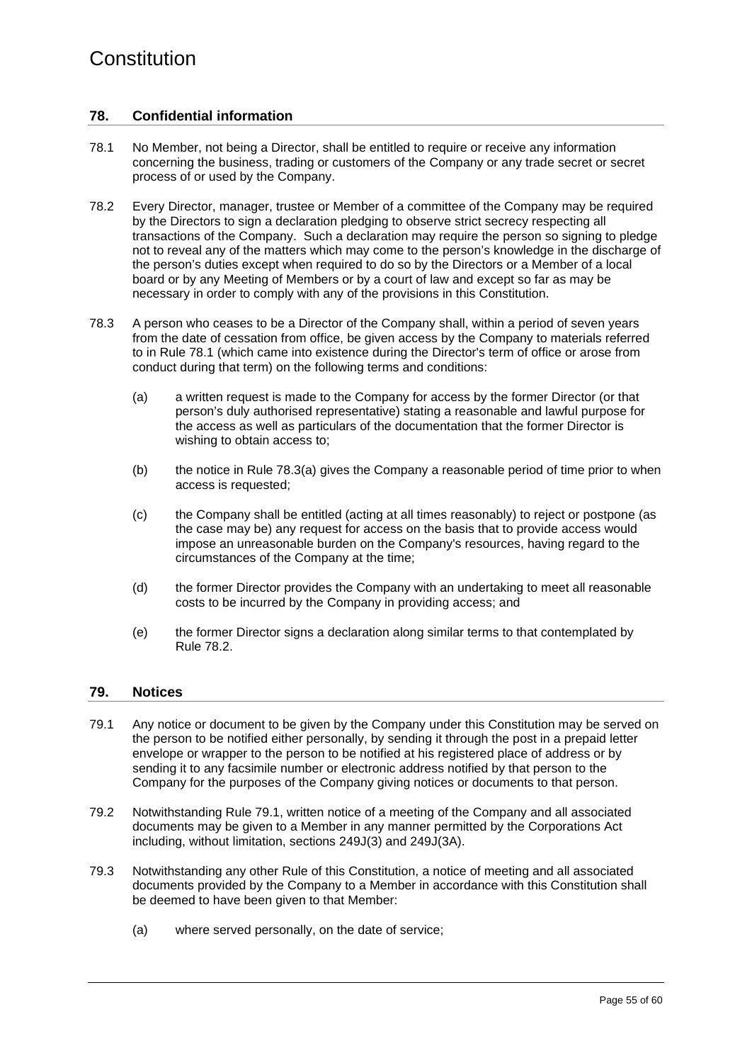## 78. Confidential information

78.1 No Member, not being a Director, shall be entitled to require or receive any information concerning the business, trading or customers of the Company or any trade secret or secret process of or used by the Company.

78.2 Every Director, manager, trustee or Member of a committee of the Company may be required by the Directors to sign a declaration pledging to observe strict secrecy respecting all transactions of the Company. Such a declaration may require the person so signing to pledge not to reveal any of the matters which may come to the person's knowledge in the discharge of the person's duties except when required to do so by the Directors or a Member of a local board or by any Meeting of Members or by a court of law and except so far as may be necessary in order to comply with any of the provisions in this Constitution.

78.3 A person who ceases to be a Director of the Company shall, within a period of seven years from the date of cessation from office, be given access by the Company to materials referred to in Rule 78.1 (which came into existence during the Director's term of office or arose from conduct during that term) on the following terms and conditions:

(a) a written request is made to the Company for access by the former Director (or that person's duly authorised representative) stating a reasonable and lawful purpose for the access as well as particulars of the documentation that the former Director is wishing to obtain access to;

(b) the notice in Rule 78.3(a) gives the Company a reasonable period of time prior to when access is requested;

(c) the Company shall be entitled (acting at all times reasonably) to reject or postpone (as the case may be) any request for access on the basis that to provide access would impose an unreasonable burden on the Company's resources, having regard to the circumstances of the Company at the time;

(d) the former Director provides the Company with an undertaking to meet all reasonable costs to be incurred by the Company in providing access; and

(e) the former Director signs a declaration along similar terms to that contemplated by Rule 78.2.

## 79. Notices

79.1 Any notice or document to be given by the Company under this Constitution may be served on the person to be notified either personally, by sending it through the post in a prepaid letter envelope or wrapper to the person to be notified at his registered place of address or by sending it to any facsimile number or electronic address notified by that person to the Company for the purposes of the Company giving notices or documents to that person.

79.2 Notwithstanding Rule 79.1, written notice of a meeting of the Company and all associated documents may be given to a Member in any manner permitted by the Corporations Act including, without limitation, sections 249J(3) and 249J(3A).

79.3 Notwithstanding any other Rule of this Constitution, a notice of meeting and all associated documents provided by the Company to a Member in accordance with this Constitution shall be deemed to have been given to that Member:

(a) where served personally, on the date of service;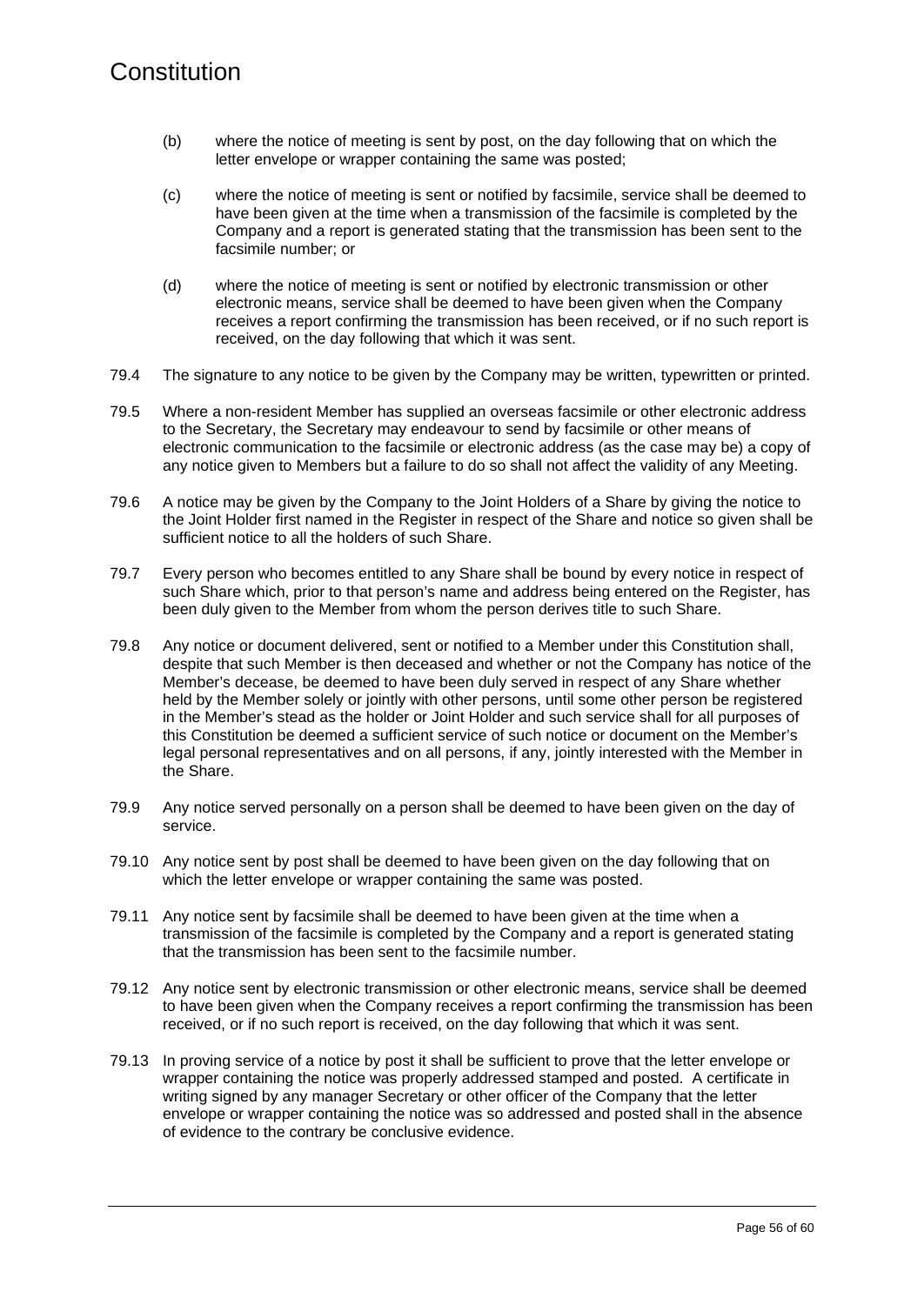(b) where the notice of meeting is sent by post, on the day following that on which the letter envelope or wrapper containing the same was posted;

(c) where the notice of meeting is sent or notified by facsimile, service shall be deemed to have been given at the time when a transmission of the facsimile is completed by the Company and a report is generated stating that the transmission has been sent to the facsimile number; or

(d) where the notice of meeting is sent or notified by electronic transmission or other electronic means, service shall be deemed to have been given when the Company receives a report confirming the transmission has been received, or if no such report is received, on the day following that which it was sent.

79.4 The signature to any notice to be given by the Company may be written, typewritten or printed.

79.5 Where a non-resident Member has supplied an overseas facsimile or other electronic address to the Secretary, the Secretary may endeavour to send by facsimile or other means of electronic communication to the facsimile or electronic address (as the case may be) a copy of any notice given to Members but a failure to do so shall not affect the validity of any Meeting.

79.6 A notice may be given by the Company to the Joint Holders of a Share by giving the notice to the Joint Holder first named in the Register in respect of the Share and notice so given shall be sufficient notice to all the holders of such Share.

79.7 Every person who becomes entitled to any Share shall be bound by every notice in respect of such Share which, prior to that person's name and address being entered on the Register, has been duly given to the Member from whom the person derives title to such Share.

79.8 Any notice or document delivered, sent or notified to a Member under this Constitution shall, despite that such Member is then deceased and whether or not the Company has notice of the Member's decease, be deemed to have been duly served in respect of any Share whether held by the Member solely or jointly with other persons, until some other person be registered in the Member's stead as the holder or Joint Holder and such service shall for all purposes of this Constitution be deemed a sufficient service of such notice or document on the Member's legal personal representatives and on all persons, if any, jointly interested with the Member in the Share.

79.9 Any notice served personally on a person shall be deemed to have been given on the day of service.

79.10 Any notice sent by post shall be deemed to have been given on the day following that on which the letter envelope or wrapper containing the same was posted.

79.11 Any notice sent by facsimile shall be deemed to have been given at the time when a transmission of the facsimile is completed by the Company and a report is generated stating that the transmission has been sent to the facsimile number.

79.12 Any notice sent by electronic transmission or other electronic means, service shall be deemed to have been given when the Company receives a report confirming the transmission has been received, or if no such report is received, on the day following that which it was sent.

79.13 In proving service of a notice by post it shall be sufficient to prove that the letter envelope or wrapper containing the notice was properly addressed stamped and posted. A certificate in writing signed by any manager Secretary or other officer of the Company that the letter envelope or wrapper containing the notice was so addressed and posted shall in the absence of evidence to the contrary be conclusive evidence.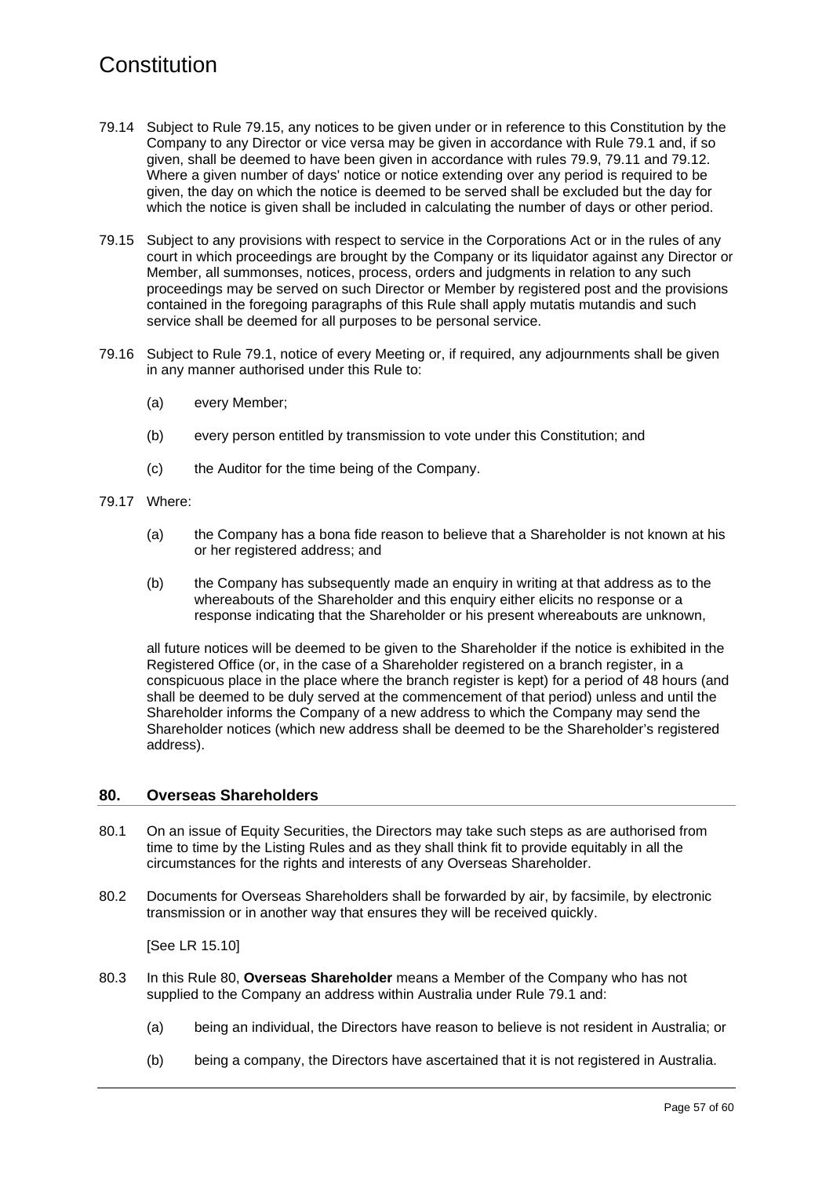79.14 Subject to Rule 79.15, any notices to be given under or in reference to this Constitution by the Company to any Director or vice versa may be given in accordance with Rule 79.1 and, if so given, shall be deemed to have been given in accordance with rules 79.9, 79.11 and 79.12. Where a given number of days' notice or notice extending over any period is required to be given, the day on which the notice is deemed to be served shall be excluded but the day for which the notice is given shall be included in calculating the number of days or other period.

79.15 Subject to any provisions with respect to service in the Corporations Act or in the rules of any court in which proceedings are brought by the Company or its liquidator against any Director or Member, all summonses, notices, process, orders and judgments in relation to any such proceedings may be served on such Director or Member by registered post and the provisions contained in the foregoing paragraphs of this Rule shall apply mutatis mutandis and such service shall be deemed for all purposes to be personal service.

79.16 Subject to Rule 79.1, notice of every Meeting or, if required, any adjournments shall be given in any manner authorised under this Rule to:

(a) every Member;

(b) every person entitled by transmission to vote under this Constitution; and

(c) the Auditor for the time being of the Company.

79.17 Where:

(a) the Company has a bona fide reason to believe that a Shareholder is not known at his or her registered address; and

(b) the Company has subsequently made an enquiry in writing at that address as to the whereabouts of the Shareholder and this enquiry either elicits no response or a response indicating that the Shareholder or his present whereabouts are unknown,

all future notices will be deemed to be given to the Shareholder if the notice is exhibited in the Registered Office (or, in the case of a Shareholder registered on a branch register, in a conspicuous place in the place where the branch register is kept) for a period of 48 hours (and shall be deemed to be duly served at the commencement of that period) unless and until the Shareholder informs the Company of a new address to which the Company may send the Shareholder notices (which new address shall be deemed to be the Shareholder's registered address).

## 80. Overseas Shareholders

80.1 On an issue of Equity Securities, the Directors may take such steps as are authorised from time to time by the Listing Rules and as they shall think fit to provide equitably in all the circumstances for the rights and interests of any Overseas Shareholder.

80.2 Documents for Overseas Shareholders shall be forwarded by air, by facsimile, by electronic transmission or in another way that ensures they will be received quickly.

[See LR 15.10]

80.3 In this Rule 80, **Overseas Shareholder** means a Member of the Company who has not supplied to the Company an address within Australia under Rule 79.1 and:

(a) being an individual, the Directors have reason to believe is not resident in Australia; or

(b) being a company, the Directors have ascertained that it is not registered in Australia.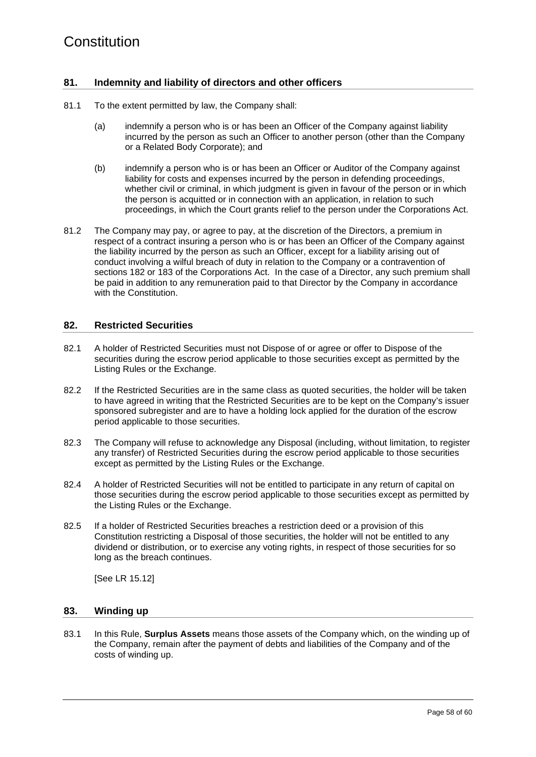## 81. Indemnity and liability of directors and other officers

81.1 To the extent permitted by law, the Company shall:

(a) indemnify a person who is or has been an Officer of the Company against liability incurred by the person as such an Officer to another person (other than the Company or a Related Body Corporate); and

(b) indemnify a person who is or has been an Officer or Auditor of the Company against liability for costs and expenses incurred by the person in defending proceedings, whether civil or criminal, in which judgment is given in favour of the person or in which the person is acquitted or in connection with an application, in relation to such proceedings, in which the Court grants relief to the person under the Corporations Act.

81.2 The Company may pay, or agree to pay, at the discretion of the Directors, a premium in respect of a contract insuring a person who is or has been an Officer of the Company against the liability incurred by the person as such an Officer, except for a liability arising out of conduct involving a wilful breach of duty in relation to the Company or a contravention of sections 182 or 183 of the Corporations Act. In the case of a Director, any such premium shall be paid in addition to any remuneration paid to that Director by the Company in accordance with the Constitution.

## 82. Restricted Securities

82.1 A holder of Restricted Securities must not Dispose of or agree or offer to Dispose of the securities during the escrow period applicable to those securities except as permitted by the Listing Rules or the Exchange.

82.2 If the Restricted Securities are in the same class as quoted securities, the holder will be taken to have agreed in writing that the Restricted Securities are to be kept on the Company's issuer sponsored subregister and are to have a holding lock applied for the duration of the escrow period applicable to those securities.

82.3 The Company will refuse to acknowledge any Disposal (including, without limitation, to register any transfer) of Restricted Securities during the escrow period applicable to those securities except as permitted by the Listing Rules or the Exchange.

82.4 A holder of Restricted Securities will not be entitled to participate in any return of capital on those securities during the escrow period applicable to those securities except as permitted by the Listing Rules or the Exchange.

82.5 If a holder of Restricted Securities breaches a restriction deed or a provision of this Constitution restricting a Disposal of those securities, the holder will not be entitled to any dividend or distribution, or to exercise any voting rights, in respect of those securities for so long as the breach continues.

[See LR 15.12]

## 83. Winding up

83.1 In this Rule, **Surplus Assets** means those assets of the Company which, on the winding up of the Company, remain after the payment of debts and liabilities of the Company and of the costs of winding up.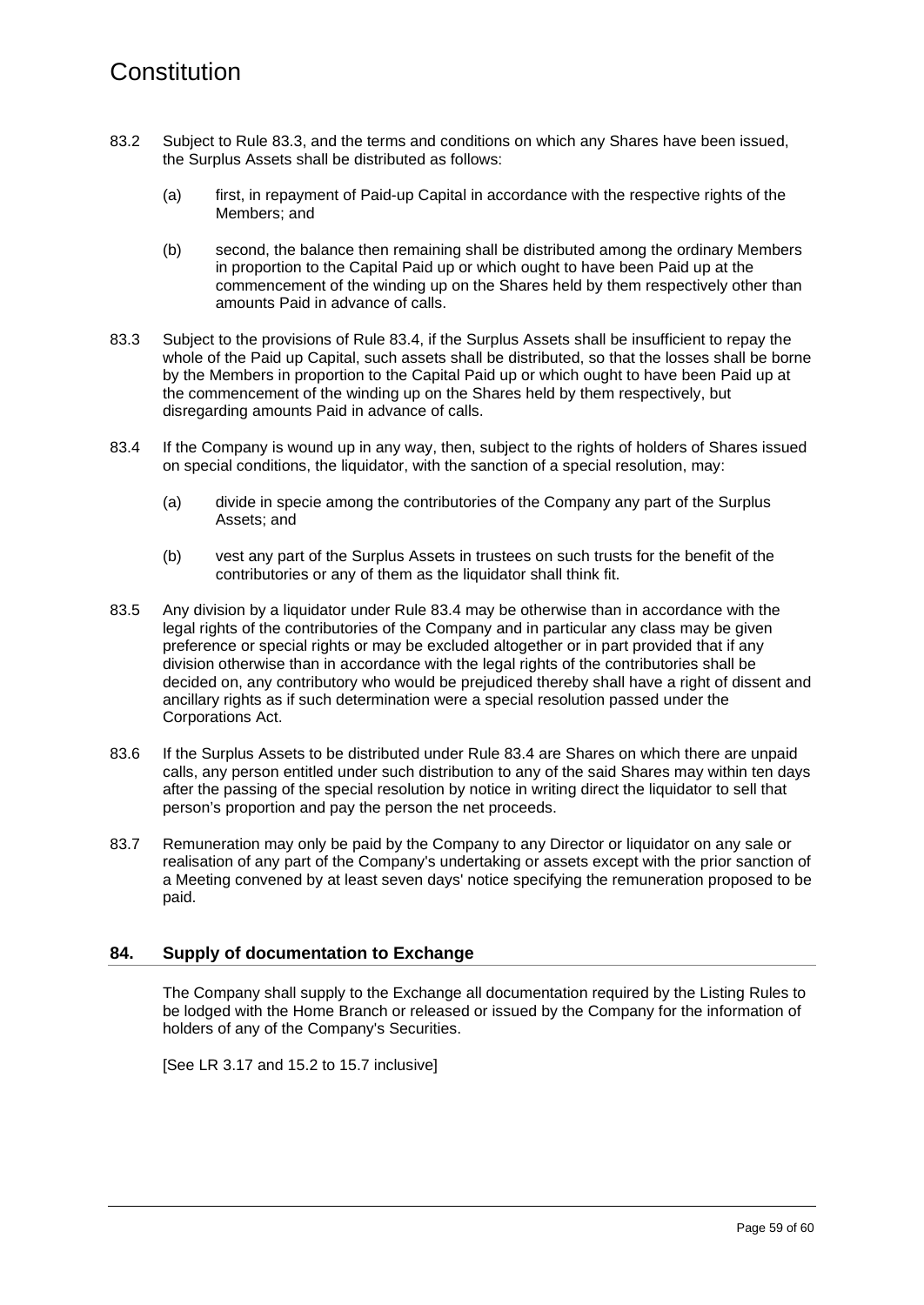83.2 Subject to Rule 83.3, and the terms and conditions on which any Shares have been issued, the Surplus Assets shall be distributed as follows:

(a) first, in repayment of Paid-up Capital in accordance with the respective rights of the Members; and

(b) second, the balance then remaining shall be distributed among the ordinary Members in proportion to the Capital Paid up or which ought to have been Paid up at the commencement of the winding up on the Shares held by them respectively other than amounts Paid in advance of calls.

83.3 Subject to the provisions of Rule 83.4, if the Surplus Assets shall be insufficient to repay the whole of the Paid up Capital, such assets shall be distributed, so that the losses shall be borne by the Members in proportion to the Capital Paid up or which ought to have been Paid up at the commencement of the winding up on the Shares held by them respectively, but disregarding amounts Paid in advance of calls.

83.4 If the Company is wound up in any way, then, subject to the rights of holders of Shares issued on special conditions, the liquidator, with the sanction of a special resolution, may:

(a) divide in specie among the contributories of the Company any part of the Surplus Assets; and

(b) vest any part of the Surplus Assets in trustees on such trusts for the benefit of the contributories or any of them as the liquidator shall think fit.

83.5 Any division by a liquidator under Rule 83.4 may be otherwise than in accordance with the legal rights of the contributories of the Company and in particular any class may be given preference or special rights or may be excluded altogether or in part provided that if any division otherwise than in accordance with the legal rights of the contributories shall be decided on, any contributory who would be prejudiced thereby shall have a right of dissent and ancillary rights as if such determination were a special resolution passed under the Corporations Act.

83.6 If the Surplus Assets to be distributed under Rule 83.4 are Shares on which there are unpaid calls, any person entitled under such distribution to any of the said Shares may within ten days after the passing of the special resolution by notice in writing direct the liquidator to sell that person's proportion and pay the person the net proceeds.

83.7 Remuneration may only be paid by the Company to any Director or liquidator on any sale or realisation of any part of the Company's undertaking or assets except with the prior sanction of a Meeting convened by at least seven days' notice specifying the remuneration proposed to be paid.

## 84. Supply of documentation to Exchange

The Company shall supply to the Exchange all documentation required by the Listing Rules to be lodged with the Home Branch or released or issued by the Company for the information of holders of any of the Company's Securities.

[See LR 3.17 and 15.2 to 15.7 inclusive]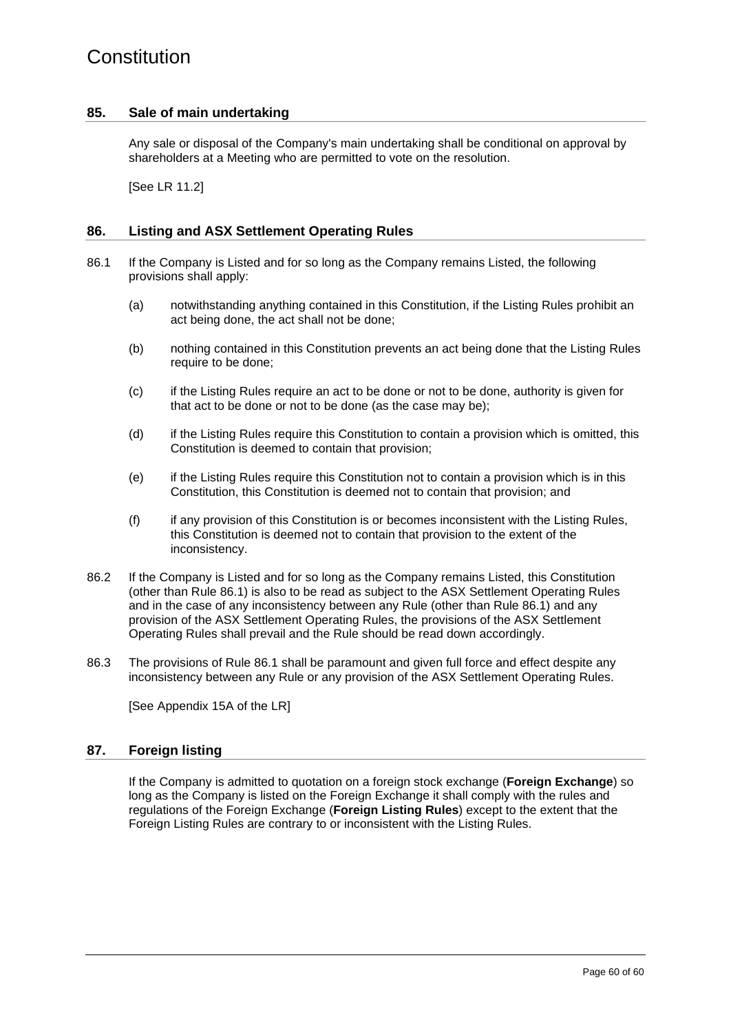## 85. Sale of main undertaking

Any sale or disposal of the Company's main undertaking shall be conditional on approval by shareholders at a Meeting who are permitted to vote on the resolution.

[See LR 11.2]

## 86. Listing and ASX Settlement Operating Rules

86.1 If the Company is Listed and for so long as the Company remains Listed, the following provisions shall apply:

(a) notwithstanding anything contained in this Constitution, if the Listing Rules prohibit an act being done, the act shall not be done;

(b) nothing contained in this Constitution prevents an act being done that the Listing Rules require to be done;

(c) if the Listing Rules require an act to be done or not to be done, authority is given for that act to be done or not to be done (as the case may be);

(d) if the Listing Rules require this Constitution to contain a provision which is omitted, this Constitution is deemed to contain that provision;

(e) if the Listing Rules require this Constitution not to contain a provision which is in this Constitution, this Constitution is deemed not to contain that provision; and

(f) if any provision of this Constitution is or becomes inconsistent with the Listing Rules, this Constitution is deemed not to contain that provision to the extent of the inconsistency.

86.2 If the Company is Listed and for so long as the Company remains Listed, this Constitution (other than Rule 86.1) is also to be read as subject to the ASX Settlement Operating Rules and in the case of any inconsistency between any Rule (other than Rule 86.1) and any provision of the ASX Settlement Operating Rules, the provisions of the ASX Settlement Operating Rules shall prevail and the Rule should be read down accordingly.

86.3 The provisions of Rule 86.1 shall be paramount and given full force and effect despite any inconsistency between any Rule or any provision of the ASX Settlement Operating Rules.

[See Appendix 15A of the LR]

## 87. Foreign listing

If the Company is admitted to quotation on a foreign stock exchange (**Foreign Exchange**) so long as the Company is listed on the Foreign Exchange it shall comply with the rules and regulations of the Foreign Exchange (**Foreign Listing Rules**) except to the extent that the Foreign Listing Rules are contrary to or inconsistent with the Listing Rules.